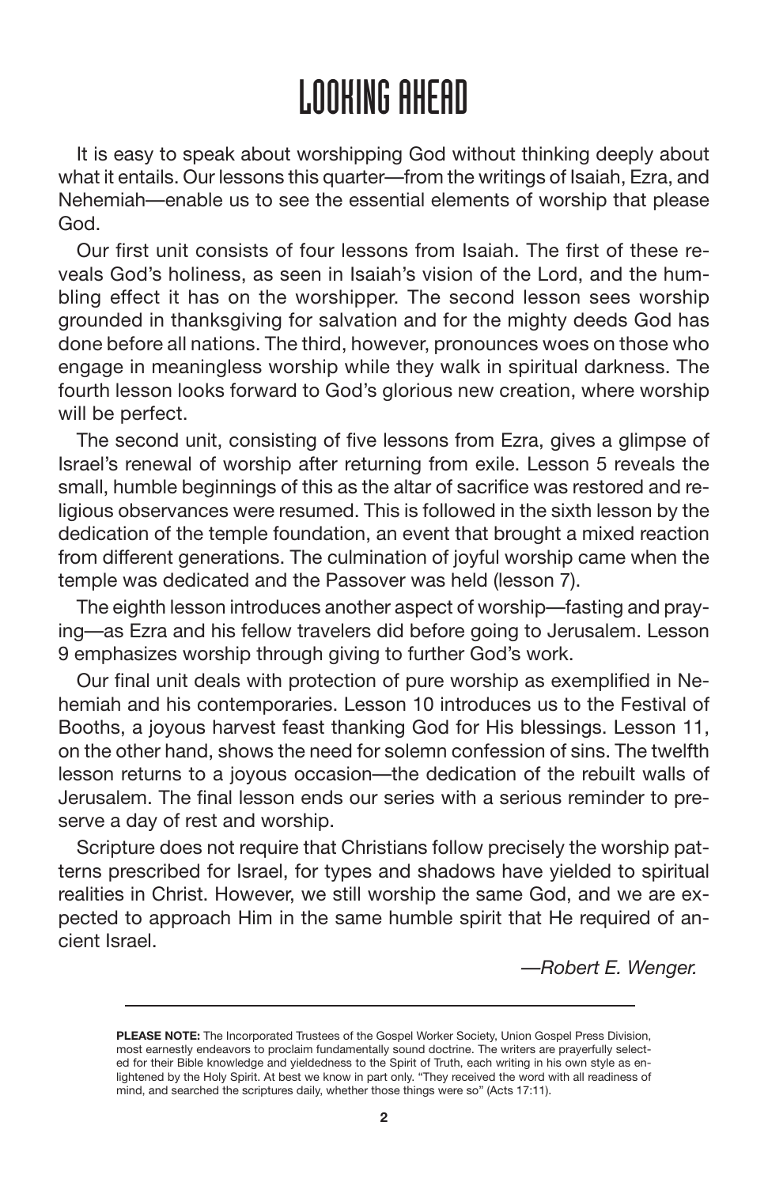# LOOKING AHEAD

It is easy to speak about worshipping God without thinking deeply about what it entails. Our lessons this quarter—from the writings of Isaiah, Ezra, and Nehemiah—enable us to see the essential elements of worship that please God.

Our first unit consists of four lessons from Isaiah. The first of these reveals God's holiness, as seen in Isaiah's vision of the Lord, and the humbling effect it has on the worshipper. The second lesson sees worship grounded in thanksgiving for salvation and for the mighty deeds God has done before all nations. The third, however, pronounces woes on those who engage in meaningless worship while they walk in spiritual darkness. The fourth lesson looks forward to God's glorious new creation, where worship will be perfect.

The second unit, consisting of five lessons from Ezra, gives a glimpse of Israel's renewal of worship after returning from exile. Lesson 5 reveals the small, humble beginnings of this as the altar of sacrifice was restored and religious observances were resumed. This is followed in the sixth lesson by the dedication of the temple foundation, an event that brought a mixed reaction from different generations. The culmination of joyful worship came when the temple was dedicated and the Passover was held (lesson 7).

The eighth lesson introduces another aspect of worship—fasting and praying—as Ezra and his fellow travelers did before going to Jerusalem. Lesson 9 emphasizes worship through giving to further God's work.

Our final unit deals with protection of pure worship as exemplified in Nehemiah and his contemporaries. Lesson 10 introduces us to the Festival of Booths, a joyous harvest feast thanking God for His blessings. Lesson 11, on the other hand, shows the need for solemn confession of sins. The twelfth lesson returns to a joyous occasion—the dedication of the rebuilt walls of Jerusalem. The final lesson ends our series with a serious reminder to preserve a day of rest and worship.

Scripture does not require that Christians follow precisely the worship patterns prescribed for Israel, for types and shadows have yielded to spiritual realities in Christ. However, we still worship the same God, and we are expected to approach Him in the same humble spirit that He required of ancient Israel.

*—Robert E. Wenger.*

---

**PLEASE NOTE:** The Incorporated Trustees of the Gospel Worker Society, Union Gospel Press Division, most earnestly endeavors to proclaim fundamentally sound doctrine. The writers are prayerfully selected for their Bible knowledge and yieldedness to the Spirit of Truth, each writing in his own style as enlightened by the Holy Spirit. At best we know in part only. "They received the word with all readiness of mind, and searched the scriptures daily, whether those things were so" (Acts 17:11).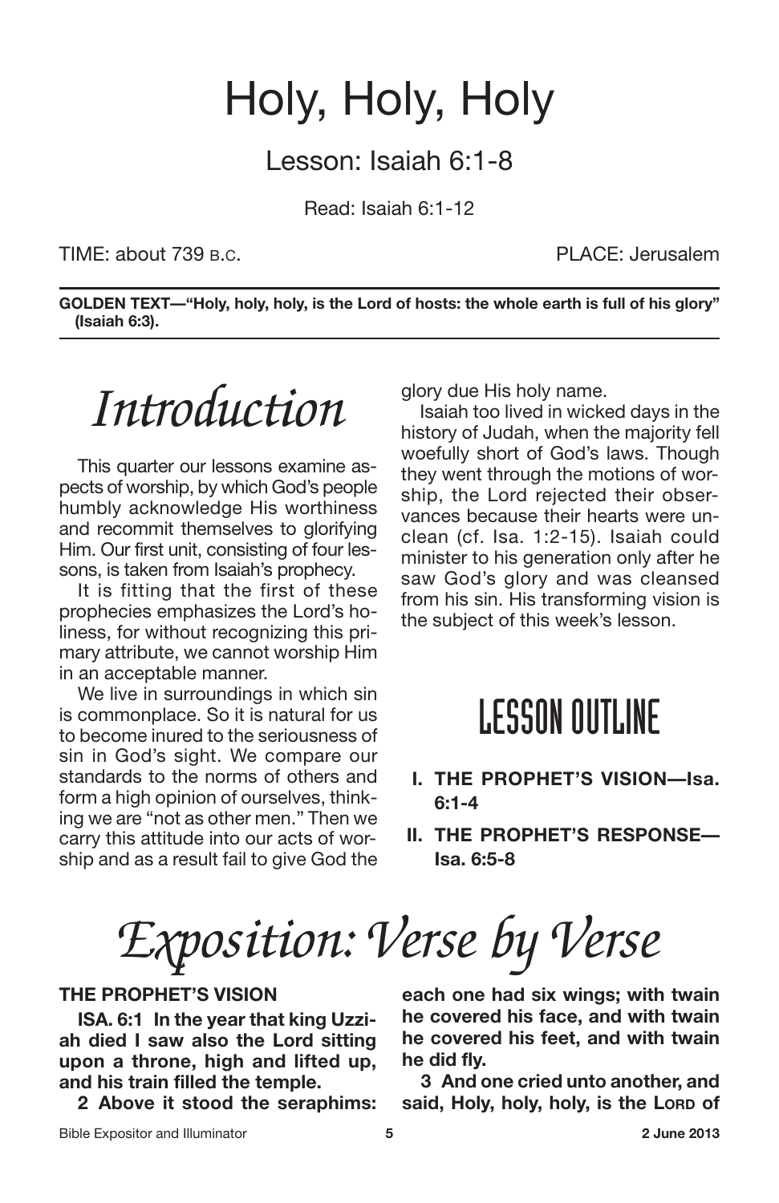# Holy, Holy, Holy

## Lesson: Isaiah 6:1-8

Read: Isaiah 6:1-12

TIME: about 739 B.C. PLACE: Jerusalem

---

**GOLDEN TEXT—"Holy, holy, holy, is the Lord of hosts: the whole earth is full of his glory" (Isaiah 6:3).**

---

## *Introduction*

This quarter our lessons examine aspects of worship, by which God's people humbly acknowledge His worthiness and recommit themselves to glorifying Him. Our first unit, consisting of four lessons, is taken from Isaiah's prophecy.

It is fitting that the first of these prophecies emphasizes the Lord's holiness, for without recognizing this primary attribute, we cannot worship Him in an acceptable manner.

We live in surroundings in which sin is commonplace. So it is natural for us to become inured to the seriousness of sin in God's sight. We compare our standards to the norms of others and form a high opinion of ourselves, thinking we are "not as other men." Then we carry this attitude into our acts of worship and as a result fail to give God the glory due His holy name.

Isaiah too lived in wicked days in the history of Judah, when the majority fell woefully short of God's laws. Though they went through the motions of worship, the Lord rejected their observances because their hearts were unclean (cf. Isa. 1:2-15). Isaiah could minister to his generation only after he saw God's glory and was cleansed from his sin. His transforming vision is the subject of this week's lesson.

## LESSON OUTLINE

- **I. THE PROPHET'S VISION—Isa. 6:1-4**
- **II. THE PROPHET'S RESPONSE—Isa. 6:5-8**

## *Exposition: Verse by Verse*

### THE PROPHET'S VISION

**ISA. 6:1 In the year that king Uzziah died I saw also the Lord sitting upon a throne, high and lifted up, and his train filled the temple.**

**2 Above it stood the seraphims: each one had six wings; with twain he covered his face, and with twain he covered his feet, and with twain he did fly.**

**3 And one cried unto another, and said, Holy, holy, holy, is the LORD of**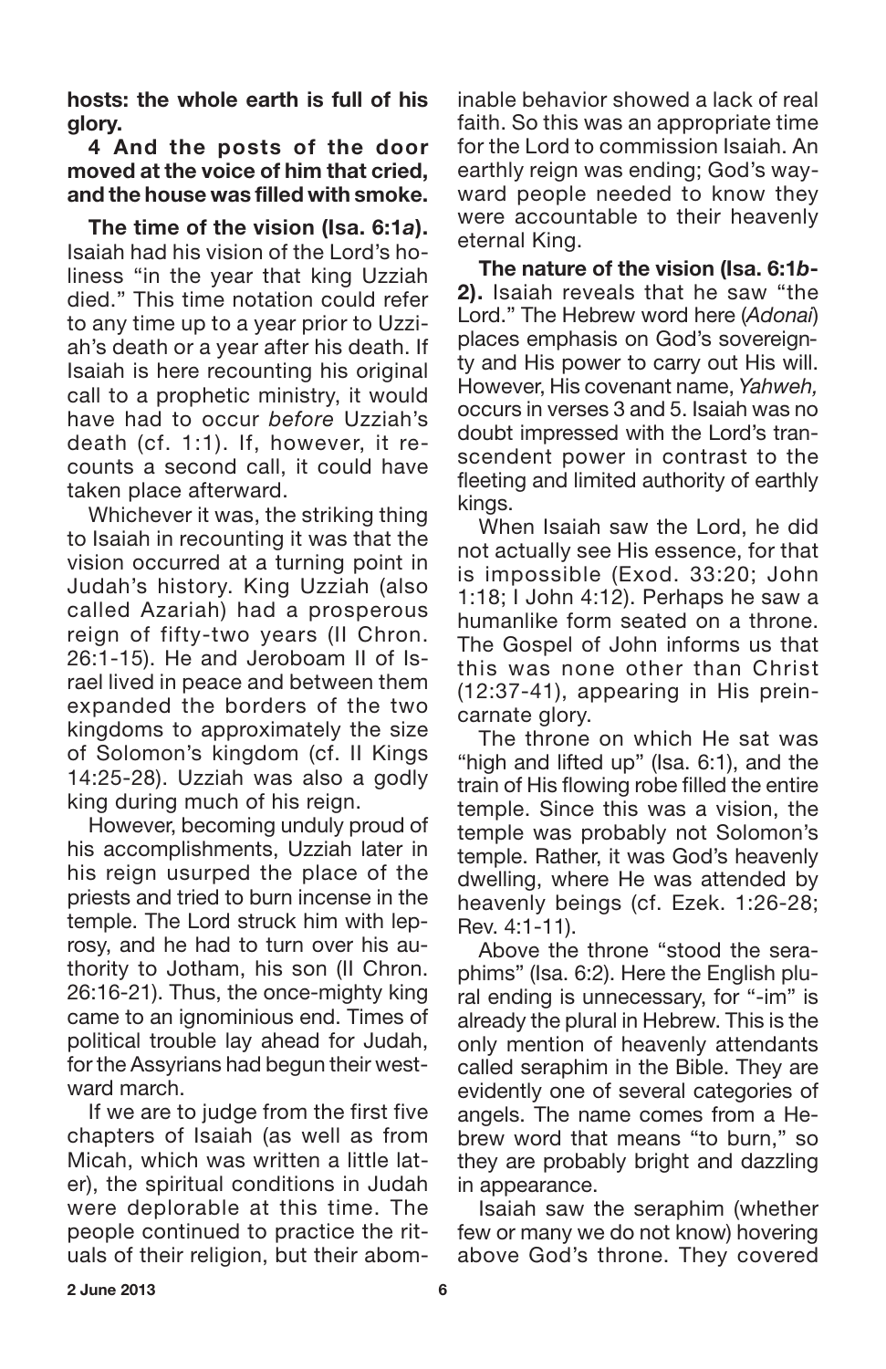**hosts: the whole earth is full of his glory.**

**4 And the posts of the door moved at the voice of him that cried, and the house was filled with smoke.**

**The time of the vision (Isa. 6:1*a*).** Isaiah had his vision of the Lord's holiness "in the year that king Uzziah died." This time notation could refer to any time up to a year prior to Uzziah's death or a year after his death. If Isaiah is here recounting his original call to a prophetic ministry, it would have had to occur *before* Uzziah's death (cf. 1:1). If, however, it recounts a second call, it could have taken place afterward.

Whichever it was, the striking thing to Isaiah in recounting it was that the vision occurred at a turning point in Judah's history. King Uzziah (also called Azariah) had a prosperous reign of fifty-two years (II Chron. 26:1-15). He and Jeroboam II of Israel lived in peace and between them expanded the borders of the two kingdoms to approximately the size of Solomon's kingdom (cf. II Kings 14:25-28). Uzziah was also a godly king during much of his reign.

However, becoming unduly proud of his accomplishments, Uzziah later in his reign usurped the place of the priests and tried to burn incense in the temple. The Lord struck him with leprosy, and he had to turn over his authority to Jotham, his son (II Chron. 26:16-21). Thus, the once-mighty king came to an ignominious end. Times of political trouble lay ahead for Judah, for the Assyrians had begun their westward march.

If we are to judge from the first five chapters of Isaiah (as well as from Micah, which was written a little later), the spiritual conditions in Judah were deplorable at this time. The people continued to practice the rituals of their religion, but their abominable behavior showed a lack of real faith. So this was an appropriate time for the Lord to commission Isaiah. An earthly reign was ending; God's wayward people needed to know they were accountable to their heavenly eternal King.

**The nature of the vision (Isa. 6:1*b*-2).** Isaiah reveals that he saw "the Lord." The Hebrew word here (*Adonai*) places emphasis on God's sovereignty and His power to carry out His will. However, His covenant name, *Yahweh,* occurs in verses 3 and 5. Isaiah was no doubt impressed with the Lord's transcendent power in contrast to the fleeting and limited authority of earthly kings.

When Isaiah saw the Lord, he did not actually see His essence, for that is impossible (Exod. 33:20; John 1:18; I John 4:12). Perhaps he saw a humanlike form seated on a throne. The Gospel of John informs us that this was none other than Christ (12:37-41), appearing in His preincarnate glory.

The throne on which He sat was "high and lifted up" (Isa. 6:1), and the train of His flowing robe filled the entire temple. Since this was a vision, the temple was probably not Solomon's temple. Rather, it was God's heavenly dwelling, where He was attended by heavenly beings (cf. Ezek. 1:26-28; Rev. 4:1-11).

Above the throne "stood the seraphims" (Isa. 6:2). Here the English plural ending is unnecessary, for "-im" is already the plural in Hebrew. This is the only mention of heavenly attendants called seraphim in the Bible. They are evidently one of several categories of angels. The name comes from a Hebrew word that means "to burn," so they are probably bright and dazzling in appearance.

Isaiah saw the seraphim (whether few or many we do not know) hovering above God's throne. They covered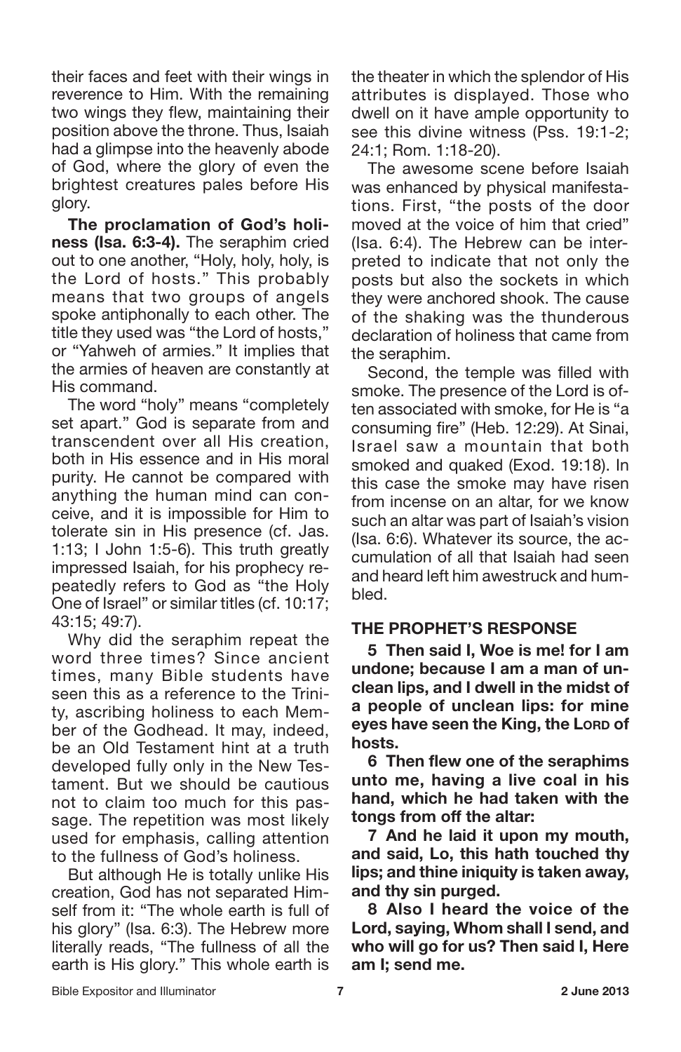their faces and feet with their wings in reverence to Him. With the remaining two wings they flew, maintaining their position above the throne. Thus, Isaiah had a glimpse into the heavenly abode of God, where the glory of even the brightest creatures pales before His glory.

**The proclamation of God's holiness (Isa. 6:3-4).** The seraphim cried out to one another, "Holy, holy, holy, is the Lord of hosts." This probably means that two groups of angels spoke antiphonally to each other. The title they used was "the Lord of hosts," or "Yahweh of armies." It implies that the armies of heaven are constantly at His command.

The word "holy" means "completely set apart." God is separate from and transcendent over all His creation, both in His essence and in His moral purity. He cannot be compared with anything the human mind can conceive, and it is impossible for Him to tolerate sin in His presence (cf. Jas. 1:13; I John 1:5-6). This truth greatly impressed Isaiah, for his prophecy repeatedly refers to God as "the Holy One of Israel" or similar titles (cf. 10:17; 43:15; 49:7).

Why did the seraphim repeat the word three times? Since ancient times, many Bible students have seen this as a reference to the Trinity, ascribing holiness to each Member of the Godhead. It may, indeed, be an Old Testament hint at a truth developed fully only in the New Testament. But we should be cautious not to claim too much for this passage. The repetition was most likely used for emphasis, calling attention to the fullness of God's holiness.

But although He is totally unlike His creation, God has not separated Himself from it: "The whole earth is full of his glory" (Isa. 6:3). The Hebrew more literally reads, "The fullness of all the earth is His glory." This whole earth is the theater in which the splendor of His attributes is displayed. Those who dwell on it have ample opportunity to see this divine witness (Pss. 19:1-2; 24:1; Rom. 1:18-20).

The awesome scene before Isaiah was enhanced by physical manifestations. First, "the posts of the door moved at the voice of him that cried" (Isa. 6:4). The Hebrew can be interpreted to indicate that not only the posts but also the sockets in which they were anchored shook. The cause of the shaking was the thunderous declaration of holiness that came from the seraphim.

Second, the temple was filled with smoke. The presence of the Lord is often associated with smoke, for He is "a consuming fire" (Heb. 12:29). At Sinai, Israel saw a mountain that both smoked and quaked (Exod. 19:18). In this case the smoke may have risen from incense on an altar, for we know such an altar was part of Isaiah's vision (Isa. 6:6). Whatever its source, the accumulation of all that Isaiah had seen and heard left him awestruck and humbled.

## THE PROPHET'S RESPONSE

**5 Then said I, Woe is me! for I am undone; because I am a man of unclean lips, and I dwell in the midst of a people of unclean lips: for mine eyes have seen the King, the LORD of hosts.**

**6 Then flew one of the seraphims unto me, having a live coal in his hand, which he had taken with the tongs from off the altar:**

**7 And he laid it upon my mouth, and said, Lo, this hath touched thy lips; and thine iniquity is taken away, and thy sin purged.**

**8 Also I heard the voice of the Lord, saying, Whom shall I send, and who will go for us? Then said I, Here am I; send me.**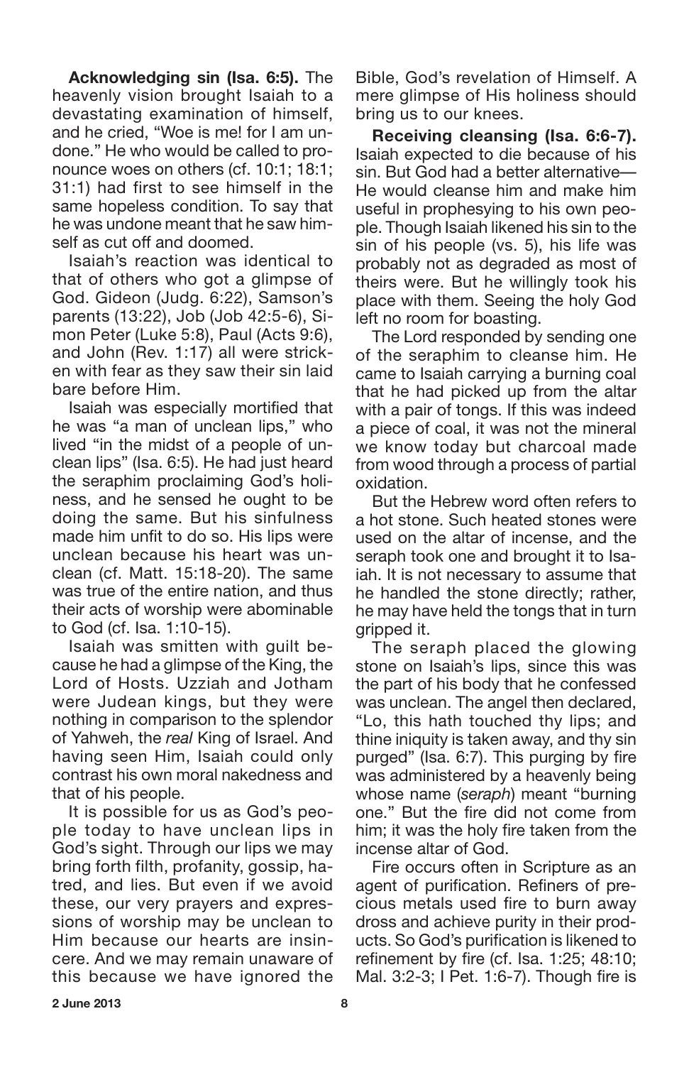**Acknowledging sin (Isa. 6:5).** The heavenly vision brought Isaiah to a devastating examination of himself, and he cried, "Woe is me! for I am undone." He who would be called to pronounce woes on others (cf. 10:1; 18:1; 31:1) had first to see himself in the same hopeless condition. To say that he was undone meant that he saw himself as cut off and doomed.

Isaiah's reaction was identical to that of others who got a glimpse of God. Gideon (Judg. 6:22), Samson's parents (13:22), Job (Job 42:5-6), Simon Peter (Luke 5:8), Paul (Acts 9:6), and John (Rev. 1:17) all were stricken with fear as they saw their sin laid bare before Him.

Isaiah was especially mortified that he was "a man of unclean lips," who lived "in the midst of a people of unclean lips" (Isa. 6:5). He had just heard the seraphim proclaiming God's holiness, and he sensed he ought to be doing the same. But his sinfulness made him unfit to do so. His lips were unclean because his heart was unclean (cf. Matt. 15:18-20). The same was true of the entire nation, and thus their acts of worship were abominable to God (cf. Isa. 1:10-15).

Isaiah was smitten with guilt because he had a glimpse of the King, the Lord of Hosts. Uzziah and Jotham were Judean kings, but they were nothing in comparison to the splendor of Yahweh, the *real* King of Israel. And having seen Him, Isaiah could only contrast his own moral nakedness and that of his people.

It is possible for us as God's people today to have unclean lips in God's sight. Through our lips we may bring forth filth, profanity, gossip, hatred, and lies. But even if we avoid these, our very prayers and expressions of worship may be unclean to Him because our hearts are insincere. And we may remain unaware of this because we have ignored the Bible, God's revelation of Himself. A mere glimpse of His holiness should bring us to our knees.

**Receiving cleansing (Isa. 6:6-7).** Isaiah expected to die because of his sin. But God had a better alternative—He would cleanse him and make him useful in prophesying to his own people. Though Isaiah likened his sin to the sin of his people (vs. 5), his life was probably not as degraded as most of theirs were. But he willingly took his place with them. Seeing the holy God left no room for boasting.

The Lord responded by sending one of the seraphim to cleanse him. He came to Isaiah carrying a burning coal that he had picked up from the altar with a pair of tongs. If this was indeed a piece of coal, it was not the mineral we know today but charcoal made from wood through a process of partial oxidation.

But the Hebrew word often refers to a hot stone. Such heated stones were used on the altar of incense, and the seraph took one and brought it to Isaiah. It is not necessary to assume that he handled the stone directly; rather, he may have held the tongs that in turn gripped it.

The seraph placed the glowing stone on Isaiah's lips, since this was the part of his body that he confessed was unclean. The angel then declared, "Lo, this hath touched thy lips; and thine iniquity is taken away, and thy sin purged" (Isa. 6:7). This purging by fire was administered by a heavenly being whose name (*seraph*) meant "burning one." But the fire did not come from him; it was the holy fire taken from the incense altar of God.

Fire occurs often in Scripture as an agent of purification. Refiners of precious metals used fire to burn away dross and achieve purity in their products. So God's purification is likened to refinement by fire (cf. Isa. 1:25; 48:10; Mal. 3:2-3; I Pet. 1:6-7). Though fire is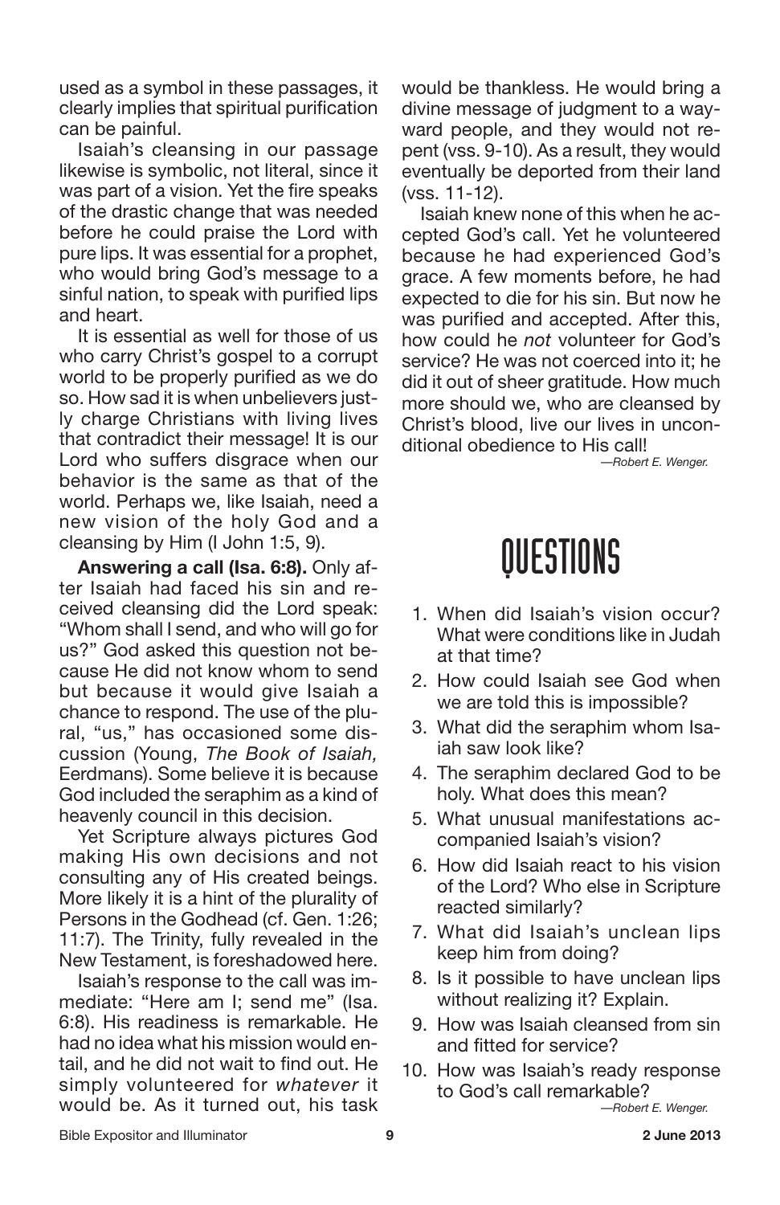used as a symbol in these passages, it clearly implies that spiritual purification can be painful.

Isaiah's cleansing in our passage likewise is symbolic, not literal, since it was part of a vision. Yet the fire speaks of the drastic change that was needed before he could praise the Lord with pure lips. It was essential for a prophet, who would bring God's message to a sinful nation, to speak with purified lips and heart.

It is essential as well for those of us who carry Christ's gospel to a corrupt world to be properly purified as we do so. How sad it is when unbelievers justly charge Christians with living lives that contradict their message! It is our Lord who suffers disgrace when our behavior is the same as that of the world. Perhaps we, like Isaiah, need a new vision of the holy God and a cleansing by Him (I John 1:5, 9).

**Answering a call (Isa. 6:8).** Only after Isaiah had faced his sin and received cleansing did the Lord speak: "Whom shall I send, and who will go for us?" God asked this question not because He did not know whom to send but because it would give Isaiah a chance to respond. The use of the plural, "us," has occasioned some discussion (Young, *The Book of Isaiah,* Eerdmans). Some believe it is because God included the seraphim as a kind of heavenly council in this decision.

Yet Scripture always pictures God making His own decisions and not consulting any of His created beings. More likely it is a hint of the plurality of Persons in the Godhead (cf. Gen. 1:26; 11:7). The Trinity, fully revealed in the New Testament, is foreshadowed here.

Isaiah's response to the call was immediate: "Here am I; send me" (Isa. 6:8). His readiness is remarkable. He had no idea what his mission would entail, and he did not wait to find out. He simply volunteered for *whatever* it would be. As it turned out, his task would be thankless. He would bring a divine message of judgment to a wayward people, and they would not repent (vss. 9-10). As a result, they would eventually be deported from their land (vss. 11-12).

Isaiah knew none of this when he accepted God's call. Yet he volunteered because he had experienced God's grace. A few moments before, he had expected to die for his sin. But now he was purified and accepted. After this, how could he *not* volunteer for God's service? He was not coerced into it; he did it out of sheer gratitude. How much more should we, who are cleansed by Christ's blood, live our lives in unconditional obedience to His call!

*—Robert E. Wenger.*

# QUESTIONS

1. When did Isaiah's vision occur? What were conditions like in Judah at that time?
2. How could Isaiah see God when we are told this is impossible?
3. What did the seraphim whom Isaiah saw look like?
4. The seraphim declared God to be holy. What does this mean?
5. What unusual manifestations accompanied Isaiah's vision?
6. How did Isaiah react to his vision of the Lord? Who else in Scripture reacted similarly?
7. What did Isaiah's unclean lips keep him from doing?
8. Is it possible to have unclean lips without realizing it? Explain.
9. How was Isaiah cleansed from sin and fitted for service?
10. How was Isaiah's ready response to God's call remarkable?

*—Robert E. Wenger.*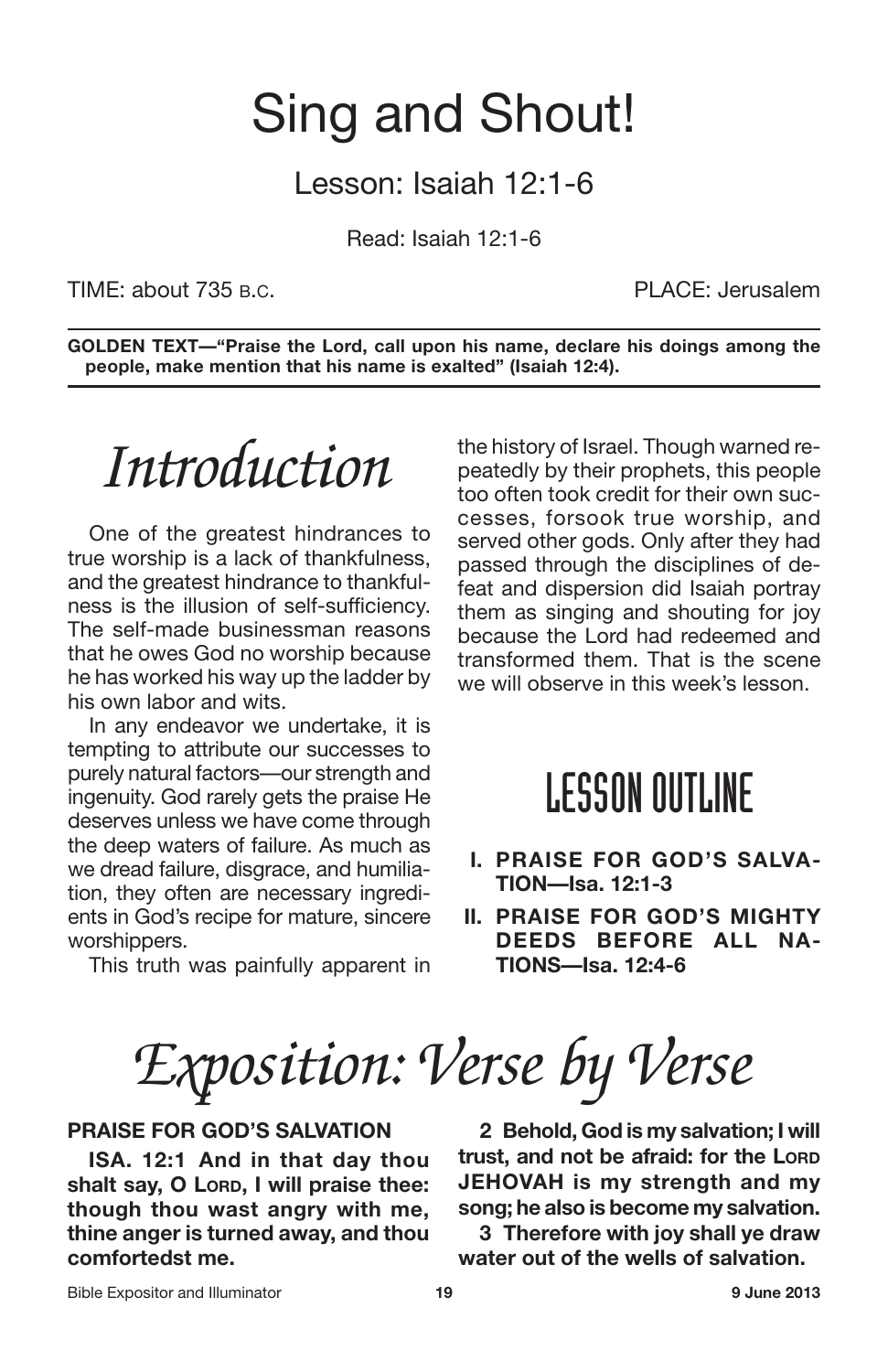# Sing and Shout!

## Lesson: Isaiah 12:1-6

Read: Isaiah 12:1-6

TIME: about 735 B.C. PLACE: Jerusalem

**GOLDEN TEXT—"Praise the Lord, call upon his name, declare his doings among the people, make mention that his name is exalted" (Isaiah 12:4).**

# *Introduction*

One of the greatest hindrances to true worship is a lack of thankfulness, and the greatest hindrance to thankfulness is the illusion of self-sufficiency. The self-made businessman reasons that he owes God no worship because he has worked his way up the ladder by his own labor and wits.

In any endeavor we undertake, it is tempting to attribute our successes to purely natural factors—our strength and ingenuity. God rarely gets the praise He deserves unless we have come through the deep waters of failure. As much as we dread failure, disgrace, and humiliation, they often are necessary ingredients in God's recipe for mature, sincere worshippers.

This truth was painfully apparent in the history of Israel. Though warned repeatedly by their prophets, this people too often took credit for their own successes, forsook true worship, and served other gods. Only after they had passed through the disciplines of defeat and dispersion did Isaiah portray them as singing and shouting for joy because the Lord had redeemed and transformed them. That is the scene we will observe in this week's lesson.

## LESSON OUTLINE

**I. PRAISE FOR GOD'S SALVATION—Isa. 12:1-3**

**II. PRAISE FOR GOD'S MIGHTY DEEDS BEFORE ALL NATIONS—Isa. 12:4-6**

# *Exposition: Verse by Verse*

**PRAISE FOR GOD'S SALVATION**

**ISA. 12:1 And in that day thou shalt say, O LORD, I will praise thee: though thou wast angry with me, thine anger is turned away, and thou comfortedst me.**

**2 Behold, God is my salvation; I will trust, and not be afraid: for the LORD JEHOVAH is my strength and my song; he also is become my salvation.**

**3 Therefore with joy shall ye draw water out of the wells of salvation.**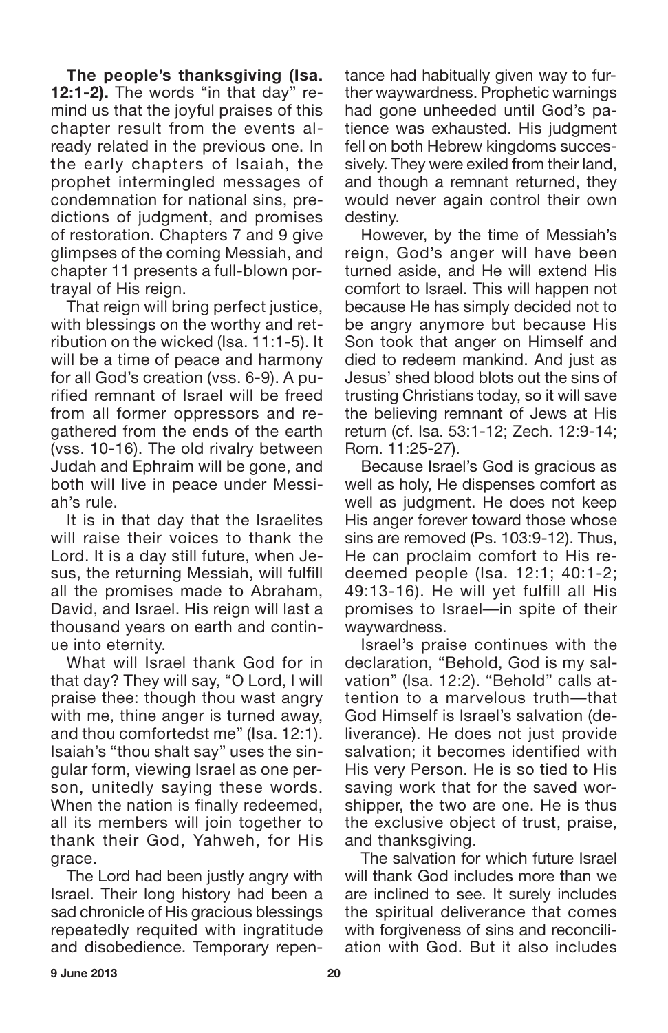**The people's thanksgiving (Isa. 12:1-2).** The words "in that day" remind us that the joyful praises of this chapter result from the events already related in the previous one. In the early chapters of Isaiah, the prophet intermingled messages of condemnation for national sins, predictions of judgment, and promises of restoration. Chapters 7 and 9 give glimpses of the coming Messiah, and chapter 11 presents a full-blown portrayal of His reign.

That reign will bring perfect justice, with blessings on the worthy and retribution on the wicked (Isa. 11:1-5). It will be a time of peace and harmony for all God's creation (vss. 6-9). A purified remnant of Israel will be freed from all former oppressors and regathered from the ends of the earth (vss. 10-16). The old rivalry between Judah and Ephraim will be gone, and both will live in peace under Messiah's rule.

It is in that day that the Israelites will raise their voices to thank the Lord. It is a day still future, when Jesus, the returning Messiah, will fulfill all the promises made to Abraham, David, and Israel. His reign will last a thousand years on earth and continue into eternity.

What will Israel thank God for in that day? They will say, "O Lord, I will praise thee: though thou wast angry with me, thine anger is turned away, and thou comfortedst me" (Isa. 12:1). Isaiah's "thou shalt say" uses the singular form, viewing Israel as one person, unitedly saying these words. When the nation is finally redeemed, all its members will join together to thank their God, Yahweh, for His grace.

The Lord had been justly angry with Israel. Their long history had been a sad chronicle of His gracious blessings repeatedly requited with ingratitude and disobedience. Temporary repentance had habitually given way to further waywardness. Prophetic warnings had gone unheeded until God's patience was exhausted. His judgment fell on both Hebrew kingdoms successively. They were exiled from their land, and though a remnant returned, they would never again control their own destiny.

However, by the time of Messiah's reign, God's anger will have been turned aside, and He will extend His comfort to Israel. This will happen not because He has simply decided not to be angry anymore but because His Son took that anger on Himself and died to redeem mankind. And just as Jesus' shed blood blots out the sins of trusting Christians today, so it will save the believing remnant of Jews at His return (cf. Isa. 53:1-12; Zech. 12:9-14; Rom. 11:25-27).

Because Israel's God is gracious as well as holy, He dispenses comfort as well as judgment. He does not keep His anger forever toward those whose sins are removed (Ps. 103:9-12). Thus, He can proclaim comfort to His redeemed people (Isa. 12:1; 40:1-2; 49:13-16). He will yet fulfill all His promises to Israel—in spite of their waywardness.

Israel's praise continues with the declaration, "Behold, God is my salvation" (Isa. 12:2). "Behold" calls attention to a marvelous truth—that God Himself is Israel's salvation (deliverance). He does not just provide salvation; it becomes identified with His very Person. He is so tied to His saving work that for the saved worshipper, the two are one. He is thus the exclusive object of trust, praise, and thanksgiving.

The salvation for which future Israel will thank God includes more than we are inclined to see. It surely includes the spiritual deliverance that comes with forgiveness of sins and reconciliation with God. But it also includes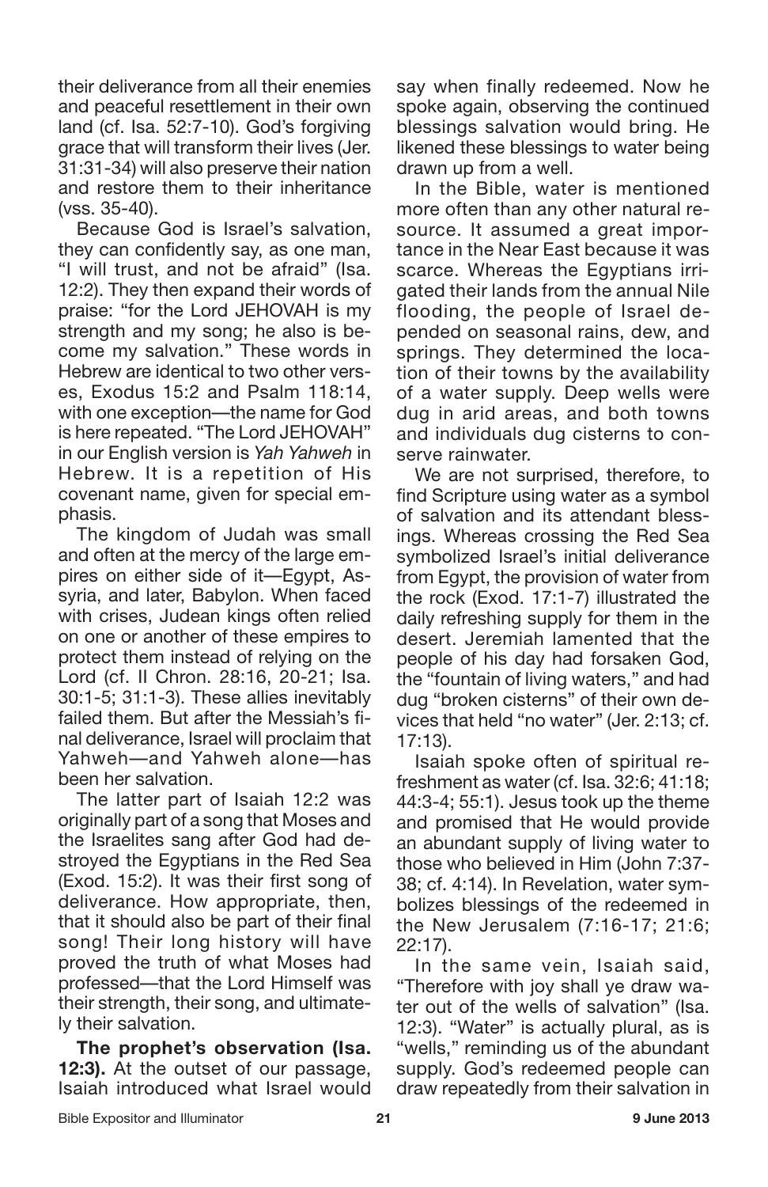their deliverance from all their enemies and peaceful resettlement in their own land (cf. Isa. 52:7-10). God's forgiving grace that will transform their lives (Jer. 31:31-34) will also preserve their nation and restore them to their inheritance (vss. 35-40).

Because God is Israel's salvation, they can confidently say, as one man, "I will trust, and not be afraid" (Isa. 12:2). They then expand their words of praise: "for the Lord JEHOVAH is my strength and my song; he also is become my salvation." These words in Hebrew are identical to two other verses, Exodus 15:2 and Psalm 118:14, with one exception—the name for God is here repeated. "The Lord JEHOVAH" in our English version is *Yah Yahweh* in Hebrew. It is a repetition of His covenant name, given for special emphasis.

The kingdom of Judah was small and often at the mercy of the large empires on either side of it—Egypt, Assyria, and later, Babylon. When faced with crises, Judean kings often relied on one or another of these empires to protect them instead of relying on the Lord (cf. II Chron. 28:16, 20-21; Isa. 30:1-5; 31:1-3). These allies inevitably failed them. But after the Messiah's final deliverance, Israel will proclaim that Yahweh—and Yahweh alone—has been her salvation.

The latter part of Isaiah 12:2 was originally part of a song that Moses and the Israelites sang after God had destroyed the Egyptians in the Red Sea (Exod. 15:2). It was their first song of deliverance. How appropriate, then, that it should also be part of their final song! Their long history will have proved the truth of what Moses had professed—that the Lord Himself was their strength, their song, and ultimately their salvation.

**The prophet's observation (Isa. 12:3).** At the outset of our passage, Isaiah introduced what Israel would say when finally redeemed. Now he spoke again, observing the continued blessings salvation would bring. He likened these blessings to water being drawn up from a well.

In the Bible, water is mentioned more often than any other natural resource. It assumed a great importance in the Near East because it was scarce. Whereas the Egyptians irrigated their lands from the annual Nile flooding, the people of Israel depended on seasonal rains, dew, and springs. They determined the location of their towns by the availability of a water supply. Deep wells were dug in arid areas, and both towns and individuals dug cisterns to conserve rainwater.

We are not surprised, therefore, to find Scripture using water as a symbol of salvation and its attendant blessings. Whereas crossing the Red Sea symbolized Israel's initial deliverance from Egypt, the provision of water from the rock (Exod. 17:1-7) illustrated the daily refreshing supply for them in the desert. Jeremiah lamented that the people of his day had forsaken God, the "fountain of living waters," and had dug "broken cisterns" of their own devices that held "no water" (Jer. 2:13; cf. 17:13).

Isaiah spoke often of spiritual refreshment as water (cf. Isa. 32:6; 41:18; 44:3-4; 55:1). Jesus took up the theme and promised that He would provide an abundant supply of living water to those who believed in Him (John 7:37-38; cf. 4:14). In Revelation, water symbolizes blessings of the redeemed in the New Jerusalem (7:16-17; 21:6; 22:17).

In the same vein, Isaiah said, "Therefore with joy shall ye draw water out of the wells of salvation" (Isa. 12:3). "Water" is actually plural, as is "wells," reminding us of the abundant supply. God's redeemed people can draw repeatedly from their salvation in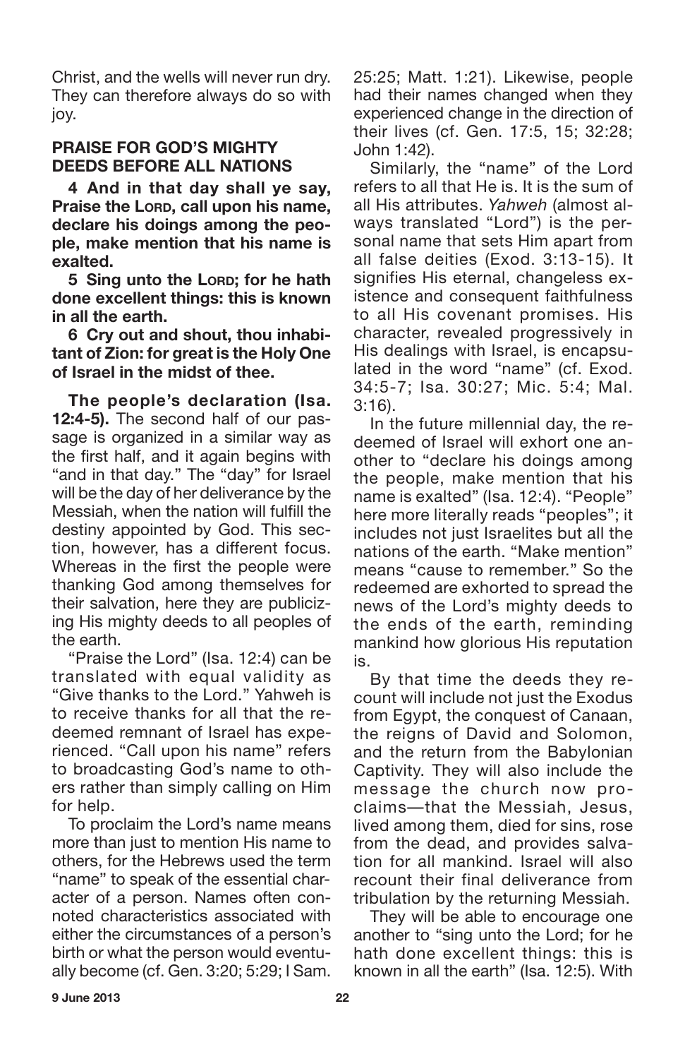Christ, and the wells will never run dry. They can therefore always do so with joy.

**PRAISE FOR GOD'S MIGHTY DEEDS BEFORE ALL NATIONS**

**4 And in that day shall ye say, Praise the LORD, call upon his name, declare his doings among the people, make mention that his name is exalted.**

**5 Sing unto the LORD; for he hath done excellent things: this is known in all the earth.**

**6 Cry out and shout, thou inhabitant of Zion: for great is the Holy One of Israel in the midst of thee.**

**The people's declaration (Isa. 12:4-5).** The second half of our passage is organized in a similar way as the first half, and it again begins with "and in that day." The "day" for Israel will be the day of her deliverance by the Messiah, when the nation will fulfill the destiny appointed by God. This section, however, has a different focus. Whereas in the first the people were thanking God among themselves for their salvation, here they are publicizing His mighty deeds to all peoples of the earth.

"Praise the Lord" (Isa. 12:4) can be translated with equal validity as "Give thanks to the Lord." Yahweh is to receive thanks for all that the redeemed remnant of Israel has experienced. "Call upon his name" refers to broadcasting God's name to others rather than simply calling on Him for help.

To proclaim the Lord's name means more than just to mention His name to others, for the Hebrews used the term "name" to speak of the essential character of a person. Names often connoted characteristics associated with either the circumstances of a person's birth or what the person would eventually become (cf. Gen. 3:20; 5:29; I Sam. 25:25; Matt. 1:21). Likewise, people had their names changed when they experienced change in the direction of their lives (cf. Gen. 17:5, 15; 32:28; John 1:42).

Similarly, the "name" of the Lord refers to all that He is. It is the sum of all His attributes. *Yahweh* (almost always translated "Lord") is the personal name that sets Him apart from all false deities (Exod. 3:13-15). It signifies His eternal, changeless existence and consequent faithfulness to all His covenant promises. His character, revealed progressively in His dealings with Israel, is encapsulated in the word "name" (cf. Exod. 34:5-7; Isa. 30:27; Mic. 5:4; Mal. 3:16).

In the future millennial day, the redeemed of Israel will exhort one another to "declare his doings among the people, make mention that his name is exalted" (Isa. 12:4). "People" here more literally reads "peoples"; it includes not just Israelites but all the nations of the earth. "Make mention" means "cause to remember." So the redeemed are exhorted to spread the news of the Lord's mighty deeds to the ends of the earth, reminding mankind how glorious His reputation is.

By that time the deeds they recount will include not just the Exodus from Egypt, the conquest of Canaan, the reigns of David and Solomon, and the return from the Babylonian Captivity. They will also include the message the church now proclaims—that the Messiah, Jesus, lived among them, died for sins, rose from the dead, and provides salvation for all mankind. Israel will also recount their final deliverance from tribulation by the returning Messiah.

They will be able to encourage one another to "sing unto the Lord; for he hath done excellent things: this is known in all the earth" (Isa. 12:5). With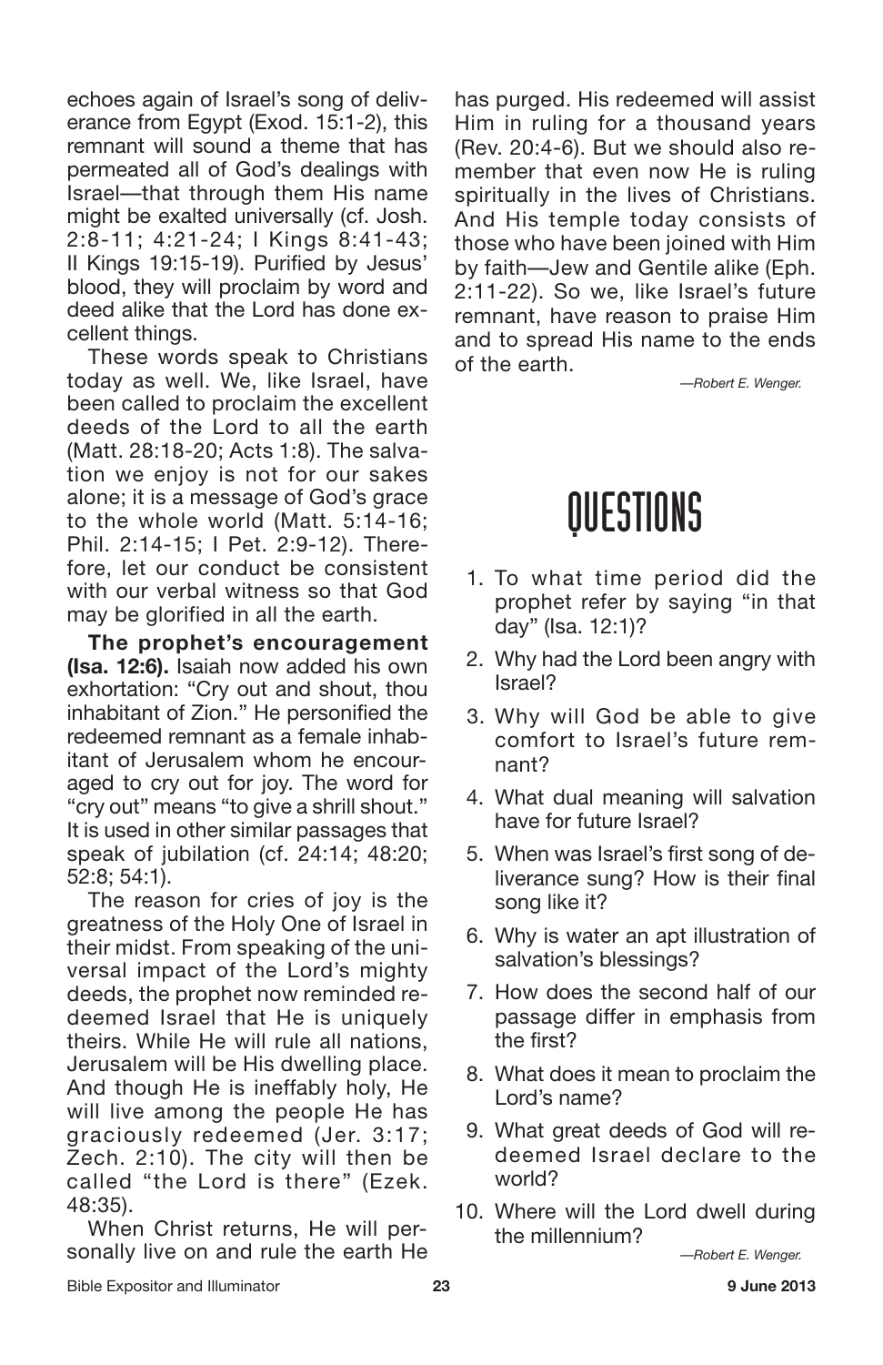echoes again of Israel's song of deliverance from Egypt (Exod. 15:1-2), this remnant will sound a theme that has permeated all of God's dealings with Israel—that through them His name might be exalted universally (cf. Josh. 2:8-11; 4:21-24; I Kings 8:41-43; II Kings 19:15-19). Purified by Jesus' blood, they will proclaim by word and deed alike that the Lord has done excellent things.

These words speak to Christians today as well. We, like Israel, have been called to proclaim the excellent deeds of the Lord to all the earth (Matt. 28:18-20; Acts 1:8). The salvation we enjoy is not for our sakes alone; it is a message of God's grace to the whole world (Matt. 5:14-16; Phil. 2:14-15; I Pet. 2:9-12). Therefore, let our conduct be consistent with our verbal witness so that God may be glorified in all the earth.

**The prophet's encouragement (Isa. 12:6).** Isaiah now added his own exhortation: "Cry out and shout, thou inhabitant of Zion." He personified the redeemed remnant as a female inhabitant of Jerusalem whom he encouraged to cry out for joy. The word for "cry out" means "to give a shrill shout." It is used in other similar passages that speak of jubilation (cf. 24:14; 48:20; 52:8; 54:1).

The reason for cries of joy is the greatness of the Holy One of Israel in their midst. From speaking of the universal impact of the Lord's mighty deeds, the prophet now reminded redeemed Israel that He is uniquely theirs. While He will rule all nations, Jerusalem will be His dwelling place. And though He is ineffably holy, He will live among the people He has graciously redeemed (Jer. 3:17; Zech. 2:10). The city will then be called "the Lord is there" (Ezek. 48:35).

When Christ returns, He will personally live on and rule the earth He has purged. His redeemed will assist Him in ruling for a thousand years (Rev. 20:4-6). But we should also remember that even now He is ruling spiritually in the lives of Christians. And His temple today consists of those who have been joined with Him by faith—Jew and Gentile alike (Eph. 2:11-22). So we, like Israel's future remnant, have reason to praise Him and to spread His name to the ends of the earth.

*—Robert E. Wenger.*

# QUESTIONS

1. To what time period did the prophet refer by saying "in that day" (Isa. 12:1)?
2. Why had the Lord been angry with Israel?
3. Why will God be able to give comfort to Israel's future remnant?
4. What dual meaning will salvation have for future Israel?
5. When was Israel's first song of deliverance sung? How is their final song like it?
6. Why is water an apt illustration of salvation's blessings?
7. How does the second half of our passage differ in emphasis from the first?
8. What does it mean to proclaim the Lord's name?
9. What great deeds of God will redeemed Israel declare to the world?
10. Where will the Lord dwell during the millennium?

*—Robert E. Wenger.*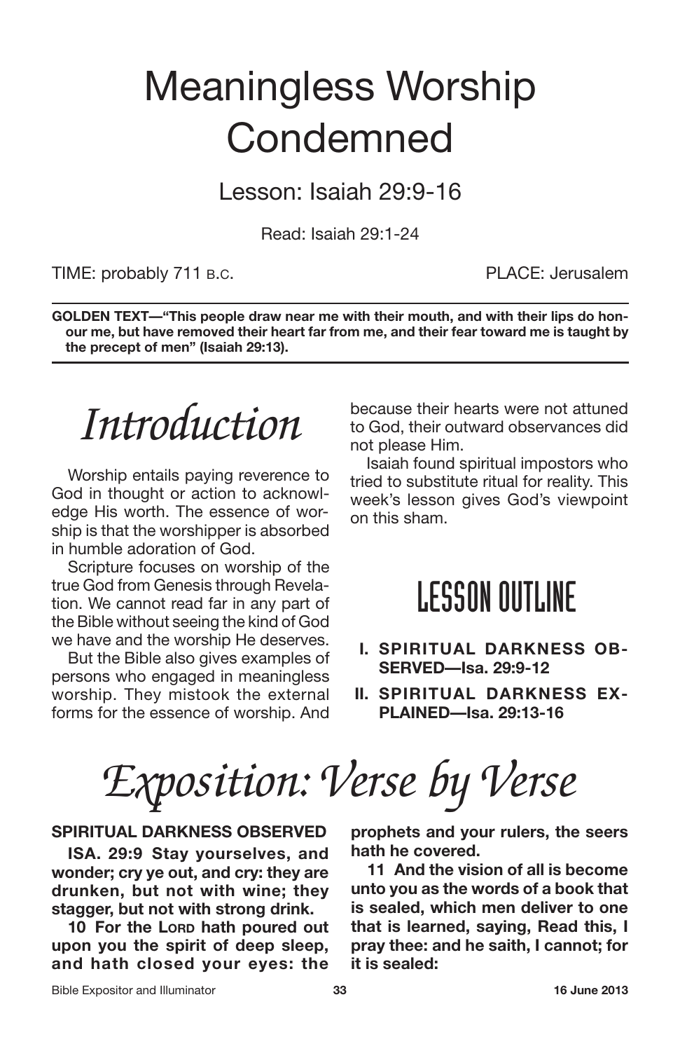# Meaningless Worship Condemned

## Lesson: Isaiah 29:9-16

Read: Isaiah 29:1-24

TIME: probably 711 B.C. PLACE: Jerusalem

**GOLDEN TEXT—"This people draw near me with their mouth, and with their lips do honour me, but have removed their heart far from me, and their fear toward me is taught by the precept of men" (Isaiah 29:13).**

# *Introduction*

Worship entails paying reverence to God in thought or action to acknowledge His worth. The essence of worship is that the worshipper is absorbed in humble adoration of God.

Scripture focuses on worship of the true God from Genesis through Revelation. We cannot read far in any part of the Bible without seeing the kind of God we have and the worship He deserves.

But the Bible also gives examples of persons who engaged in meaningless worship. They mistook the external forms for the essence of worship. And because their hearts were not attuned to God, their outward observances did not please Him.

Isaiah found spiritual impostors who tried to substitute ritual for reality. This week's lesson gives God's viewpoint on this sham.

## LESSON OUTLINE

**I. SPIRITUAL DARKNESS OBSERVED—Isa. 29:9-12**

**II. SPIRITUAL DARKNESS EXPLAINED—Isa. 29:13-16**

# *Exposition: Verse by Verse*

### SPIRITUAL DARKNESS OBSERVED

**ISA. 29:9 Stay yourselves, and wonder; cry ye out, and cry: they are drunken, but not with wine; they stagger, but not with strong drink.**

**10 For the LORD hath poured out upon you the spirit of deep sleep, and hath closed your eyes: the prophets and your rulers, the seers hath he covered.**

**11 And the vision of all is become unto you as the words of a book that is sealed, which men deliver to one that is learned, saying, Read this, I pray thee: and he saith, I cannot; for it is sealed:**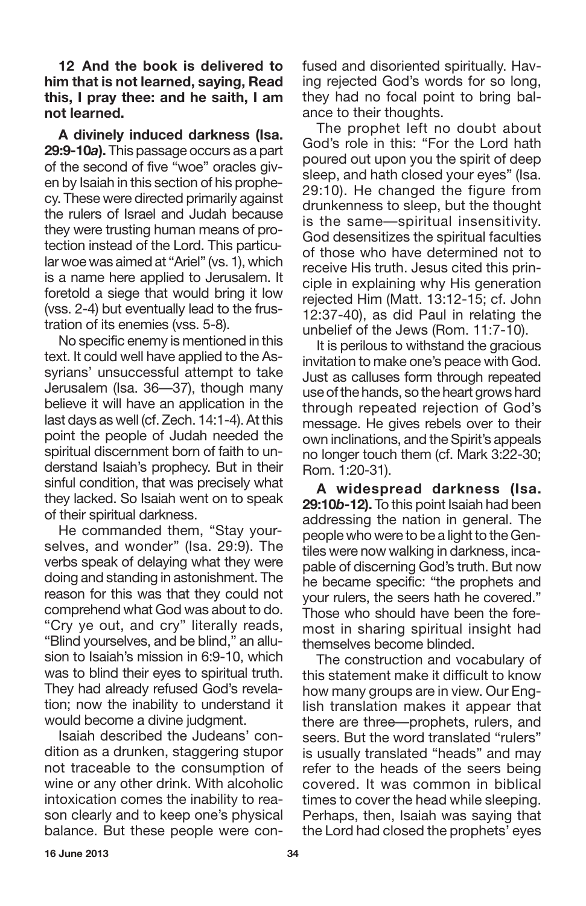**12 And the book is delivered to him that is not learned, saying, Read this, I pray thee: and he saith, I am not learned.**

**A divinely induced darkness (Isa. 29:9-10*a*).** This passage occurs as a part of the second of five "woe" oracles given by Isaiah in this section of his prophecy. These were directed primarily against the rulers of Israel and Judah because they were trusting human means of protection instead of the Lord. This particular woe was aimed at "Ariel" (vs. 1), which is a name here applied to Jerusalem. It foretold a siege that would bring it low (vss. 2-4) but eventually lead to the frustration of its enemies (vss. 5-8).

No specific enemy is mentioned in this text. It could well have applied to the Assyrians' unsuccessful attempt to take Jerusalem (Isa. 36—37), though many believe it will have an application in the last days as well (cf. Zech. 14:1-4). At this point the people of Judah needed the spiritual discernment born of faith to understand Isaiah's prophecy. But in their sinful condition, that was precisely what they lacked. So Isaiah went on to speak of their spiritual darkness.

He commanded them, "Stay yourselves, and wonder" (Isa. 29:9). The verbs speak of delaying what they were doing and standing in astonishment. The reason for this was that they could not comprehend what God was about to do. "Cry ye out, and cry" literally reads, "Blind yourselves, and be blind," an allusion to Isaiah's mission in 6:9-10, which was to blind their eyes to spiritual truth. They had already refused God's revelation; now the inability to understand it would become a divine judgment.

Isaiah described the Judeans' condition as a drunken, staggering stupor not traceable to the consumption of wine or any other drink. With alcoholic intoxication comes the inability to reason clearly and to keep one's physical balance. But these people were confused and disoriented spiritually. Having rejected God's words for so long, they had no focal point to bring balance to their thoughts.

The prophet left no doubt about God's role in this: "For the Lord hath poured out upon you the spirit of deep sleep, and hath closed your eyes" (Isa. 29:10). He changed the figure from drunkenness to sleep, but the thought is the same—spiritual insensitivity. God desensitizes the spiritual faculties of those who have determined not to receive His truth. Jesus cited this principle in explaining why His generation rejected Him (Matt. 13:12-15; cf. John 12:37-40), as did Paul in relating the unbelief of the Jews (Rom. 11:7-10).

It is perilous to withstand the gracious invitation to make one's peace with God. Just as calluses form through repeated use of the hands, so the heart grows hard through repeated rejection of God's message. He gives rebels over to their own inclinations, and the Spirit's appeals no longer touch them (cf. Mark 3:22-30; Rom. 1:20-31).

**A widespread darkness (Isa. 29:10*b*-12).** To this point Isaiah had been addressing the nation in general. The people who were to be a light to the Gentiles were now walking in darkness, incapable of discerning God's truth. But now he became specific: "the prophets and your rulers, the seers hath he covered." Those who should have been the foremost in sharing spiritual insight had themselves become blinded.

The construction and vocabulary of this statement make it difficult to know how many groups are in view. Our English translation makes it appear that there are three—prophets, rulers, and seers. But the word translated "rulers" is usually translated "heads" and may refer to the heads of the seers being covered. It was common in biblical times to cover the head while sleeping. Perhaps, then, Isaiah was saying that the Lord had closed the prophets' eyes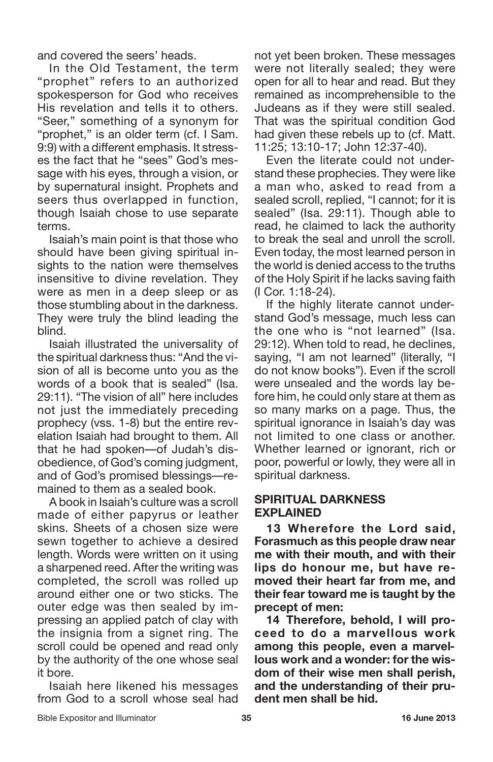and covered the seers' heads.

In the Old Testament, the term "prophet" refers to an authorized spokesperson for God who receives His revelation and tells it to others. "Seer," something of a synonym for "prophet," is an older term (cf. I Sam. 9:9) with a different emphasis. It stresses the fact that he "sees" God's message with his eyes, through a vision, or by supernatural insight. Prophets and seers thus overlapped in function, though Isaiah chose to use separate terms.

Isaiah's main point is that those who should have been giving spiritual insights to the nation were themselves insensitive to divine revelation. They were as men in a deep sleep or as those stumbling about in the darkness. They were truly the blind leading the blind.

Isaiah illustrated the universality of the spiritual darkness thus: "And the vision of all is become unto you as the words of a book that is sealed" (Isa. 29:11). "The vision of all" here includes not just the immediately preceding prophecy (vss. 1-8) but the entire revelation Isaiah had brought to them. All that he had spoken—of Judah's disobedience, of God's coming judgment, and of God's promised blessings—remained to them as a sealed book.

A book in Isaiah's culture was a scroll made of either papyrus or leather skins. Sheets of a chosen size were sewn together to achieve a desired length. Words were written on it using a sharpened reed. After the writing was completed, the scroll was rolled up around either one or two sticks. The outer edge was then sealed by impressing an applied patch of clay with the insignia from a signet ring. The scroll could be opened and read only by the authority of the one whose seal it bore.

Isaiah here likened his messages from God to a scroll whose seal had not yet been broken. These messages were not literally sealed; they were open for all to hear and read. But they remained as incomprehensible to the Judeans as if they were still sealed. That was the spiritual condition God had given these rebels up to (cf. Matt. 11:25; 13:10-17; John 12:37-40).

Even the literate could not understand these prophecies. They were like a man who, asked to read from a sealed scroll, replied, "I cannot; for it is sealed" (Isa. 29:11). Though able to read, he claimed to lack the authority to break the seal and unroll the scroll. Even today, the most learned person in the world is denied access to the truths of the Holy Spirit if he lacks saving faith (I Cor. 1:18-24).

If the highly literate cannot understand God's message, much less can the one who is "not learned" (Isa. 29:12). When told to read, he declines, saying, "I am not learned" (literally, "I do not know books"). Even if the scroll were unsealed and the words lay before him, he could only stare at them as so many marks on a page. Thus, the spiritual ignorance in Isaiah's day was not limited to one class or another. Whether learned or ignorant, rich or poor, powerful or lowly, they were all in spiritual darkness.

## SPIRITUAL DARKNESS EXPLAINED

**13 Wherefore the Lord said, Forasmuch as this people draw near me with their mouth, and with their lips do honour me, but have removed their heart far from me, and their fear toward me is taught by the precept of men:**

**14 Therefore, behold, I will proceed to do a marvellous work among this people, even a marvellous work and a wonder: for the wisdom of their wise men shall perish, and the understanding of their prudent men shall be hid.**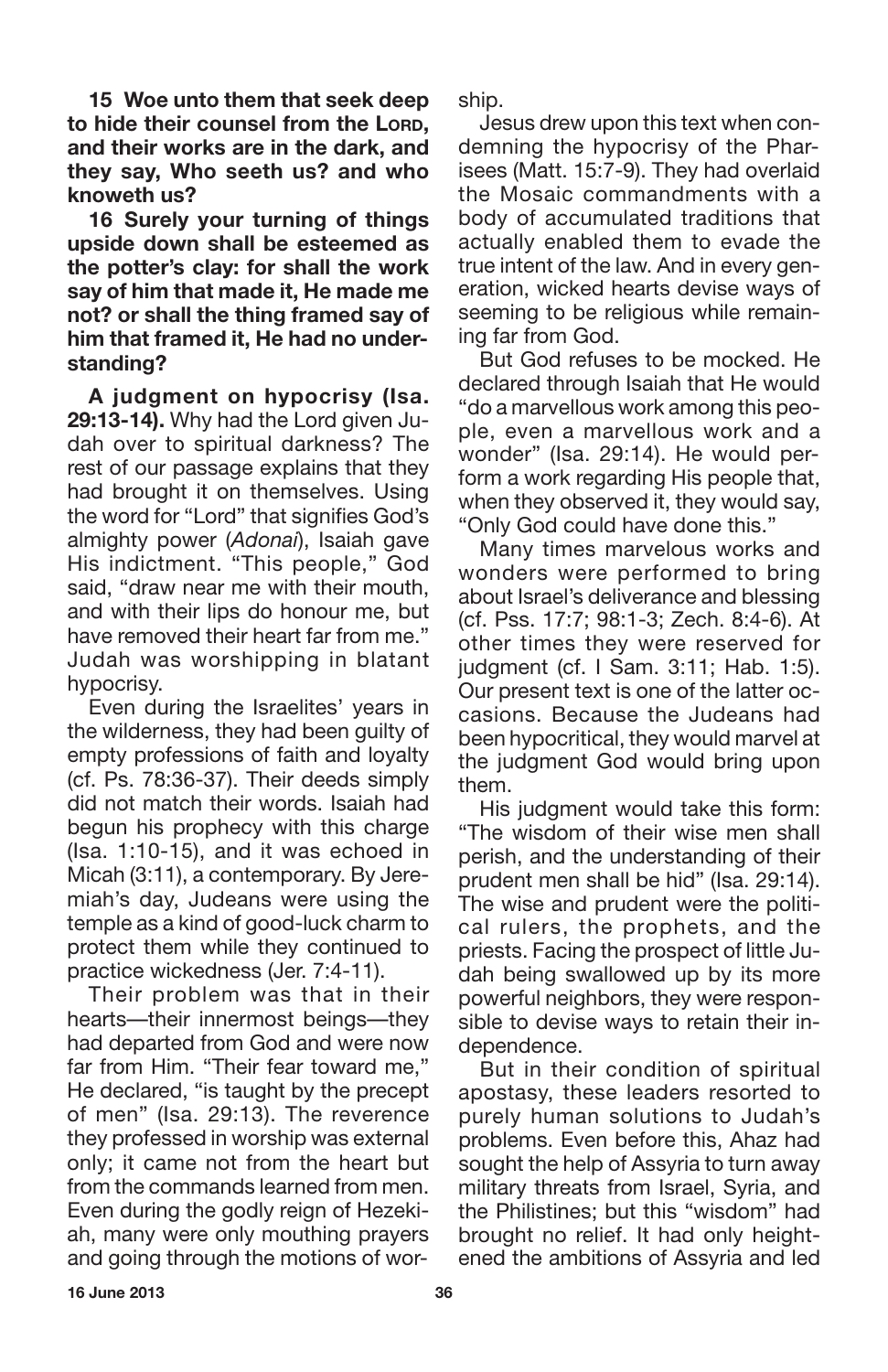**15 Woe unto them that seek deep to hide their counsel from the LORD, and their works are in the dark, and they say, Who seeth us? and who knoweth us?**

**16 Surely your turning of things upside down shall be esteemed as the potter's clay: for shall the work say of him that made it, He made me not? or shall the thing framed say of him that framed it, He had no understanding?**

**A judgment on hypocrisy (Isa. 29:13-14).** Why had the Lord given Judah over to spiritual darkness? The rest of our passage explains that they had brought it on themselves. Using the word for "Lord" that signifies God's almighty power (*Adonai*), Isaiah gave His indictment. "This people," God said, "draw near me with their mouth, and with their lips do honour me, but have removed their heart far from me." Judah was worshipping in blatant hypocrisy.

Even during the Israelites' years in the wilderness, they had been guilty of empty professions of faith and loyalty (cf. Ps. 78:36-37). Their deeds simply did not match their words. Isaiah had begun his prophecy with this charge (Isa. 1:10-15), and it was echoed in Micah (3:11), a contemporary. By Jeremiah's day, Judeans were using the temple as a kind of good-luck charm to protect them while they continued to practice wickedness (Jer. 7:4-11).

Their problem was that in their hearts—their innermost beings—they had departed from God and were now far from Him. "Their fear toward me," He declared, "is taught by the precept of men" (Isa. 29:13). The reverence they professed in worship was external only; it came not from the heart but from the commands learned from men. Even during the godly reign of Hezekiah, many were only mouthing prayers and going through the motions of worship.

Jesus drew upon this text when condemning the hypocrisy of the Pharisees (Matt. 15:7-9). They had overlaid the Mosaic commandments with a body of accumulated traditions that actually enabled them to evade the true intent of the law. And in every generation, wicked hearts devise ways of seeming to be religious while remaining far from God.

But God refuses to be mocked. He declared through Isaiah that He would "do a marvellous work among this people, even a marvellous work and a wonder" (Isa. 29:14). He would perform a work regarding His people that, when they observed it, they would say, "Only God could have done this."

Many times marvelous works and wonders were performed to bring about Israel's deliverance and blessing (cf. Pss. 17:7; 98:1-3; Zech. 8:4-6). At other times they were reserved for judgment (cf. I Sam. 3:11; Hab. 1:5). Our present text is one of the latter occasions. Because the Judeans had been hypocritical, they would marvel at the judgment God would bring upon them.

His judgment would take this form: "The wisdom of their wise men shall perish, and the understanding of their prudent men shall be hid" (Isa. 29:14). The wise and prudent were the political rulers, the prophets, and the priests. Facing the prospect of little Judah being swallowed up by its more powerful neighbors, they were responsible to devise ways to retain their independence.

But in their condition of spiritual apostasy, these leaders resorted to purely human solutions to Judah's problems. Even before this, Ahaz had sought the help of Assyria to turn away military threats from Israel, Syria, and the Philistines; but this "wisdom" had brought no relief. It had only heightened the ambitions of Assyria and led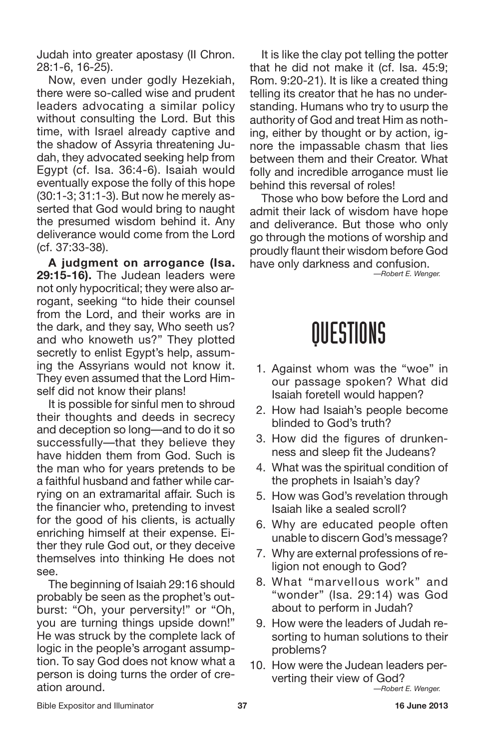Judah into greater apostasy (II Chron. 28:1-6, 16-25).

Now, even under godly Hezekiah, there were so-called wise and prudent leaders advocating a similar policy without consulting the Lord. But this time, with Israel already captive and the shadow of Assyria threatening Judah, they advocated seeking help from Egypt (cf. Isa. 36:4-6). Isaiah would eventually expose the folly of this hope (30:1-3; 31:1-3). But now he merely asserted that God would bring to naught the presumed wisdom behind it. Any deliverance would come from the Lord (cf. 37:33-38).

**A judgment on arrogance (Isa. 29:15-16).** The Judean leaders were not only hypocritical; they were also arrogant, seeking "to hide their counsel from the Lord, and their works are in the dark, and they say, Who seeth us? and who knoweth us?" They plotted secretly to enlist Egypt's help, assuming the Assyrians would not know it. They even assumed that the Lord Himself did not know their plans!

It is possible for sinful men to shroud their thoughts and deeds in secrecy and deception so long—and to do it so successfully—that they believe they have hidden them from God. Such is the man who for years pretends to be a faithful husband and father while carrying on an extramarital affair. Such is the financier who, pretending to invest for the good of his clients, is actually enriching himself at their expense. Either they rule God out, or they deceive themselves into thinking He does not see.

The beginning of Isaiah 29:16 should probably be seen as the prophet's outburst: "Oh, your perversity!" or "Oh, you are turning things upside down!" He was struck by the complete lack of logic in the people's arrogant assumption. To say God does not know what a person is doing turns the order of creation around.

It is like the clay pot telling the potter that he did not make it (cf. Isa. 45:9; Rom. 9:20-21). It is like a created thing telling its creator that he has no understanding. Humans who try to usurp the authority of God and treat Him as nothing, either by thought or by action, ignore the impassable chasm that lies between them and their Creator. What folly and incredible arrogance must lie behind this reversal of roles!

Those who bow before the Lord and admit their lack of wisdom have hope and deliverance. But those who only go through the motions of worship and proudly flaunt their wisdom before God have only darkness and confusion.

*—Robert E. Wenger.*

# QUESTIONS

1. Against whom was the "woe" in our passage spoken? What did Isaiah foretell would happen?
2. How had Isaiah's people become blinded to God's truth?
3. How did the figures of drunkenness and sleep fit the Judeans?
4. What was the spiritual condition of the prophets in Isaiah's day?
5. How was God's revelation through Isaiah like a sealed scroll?
6. Why are educated people often unable to discern God's message?
7. Why are external professions of religion not enough to God?
8. What "marvellous work" and "wonder" (Isa. 29:14) was God about to perform in Judah?
9. How were the leaders of Judah resorting to human solutions to their problems?
10. How were the Judean leaders perverting their view of God?

*—Robert E. Wenger.*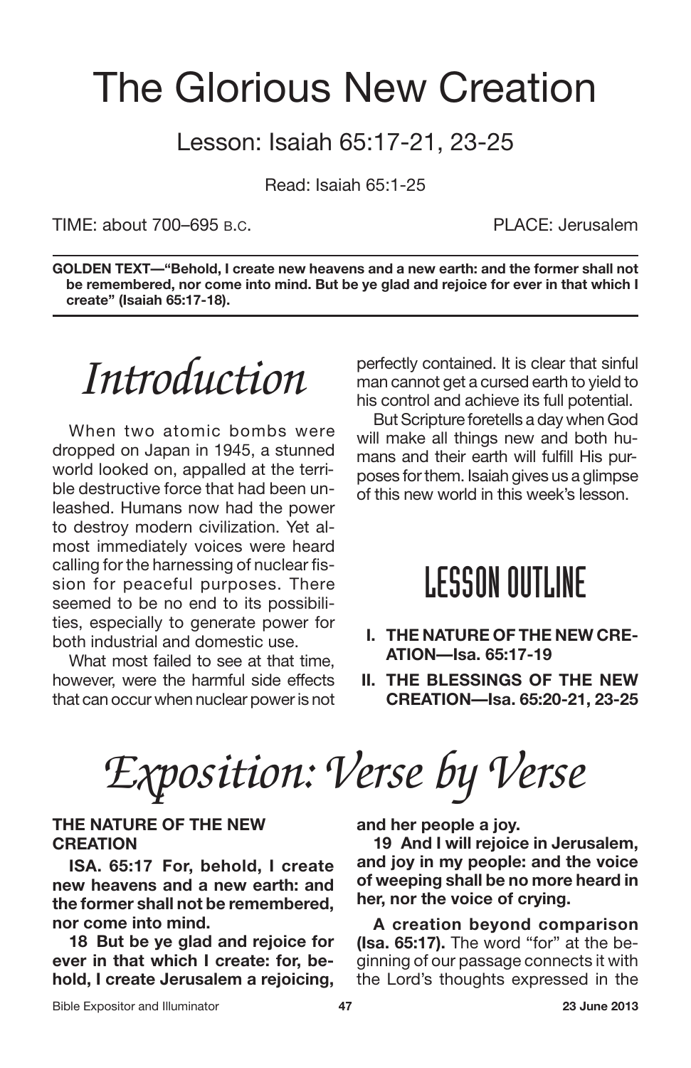# The Glorious New Creation

## Lesson: Isaiah 65:17-21, 23-25

Read: Isaiah 65:1-25

TIME: about 700–695 B.C. PLACE: Jerusalem

**GOLDEN TEXT—"Behold, I create new heavens and a new earth: and the former shall not be remembered, nor come into mind. But be ye glad and rejoice for ever in that which I create" (Isaiah 65:17-18).**

# *Introduction*

When two atomic bombs were dropped on Japan in 1945, a stunned world looked on, appalled at the terrible destructive force that had been unleashed. Humans now had the power to destroy modern civilization. Yet almost immediately voices were heard calling for the harnessing of nuclear fission for peaceful purposes. There seemed to be no end to its possibilities, especially to generate power for both industrial and domestic use.

What most failed to see at that time, however, were the harmful side effects that can occur when nuclear power is not perfectly contained. It is clear that sinful man cannot get a cursed earth to yield to his control and achieve its full potential.

But Scripture foretells a day when God will make all things new and both humans and their earth will fulfill His purposes for them. Isaiah gives us a glimpse of this new world in this week's lesson.

## LESSON OUTLINE

- **I. THE NATURE OF THE NEW CREATION—Isa. 65:17-19**
- **II. THE BLESSINGS OF THE NEW CREATION—Isa. 65:20-21, 23-25**

# *Exposition: Verse by Verse*

**THE NATURE OF THE NEW CREATION**

**ISA. 65:17 For, behold, I create new heavens and a new earth: and the former shall not be remembered, nor come into mind.**

**18 But be ye glad and rejoice for ever in that which I create: for, behold, I create Jerusalem a rejoicing, and her people a joy.**

**19 And I will rejoice in Jerusalem, and joy in my people: and the voice of weeping shall be no more heard in her, nor the voice of crying.**

**A creation beyond comparison (Isa. 65:17).** The word "for" at the beginning of our passage connects it with the Lord's thoughts expressed in the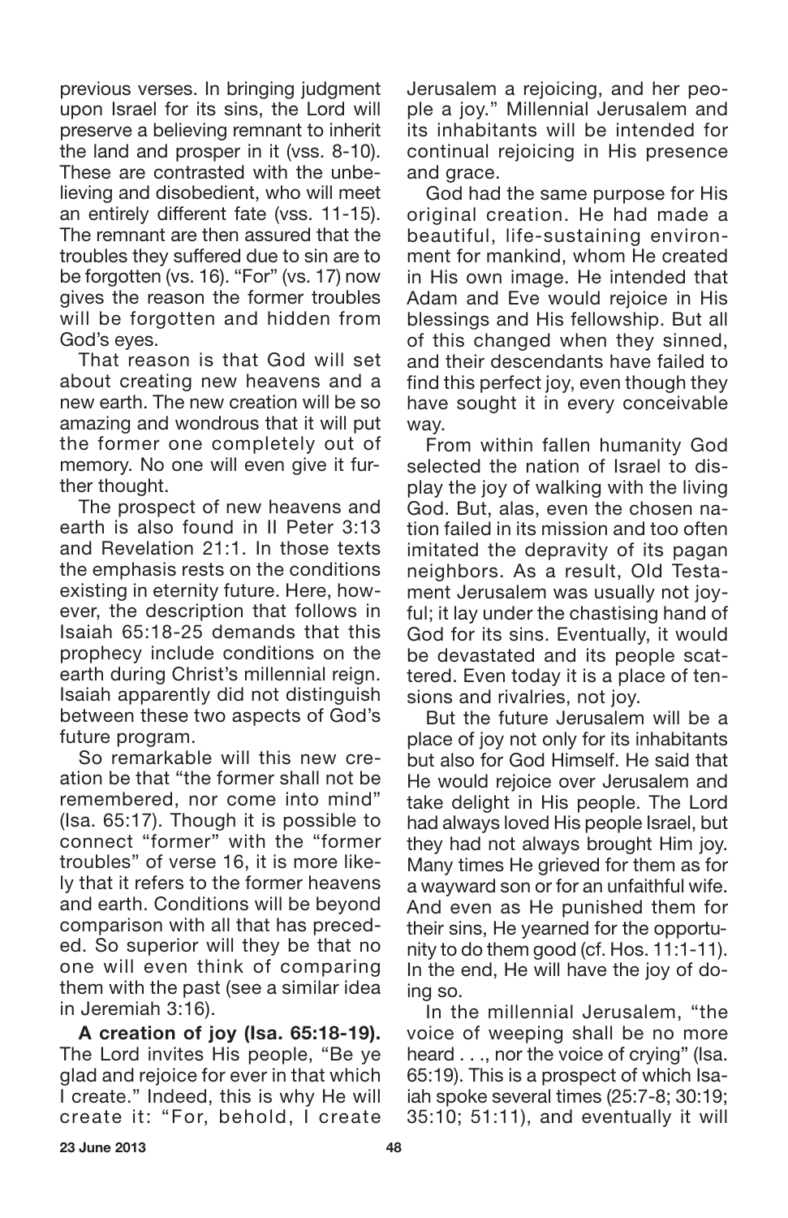previous verses. In bringing judgment upon Israel for its sins, the Lord will preserve a believing remnant to inherit the land and prosper in it (vss. 8-10). These are contrasted with the unbelieving and disobedient, who will meet an entirely different fate (vss. 11-15). The remnant are then assured that the troubles they suffered due to sin are to be forgotten (vs. 16). "For" (vs. 17) now gives the reason the former troubles will be forgotten and hidden from God's eyes.

That reason is that God will set about creating new heavens and a new earth. The new creation will be so amazing and wondrous that it will put the former one completely out of memory. No one will even give it further thought.

The prospect of new heavens and earth is also found in II Peter 3:13 and Revelation 21:1. In those texts the emphasis rests on the conditions existing in eternity future. Here, however, the description that follows in Isaiah 65:18-25 demands that this prophecy include conditions on the earth during Christ's millennial reign. Isaiah apparently did not distinguish between these two aspects of God's future program.

So remarkable will this new creation be that "the former shall not be remembered, nor come into mind" (Isa. 65:17). Though it is possible to connect "former" with the "former troubles" of verse 16, it is more likely that it refers to the former heavens and earth. Conditions will be beyond comparison with all that has preceded. So superior will they be that no one will even think of comparing them with the past (see a similar idea in Jeremiah 3:16).

**A creation of joy (Isa. 65:18-19).** The Lord invites His people, "Be ye glad and rejoice for ever in that which I create." Indeed, this is why He will create it: "For, behold, I create Jerusalem a rejoicing, and her people a joy." Millennial Jerusalem and its inhabitants will be intended for continual rejoicing in His presence and grace.

God had the same purpose for His original creation. He had made a beautiful, life-sustaining environment for mankind, whom He created in His own image. He intended that Adam and Eve would rejoice in His blessings and His fellowship. But all of this changed when they sinned, and their descendants have failed to find this perfect joy, even though they have sought it in every conceivable way.

From within fallen humanity God selected the nation of Israel to display the joy of walking with the living God. But, alas, even the chosen nation failed in its mission and too often imitated the depravity of its pagan neighbors. As a result, Old Testament Jerusalem was usually not joyful; it lay under the chastising hand of God for its sins. Eventually, it would be devastated and its people scattered. Even today it is a place of tensions and rivalries, not joy.

But the future Jerusalem will be a place of joy not only for its inhabitants but also for God Himself. He said that He would rejoice over Jerusalem and take delight in His people. The Lord had always loved His people Israel, but they had not always brought Him joy. Many times He grieved for them as for a wayward son or for an unfaithful wife. And even as He punished them for their sins, He yearned for the opportunity to do them good (cf. Hos. 11:1-11). In the end, He will have the joy of doing so.

In the millennial Jerusalem, "the voice of weeping shall be no more heard . . ., nor the voice of crying" (Isa. 65:19). This is a prospect of which Isaiah spoke several times (25:7-8; 30:19; 35:10; 51:11), and eventually it will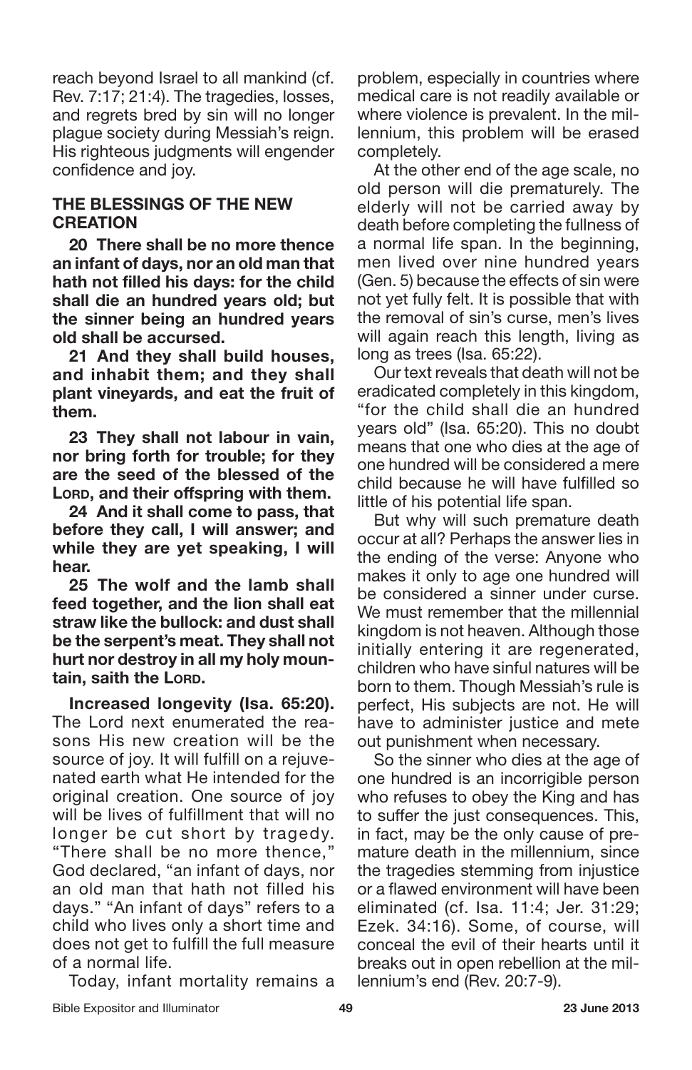reach beyond Israel to all mankind (cf. Rev. 7:17; 21:4). The tragedies, losses, and regrets bred by sin will no longer plague society during Messiah's reign. His righteous judgments will engender confidence and joy.

### THE BLESSINGS OF THE NEW CREATION

**20 There shall be no more thence an infant of days, nor an old man that hath not filled his days: for the child shall die an hundred years old; but the sinner being an hundred years old shall be accursed.**

**21 And they shall build houses, and inhabit them; and they shall plant vineyards, and eat the fruit of them.**

**23 They shall not labour in vain, nor bring forth for trouble; for they are the seed of the blessed of the LORD, and their offspring with them.**

**24 And it shall come to pass, that before they call, I will answer; and while they are yet speaking, I will hear.**

**25 The wolf and the lamb shall feed together, and the lion shall eat straw like the bullock: and dust shall be the serpent's meat. They shall not hurt nor destroy in all my holy mountain, saith the LORD.**

**Increased longevity (Isa. 65:20).** The Lord next enumerated the reasons His new creation will be the source of joy. It will fulfill on a rejuvenated earth what He intended for the original creation. One source of joy will be lives of fulfillment that will no longer be cut short by tragedy. "There shall be no more thence," God declared, "an infant of days, nor an old man that hath not filled his days." "An infant of days" refers to a child who lives only a short time and does not get to fulfill the full measure of a normal life.

Today, infant mortality remains a problem, especially in countries where medical care is not readily available or where violence is prevalent. In the millennium, this problem will be erased completely.

At the other end of the age scale, no old person will die prematurely. The elderly will not be carried away by death before completing the fullness of a normal life span. In the beginning, men lived over nine hundred years (Gen. 5) because the effects of sin were not yet fully felt. It is possible that with the removal of sin's curse, men's lives will again reach this length, living as long as trees (Isa. 65:22).

Our text reveals that death will not be eradicated completely in this kingdom, "for the child shall die an hundred years old" (Isa. 65:20). This no doubt means that one who dies at the age of one hundred will be considered a mere child because he will have fulfilled so little of his potential life span.

But why will such premature death occur at all? Perhaps the answer lies in the ending of the verse: Anyone who makes it only to age one hundred will be considered a sinner under curse. We must remember that the millennial kingdom is not heaven. Although those initially entering it are regenerated, children who have sinful natures will be born to them. Though Messiah's rule is perfect, His subjects are not. He will have to administer justice and mete out punishment when necessary.

So the sinner who dies at the age of one hundred is an incorrigible person who refuses to obey the King and has to suffer the just consequences. This, in fact, may be the only cause of premature death in the millennium, since the tragedies stemming from injustice or a flawed environment will have been eliminated (cf. Isa. 11:4; Jer. 31:29; Ezek. 34:16). Some, of course, will conceal the evil of their hearts until it breaks out in open rebellion at the millennium's end (Rev. 20:7-9).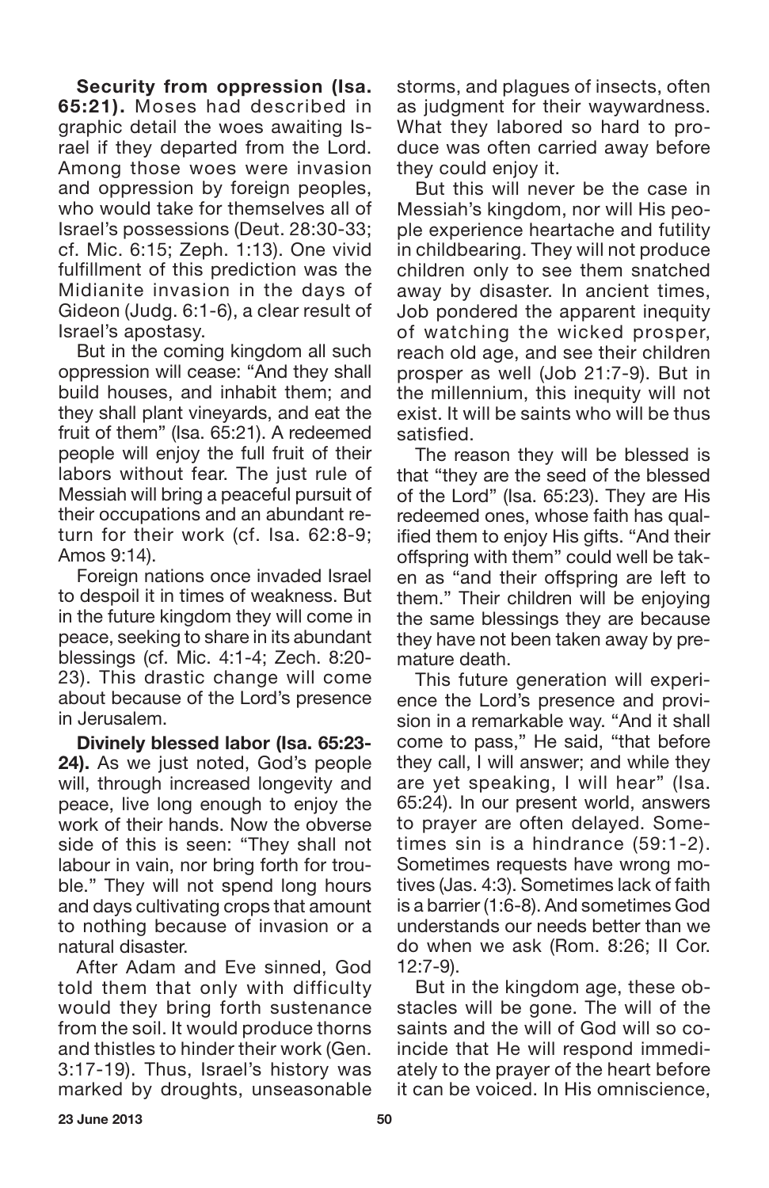**Security from oppression (Isa. 65:21).** Moses had described in graphic detail the woes awaiting Israel if they departed from the Lord. Among those woes were invasion and oppression by foreign peoples, who would take for themselves all of Israel's possessions (Deut. 28:30-33; cf. Mic. 6:15; Zeph. 1:13). One vivid fulfillment of this prediction was the Midianite invasion in the days of Gideon (Judg. 6:1-6), a clear result of Israel's apostasy.

But in the coming kingdom all such oppression will cease: "And they shall build houses, and inhabit them; and they shall plant vineyards, and eat the fruit of them" (Isa. 65:21). A redeemed people will enjoy the full fruit of their labors without fear. The just rule of Messiah will bring a peaceful pursuit of their occupations and an abundant return for their work (cf. Isa. 62:8-9; Amos 9:14).

Foreign nations once invaded Israel to despoil it in times of weakness. But in the future kingdom they will come in peace, seeking to share in its abundant blessings (cf. Mic. 4:1-4; Zech. 8:20-23). This drastic change will come about because of the Lord's presence in Jerusalem.

**Divinely blessed labor (Isa. 65:23-24).** As we just noted, God's people will, through increased longevity and peace, live long enough to enjoy the work of their hands. Now the obverse side of this is seen: "They shall not labour in vain, nor bring forth for trouble." They will not spend long hours and days cultivating crops that amount to nothing because of invasion or a natural disaster.

After Adam and Eve sinned, God told them that only with difficulty would they bring forth sustenance from the soil. It would produce thorns and thistles to hinder their work (Gen. 3:17-19). Thus, Israel's history was marked by droughts, unseasonable storms, and plagues of insects, often as judgment for their waywardness. What they labored so hard to produce was often carried away before they could enjoy it.

But this will never be the case in Messiah's kingdom, nor will His people experience heartache and futility in childbearing. They will not produce children only to see them snatched away by disaster. In ancient times, Job pondered the apparent inequity of watching the wicked prosper, reach old age, and see their children prosper as well (Job 21:7-9). But in the millennium, this inequity will not exist. It will be saints who will be thus satisfied.

The reason they will be blessed is that "they are the seed of the blessed of the Lord" (Isa. 65:23). They are His redeemed ones, whose faith has qualified them to enjoy His gifts. "And their offspring with them" could well be taken as "and their offspring are left to them." Their children will be enjoying the same blessings they are because they have not been taken away by premature death.

This future generation will experience the Lord's presence and provision in a remarkable way. "And it shall come to pass," He said, "that before they call, I will answer; and while they are yet speaking, I will hear" (Isa. 65:24). In our present world, answers to prayer are often delayed. Sometimes sin is a hindrance (59:1-2). Sometimes requests have wrong motives (Jas. 4:3). Sometimes lack of faith is a barrier (1:6-8). And sometimes God understands our needs better than we do when we ask (Rom. 8:26; II Cor. 12:7-9).

But in the kingdom age, these obstacles will be gone. The will of the saints and the will of God will so coincide that He will respond immediately to the prayer of the heart before it can be voiced. In His omniscience,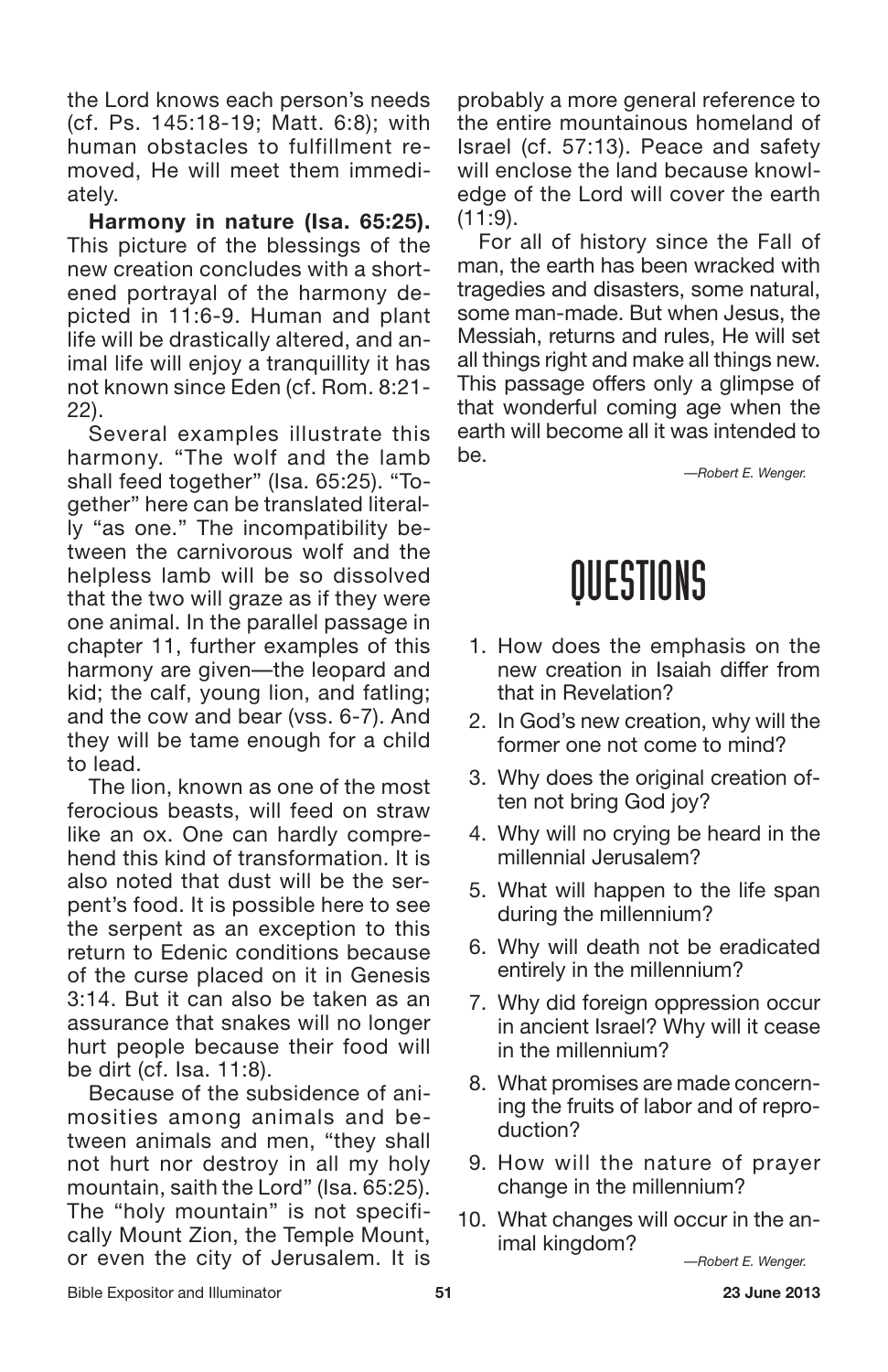the Lord knows each person's needs (cf. Ps. 145:18-19; Matt. 6:8); with human obstacles to fulfillment removed, He will meet them immediately.

**Harmony in nature (Isa. 65:25).** This picture of the blessings of the new creation concludes with a shortened portrayal of the harmony depicted in 11:6-9. Human and plant life will be drastically altered, and animal life will enjoy a tranquillity it has not known since Eden (cf. Rom. 8:21-22).

Several examples illustrate this harmony. "The wolf and the lamb shall feed together" (Isa. 65:25). "Together" here can be translated literally "as one." The incompatibility between the carnivorous wolf and the helpless lamb will be so dissolved that the two will graze as if they were one animal. In the parallel passage in chapter 11, further examples of this harmony are given—the leopard and kid; the calf, young lion, and fatling; and the cow and bear (vss. 6-7). And they will be tame enough for a child to lead.

The lion, known as one of the most ferocious beasts, will feed on straw like an ox. One can hardly comprehend this kind of transformation. It is also noted that dust will be the serpent's food. It is possible here to see the serpent as an exception to this return to Edenic conditions because of the curse placed on it in Genesis 3:14. But it can also be taken as an assurance that snakes will no longer hurt people because their food will be dirt (cf. Isa. 11:8).

Because of the subsidence of animosities among animals and between animals and men, "they shall not hurt nor destroy in all my holy mountain, saith the Lord" (Isa. 65:25). The "holy mountain" is not specifically Mount Zion, the Temple Mount, or even the city of Jerusalem. It is probably a more general reference to the entire mountainous homeland of Israel (cf. 57:13). Peace and safety will enclose the land because knowledge of the Lord will cover the earth (11:9).

For all of history since the Fall of man, the earth has been wracked with tragedies and disasters, some natural, some man-made. But when Jesus, the Messiah, returns and rules, He will set all things right and make all things new. This passage offers only a glimpse of that wonderful coming age when the earth will become all it was intended to be.

*—Robert E. Wenger.*

# QUESTIONS

1. How does the emphasis on the new creation in Isaiah differ from that in Revelation?
2. In God's new creation, why will the former one not come to mind?
3. Why does the original creation often not bring God joy?
4. Why will no crying be heard in the millennial Jerusalem?
5. What will happen to the life span during the millennium?
6. Why will death not be eradicated entirely in the millennium?
7. Why did foreign oppression occur in ancient Israel? Why will it cease in the millennium?
8. What promises are made concerning the fruits of labor and of reproduction?
9. How will the nature of prayer change in the millennium?
10. What changes will occur in the animal kingdom?

*—Robert E. Wenger.*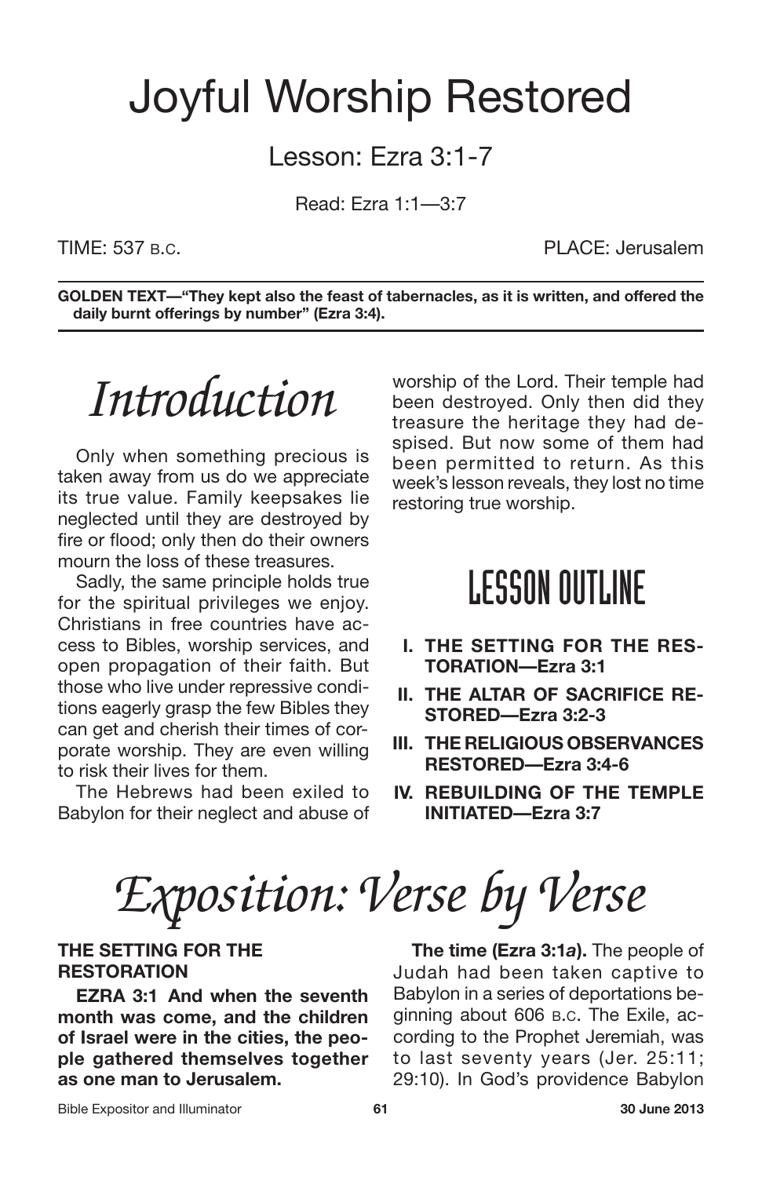# Joyful Worship Restored

Lesson: Ezra 3:1-7

Read: Ezra 1:1—3:7

TIME: 537 B.C. PLACE: Jerusalem

**GOLDEN TEXT—"They kept also the feast of tabernacles, as it is written, and offered the daily burnt offerings by number" (Ezra 3:4).**

## *Introduction*

Only when something precious is taken away from us do we appreciate its true value. Family keepsakes lie neglected until they are destroyed by fire or flood; only then do their owners mourn the loss of these treasures.

Sadly, the same principle holds true for the spiritual privileges we enjoy. Christians in free countries have access to Bibles, worship services, and open propagation of their faith. But those who live under repressive conditions eagerly grasp the few Bibles they can get and cherish their times of corporate worship. They are even willing to risk their lives for them.

The Hebrews had been exiled to Babylon for their neglect and abuse of worship of the Lord. Their temple had been destroyed. Only then did they treasure the heritage they had despised. But now some of them had been permitted to return. As this week's lesson reveals, they lost no time restoring true worship.

## LESSON OUTLINE

- **I. THE SETTING FOR THE RESTORATION—Ezra 3:1**
- **II. THE ALTAR OF SACRIFICE RESTORED—Ezra 3:2-3**
- **III. THE RELIGIOUS OBSERVANCES RESTORED—Ezra 3:4-6**
- **IV. REBUILDING OF THE TEMPLE INITIATED—Ezra 3:7**

## *Exposition: Verse by Verse*

### THE SETTING FOR THE RESTORATION

**EZRA 3:1 And when the seventh month was come, and the children of Israel were in the cities, the people gathered themselves together as one man to Jerusalem.**

**The time (Ezra 3:1*a*).** The people of Judah had been taken captive to Babylon in a series of deportations beginning about 606 B.C. The Exile, according to the Prophet Jeremiah, was to last seventy years (Jer. 25:11; 29:10). In God's providence Babylon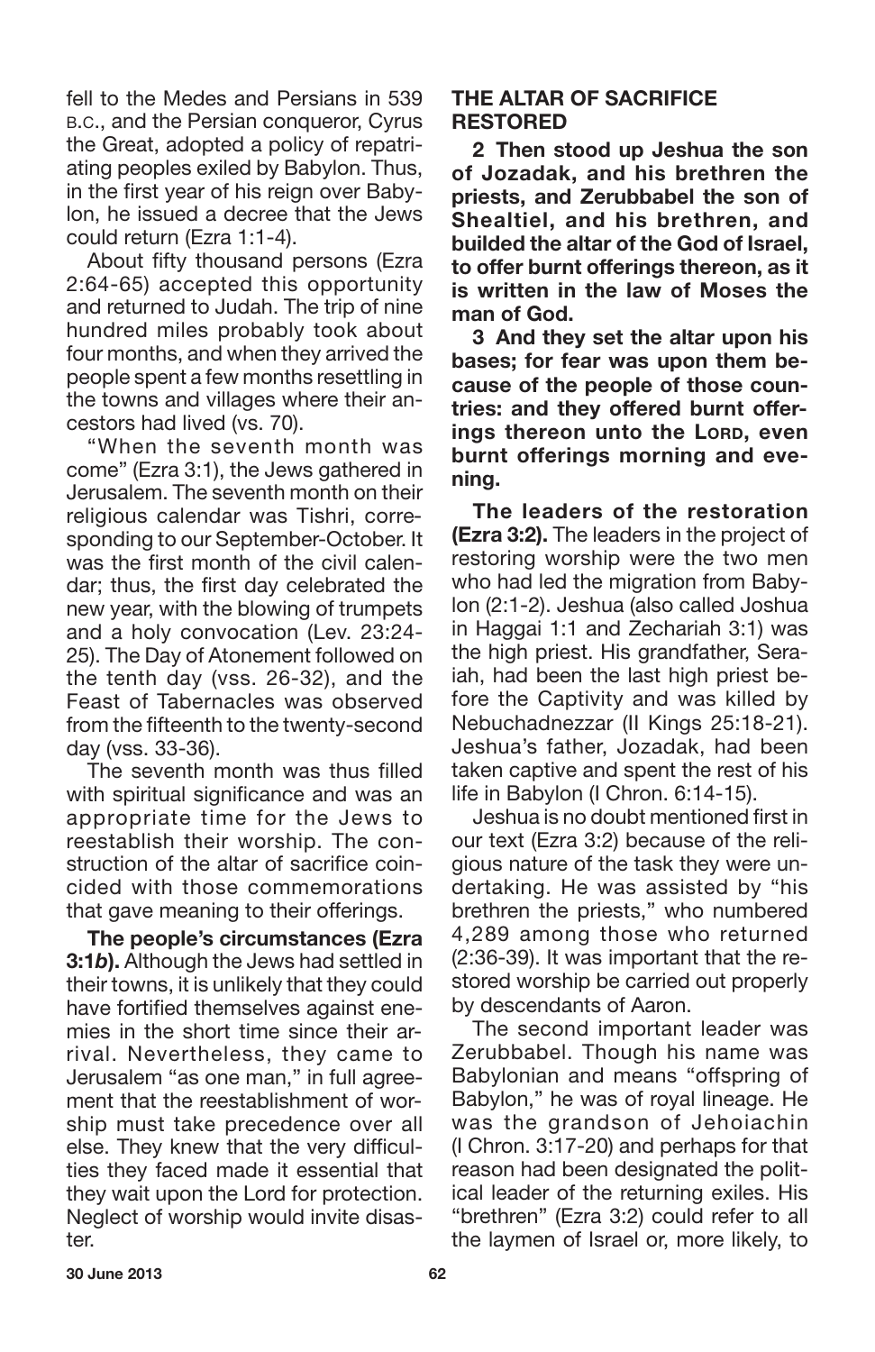fell to the Medes and Persians in 539 B.C., and the Persian conqueror, Cyrus the Great, adopted a policy of repatriating peoples exiled by Babylon. Thus, in the first year of his reign over Babylon, he issued a decree that the Jews could return (Ezra 1:1-4).

About fifty thousand persons (Ezra 2:64-65) accepted this opportunity and returned to Judah. The trip of nine hundred miles probably took about four months, and when they arrived the people spent a few months resettling in the towns and villages where their ancestors had lived (vs. 70).

"When the seventh month was come" (Ezra 3:1), the Jews gathered in Jerusalem. The seventh month on their religious calendar was Tishri, corresponding to our September-October. It was the first month of the civil calendar; thus, the first day celebrated the new year, with the blowing of trumpets and a holy convocation (Lev. 23:24-25). The Day of Atonement followed on the tenth day (vss. 26-32), and the Feast of Tabernacles was observed from the fifteenth to the twenty-second day (vss. 33-36).

The seventh month was thus filled with spiritual significance and was an appropriate time for the Jews to reestablish their worship. The construction of the altar of sacrifice coincided with those commemorations that gave meaning to their offerings.

**The people's circumstances (Ezra 3:1*b*).** Although the Jews had settled in their towns, it is unlikely that they could have fortified themselves against enemies in the short time since their arrival. Nevertheless, they came to Jerusalem "as one man," in full agreement that the reestablishment of worship must take precedence over all else. They knew that the very difficulties they faced made it essential that they wait upon the Lord for protection. Neglect of worship would invite disaster.

## THE ALTAR OF SACRIFICE RESTORED

**2 Then stood up Jeshua the son of Jozadak, and his brethren the priests, and Zerubbabel the son of Shealtiel, and his brethren, and builded the altar of the God of Israel, to offer burnt offerings thereon, as it is written in the law of Moses the man of God.**

**3 And they set the altar upon his bases; for fear was upon them because of the people of those countries: and they offered burnt offerings thereon unto the LORD, even burnt offerings morning and evening.**

**The leaders of the restoration (Ezra 3:2).** The leaders in the project of restoring worship were the two men who had led the migration from Babylon (2:1-2). Jeshua (also called Joshua in Haggai 1:1 and Zechariah 3:1) was the high priest. His grandfather, Seraiah, had been the last high priest before the Captivity and was killed by Nebuchadnezzar (II Kings 25:18-21). Jeshua's father, Jozadak, had been taken captive and spent the rest of his life in Babylon (I Chron. 6:14-15).

Jeshua is no doubt mentioned first in our text (Ezra 3:2) because of the religious nature of the task they were undertaking. He was assisted by "his brethren the priests," who numbered 4,289 among those who returned (2:36-39). It was important that the restored worship be carried out properly by descendants of Aaron.

The second important leader was Zerubbabel. Though his name was Babylonian and means "offspring of Babylon," he was of royal lineage. He was the grandson of Jehoiachin (I Chron. 3:17-20) and perhaps for that reason had been designated the political leader of the returning exiles. His "brethren" (Ezra 3:2) could refer to all the laymen of Israel or, more likely, to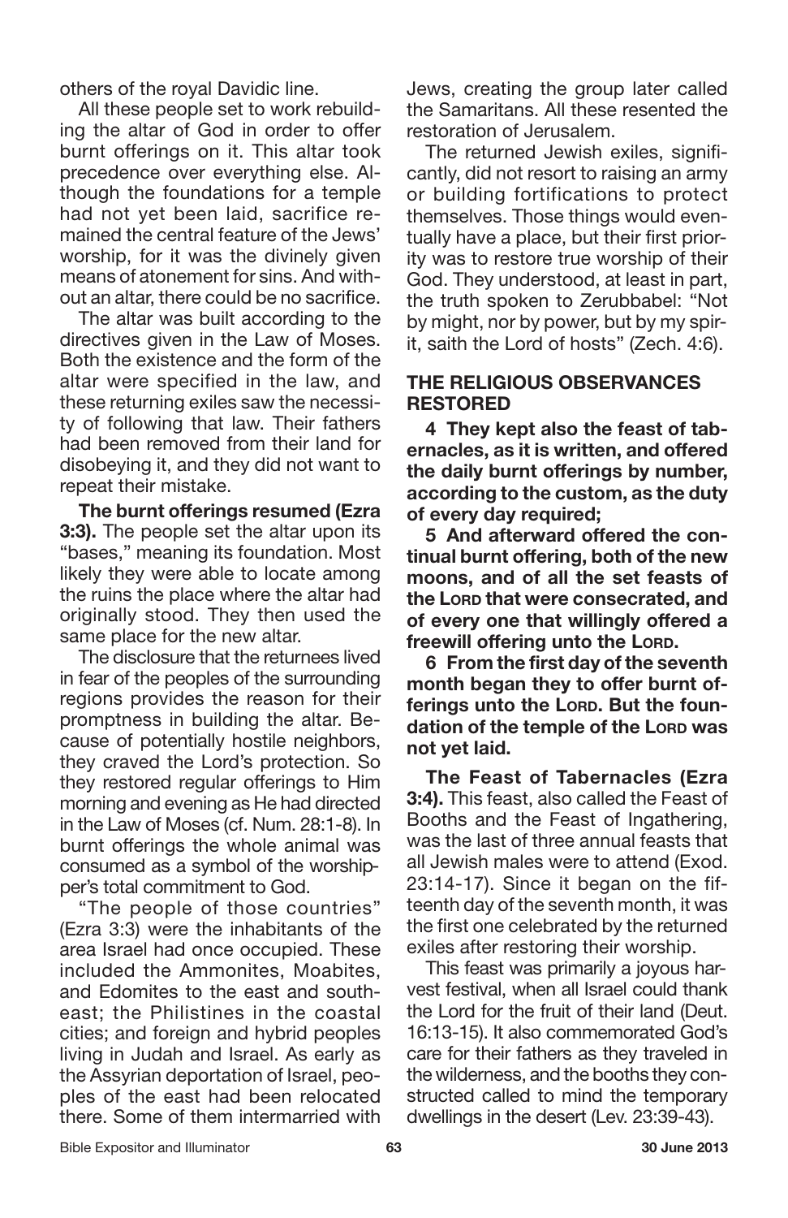others of the royal Davidic line.

All these people set to work rebuilding the altar of God in order to offer burnt offerings on it. This altar took precedence over everything else. Although the foundations for a temple had not yet been laid, sacrifice remained the central feature of the Jews' worship, for it was the divinely given means of atonement for sins. And without an altar, there could be no sacrifice.

The altar was built according to the directives given in the Law of Moses. Both the existence and the form of the altar were specified in the law, and these returning exiles saw the necessity of following that law. Their fathers had been removed from their land for disobeying it, and they did not want to repeat their mistake.

**The burnt offerings resumed (Ezra 3:3).** The people set the altar upon its "bases," meaning its foundation. Most likely they were able to locate among the ruins the place where the altar had originally stood. They then used the same place for the new altar.

The disclosure that the returnees lived in fear of the peoples of the surrounding regions provides the reason for their promptness in building the altar. Because of potentially hostile neighbors, they craved the Lord's protection. So they restored regular offerings to Him morning and evening as He had directed in the Law of Moses (cf. Num. 28:1-8). In burnt offerings the whole animal was consumed as a symbol of the worshipper's total commitment to God.

"The people of those countries" (Ezra 3:3) were the inhabitants of the area Israel had once occupied. These included the Ammonites, Moabites, and Edomites to the east and southeast; the Philistines in the coastal cities; and foreign and hybrid peoples living in Judah and Israel. As early as the Assyrian deportation of Israel, peoples of the east had been relocated there. Some of them intermarried with Jews, creating the group later called the Samaritans. All these resented the restoration of Jerusalem.

The returned Jewish exiles, significantly, did not resort to raising an army or building fortifications to protect themselves. Those things would eventually have a place, but their first priority was to restore true worship of their God. They understood, at least in part, the truth spoken to Zerubbabel: "Not by might, nor by power, but by my spirit, saith the Lord of hosts" (Zech. 4:6).

## THE RELIGIOUS OBSERVANCES RESTORED

**4 They kept also the feast of tabernacles, as it is written, and offered the daily burnt offerings by number, according to the custom, as the duty of every day required;**

**5 And afterward offered the continual burnt offering, both of the new moons, and of all the set feasts of the LORD that were consecrated, and of every one that willingly offered a freewill offering unto the LORD.**

**6 From the first day of the seventh month began they to offer burnt offerings unto the LORD. But the foundation of the temple of the LORD was not yet laid.**

**The Feast of Tabernacles (Ezra 3:4).** This feast, also called the Feast of Booths and the Feast of Ingathering, was the last of three annual feasts that all Jewish males were to attend (Exod. 23:14-17). Since it began on the fifteenth day of the seventh month, it was the first one celebrated by the returned exiles after restoring their worship.

This feast was primarily a joyous harvest festival, when all Israel could thank the Lord for the fruit of their land (Deut. 16:13-15). It also commemorated God's care for their fathers as they traveled in the wilderness, and the booths they constructed called to mind the temporary dwellings in the desert (Lev. 23:39-43).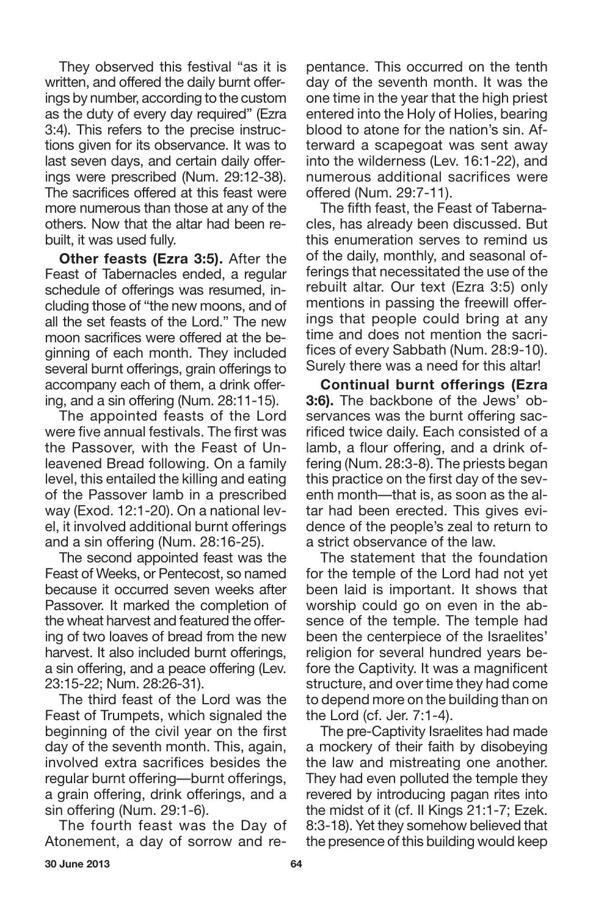They observed this festival "as it is written, and offered the daily burnt offerings by number, according to the custom as the duty of every day required" (Ezra 3:4). This refers to the precise instructions given for its observance. It was to last seven days, and certain daily offerings were prescribed (Num. 29:12-38). The sacrifices offered at this feast were more numerous than those at any of the others. Now that the altar had been rebuilt, it was used fully.

**Other feasts (Ezra 3:5).** After the Feast of Tabernacles ended, a regular schedule of offerings was resumed, including those of "the new moons, and of all the set feasts of the Lord." The new moon sacrifices were offered at the beginning of each month. They included several burnt offerings, grain offerings to accompany each of them, a drink offering, and a sin offering (Num. 28:11-15).

The appointed feasts of the Lord were five annual festivals. The first was the Passover, with the Feast of Unleavened Bread following. On a family level, this entailed the killing and eating of the Passover lamb in a prescribed way (Exod. 12:1-20). On a national level, it involved additional burnt offerings and a sin offering (Num. 28:16-25).

The second appointed feast was the Feast of Weeks, or Pentecost, so named because it occurred seven weeks after Passover. It marked the completion of the wheat harvest and featured the offering of two loaves of bread from the new harvest. It also included burnt offerings, a sin offering, and a peace offering (Lev. 23:15-22; Num. 28:26-31).

The third feast of the Lord was the Feast of Trumpets, which signaled the beginning of the civil year on the first day of the seventh month. This, again, involved extra sacrifices besides the regular burnt offering—burnt offerings, a grain offering, drink offerings, and a sin offering (Num. 29:1-6).

The fourth feast was the Day of Atonement, a day of sorrow and repentance. This occurred on the tenth day of the seventh month. It was the one time in the year that the high priest entered into the Holy of Holies, bearing blood to atone for the nation's sin. Afterward a scapegoat was sent away into the wilderness (Lev. 16:1-22), and numerous additional sacrifices were offered (Num. 29:7-11).

The fifth feast, the Feast of Tabernacles, has already been discussed. But this enumeration serves to remind us of the daily, monthly, and seasonal offerings that necessitated the use of the rebuilt altar. Our text (Ezra 3:5) only mentions in passing the freewill offerings that people could bring at any time and does not mention the sacrifices of every Sabbath (Num. 28:9-10). Surely there was a need for this altar!

**Continual burnt offerings (Ezra 3:6).** The backbone of the Jews' observances was the burnt offering sacrificed twice daily. Each consisted of a lamb, a flour offering, and a drink offering (Num. 28:3-8). The priests began this practice on the first day of the seventh month—that is, as soon as the altar had been erected. This gives evidence of the people's zeal to return to a strict observance of the law.

The statement that the foundation for the temple of the Lord had not yet been laid is important. It shows that worship could go on even in the absence of the temple. The temple had been the centerpiece of the Israelites' religion for several hundred years before the Captivity. It was a magnificent structure, and over time they had come to depend more on the building than on the Lord (cf. Jer. 7:1-4).

The pre-Captivity Israelites had made a mockery of their faith by disobeying the law and mistreating one another. They had even polluted the temple they revered by introducing pagan rites into the midst of it (cf. II Kings 21:1-7; Ezek. 8:3-18). Yet they somehow believed that the presence of this building would keep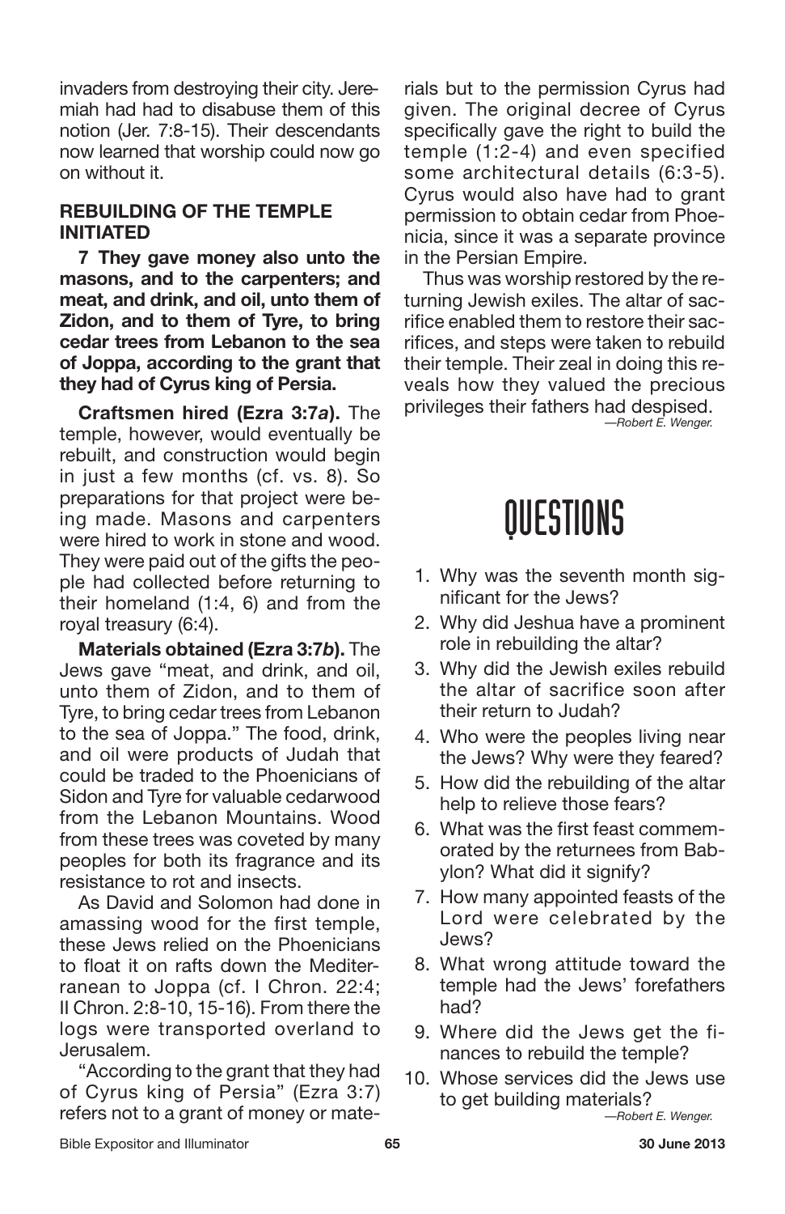invaders from destroying their city. Jeremiah had had to disabuse them of this notion (Jer. 7:8-15). Their descendants now learned that worship could now go on without it.

## REBUILDING OF THE TEMPLE INITIATED

**7 They gave money also unto the masons, and to the carpenters; and meat, and drink, and oil, unto them of Zidon, and to them of Tyre, to bring cedar trees from Lebanon to the sea of Joppa, according to the grant that they had of Cyrus king of Persia.**

**Craftsmen hired (Ezra 3:7*a*).** The temple, however, would eventually be rebuilt, and construction would begin in just a few months (cf. vs. 8). So preparations for that project were being made. Masons and carpenters were hired to work in stone and wood. They were paid out of the gifts the people had collected before returning to their homeland (1:4, 6) and from the royal treasury (6:4).

**Materials obtained (Ezra 3:7*b*).** The Jews gave "meat, and drink, and oil, unto them of Zidon, and to them of Tyre, to bring cedar trees from Lebanon to the sea of Joppa." The food, drink, and oil were products of Judah that could be traded to the Phoenicians of Sidon and Tyre for valuable cedarwood from the Lebanon Mountains. Wood from these trees was coveted by many peoples for both its fragrance and its resistance to rot and insects.

As David and Solomon had done in amassing wood for the first temple, these Jews relied on the Phoenicians to float it on rafts down the Mediterranean to Joppa (cf. I Chron. 22:4; II Chron. 2:8-10, 15-16). From there the logs were transported overland to Jerusalem.

"According to the grant that they had of Cyrus king of Persia" (Ezra 3:7) refers not to a grant of money or materials but to the permission Cyrus had given. The original decree of Cyrus specifically gave the right to build the temple (1:2-4) and even specified some architectural details (6:3-5). Cyrus would also have had to grant permission to obtain cedar from Phoenicia, since it was a separate province in the Persian Empire.

Thus was worship restored by the returning Jewish exiles. The altar of sacrifice enabled them to restore their sacrifices, and steps were taken to rebuild their temple. Their zeal in doing this reveals how they valued the precious privileges their fathers had despised.

*—Robert E. Wenger.*

# QUESTIONS

1. Why was the seventh month significant for the Jews?
2. Why did Jeshua have a prominent role in rebuilding the altar?
3. Why did the Jewish exiles rebuild the altar of sacrifice soon after their return to Judah?
4. Who were the peoples living near the Jews? Why were they feared?
5. How did the rebuilding of the altar help to relieve those fears?
6. What was the first feast commemorated by the returnees from Babylon? What did it signify?
7. How many appointed feasts of the Lord were celebrated by the Jews?
8. What wrong attitude toward the temple had the Jews' forefathers had?
9. Where did the Jews get the finances to rebuild the temple?
10. Whose services did the Jews use to get building materials?

*—Robert E. Wenger.*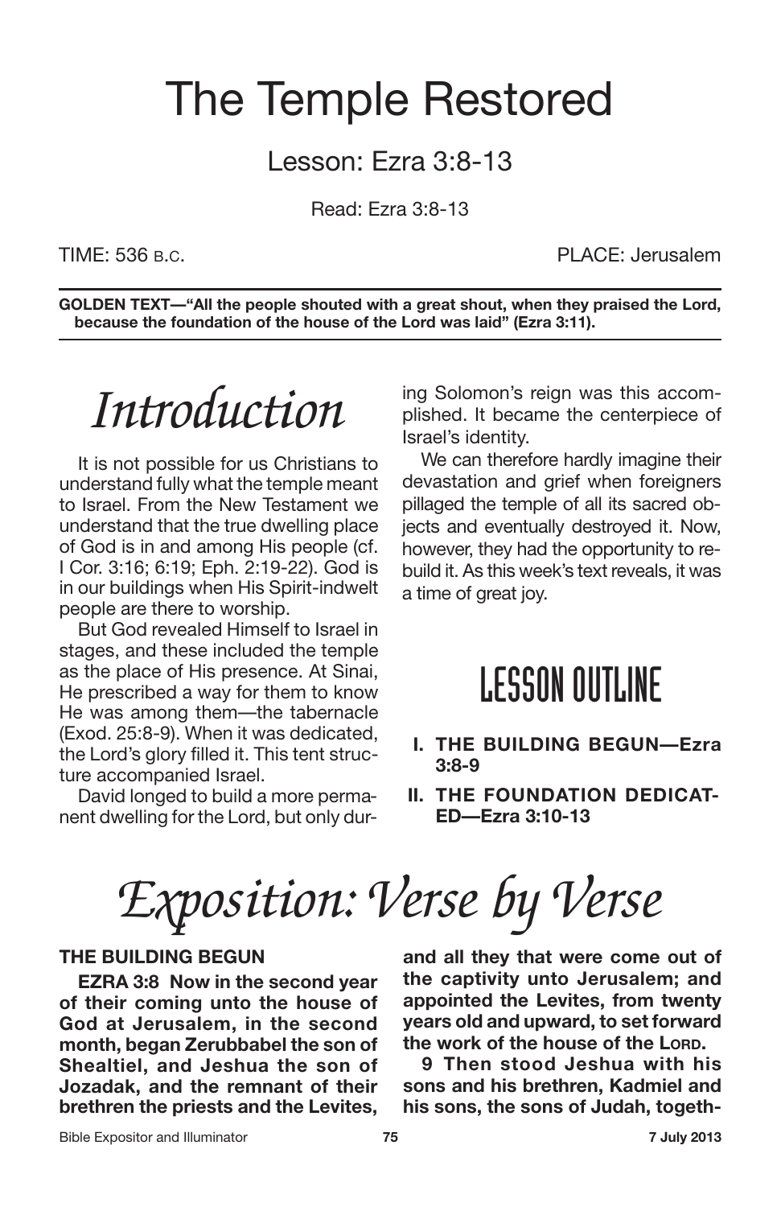# The Temple Restored

## Lesson: Ezra 3:8-13

Read: Ezra 3:8-13

TIME: 536 B.C. PLACE: Jerusalem

**GOLDEN TEXT—"All the people shouted with a great shout, when they praised the Lord, because the foundation of the house of the Lord was laid" (Ezra 3:11).**

## *Introduction*

It is not possible for us Christians to understand fully what the temple meant to Israel. From the New Testament we understand that the true dwelling place of God is in and among His people (cf. I Cor. 3:16; 6:19; Eph. 2:19-22). God is in our buildings when His Spirit-indwelt people are there to worship.

But God revealed Himself to Israel in stages, and these included the temple as the place of His presence. At Sinai, He prescribed a way for them to know He was among them—the tabernacle (Exod. 25:8-9). When it was dedicated, the Lord's glory filled it. This tent structure accompanied Israel.

David longed to build a more permanent dwelling for the Lord, but only during Solomon's reign was this accomplished. It became the centerpiece of Israel's identity.

We can therefore hardly imagine their devastation and grief when foreigners pillaged the temple of all its sacred objects and eventually destroyed it. Now, however, they had the opportunity to rebuild it. As this week's text reveals, it was a time of great joy.

## LESSON OUTLINE

- **I. THE BUILDING BEGUN—Ezra 3:8-9**
- **II. THE FOUNDATION DEDICATED—Ezra 3:10-13**

## *Exposition: Verse by Verse*

### THE BUILDING BEGUN

**EZRA 3:8 Now in the second year of their coming unto the house of God at Jerusalem, in the second month, began Zerubbabel the son of Shealtiel, and Jeshua the son of Jozadak, and the remnant of their brethren the priests and the Levites, and all they that were come out of the captivity unto Jerusalem; and appointed the Levites, from twenty years old and upward, to set forward the work of the house of the LORD.**

**9 Then stood Jeshua with his sons and his brethren, Kadmiel and his sons, the sons of Judah, togeth-**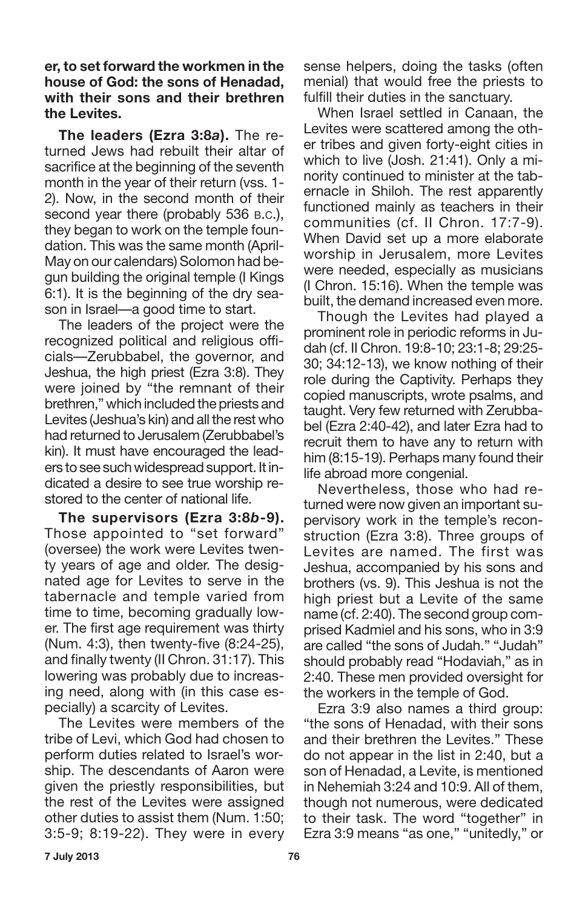**er, to set forward the workmen in the house of God: the sons of Henadad, with their sons and their brethren the Levites.**

**The leaders (Ezra 3:8*a*).** The returned Jews had rebuilt their altar of sacrifice at the beginning of the seventh month in the year of their return (vss. 1-2). Now, in the second month of their second year there (probably 536 B.C.), they began to work on the temple foundation. This was the same month (April-May on our calendars) Solomon had begun building the original temple (I Kings 6:1). It is the beginning of the dry season in Israel—a good time to start.

The leaders of the project were the recognized political and religious officials—Zerubbabel, the governor, and Jeshua, the high priest (Ezra 3:8). They were joined by "the remnant of their brethren," which included the priests and Levites (Jeshua's kin) and all the rest who had returned to Jerusalem (Zerubbabel's kin). It must have encouraged the leaders to see such widespread support. It indicated a desire to see true worship restored to the center of national life.

**The supervisors (Ezra 3:8*b*-9).** Those appointed to "set forward" (oversee) the work were Levites twenty years of age and older. The designated age for Levites to serve in the tabernacle and temple varied from time to time, becoming gradually lower. The first age requirement was thirty (Num. 4:3), then twenty-five (8:24-25), and finally twenty (II Chron. 31:17). This lowering was probably due to increasing need, along with (in this case especially) a scarcity of Levites.

The Levites were members of the tribe of Levi, which God had chosen to perform duties related to Israel's worship. The descendants of Aaron were given the priestly responsibilities, but the rest of the Levites were assigned other duties to assist them (Num. 1:50; 3:5-9; 8:19-22). They were in every sense helpers, doing the tasks (often menial) that would free the priests to fulfill their duties in the sanctuary.

When Israel settled in Canaan, the Levites were scattered among the other tribes and given forty-eight cities in which to live (Josh. 21:41). Only a minority continued to minister at the tabernacle in Shiloh. The rest apparently functioned mainly as teachers in their communities (cf. II Chron. 17:7-9). When David set up a more elaborate worship in Jerusalem, more Levites were needed, especially as musicians (I Chron. 15:16). When the temple was built, the demand increased even more.

Though the Levites had played a prominent role in periodic reforms in Judah (cf. II Chron. 19:8-10; 23:1-8; 29:25-30; 34:12-13), we know nothing of their role during the Captivity. Perhaps they copied manuscripts, wrote psalms, and taught. Very few returned with Zerubbabel (Ezra 2:40-42), and later Ezra had to recruit them to have any to return with him (8:15-19). Perhaps many found their life abroad more congenial.

Nevertheless, those who had returned were now given an important supervisory work in the temple's reconstruction (Ezra 3:8). Three groups of Levites are named. The first was Jeshua, accompanied by his sons and brothers (vs. 9). This Jeshua is not the high priest but a Levite of the same name (cf. 2:40). The second group comprised Kadmiel and his sons, who in 3:9 are called "the sons of Judah." "Judah" should probably read "Hodaviah," as in 2:40. These men provided oversight for the workers in the temple of God.

Ezra 3:9 also names a third group: "the sons of Henadad, with their sons and their brethren the Levites." These do not appear in the list in 2:40, but a son of Henadad, a Levite, is mentioned in Nehemiah 3:24 and 10:9. All of them, though not numerous, were dedicated to their task. The word "together" in Ezra 3:9 means "as one," "unitedly," or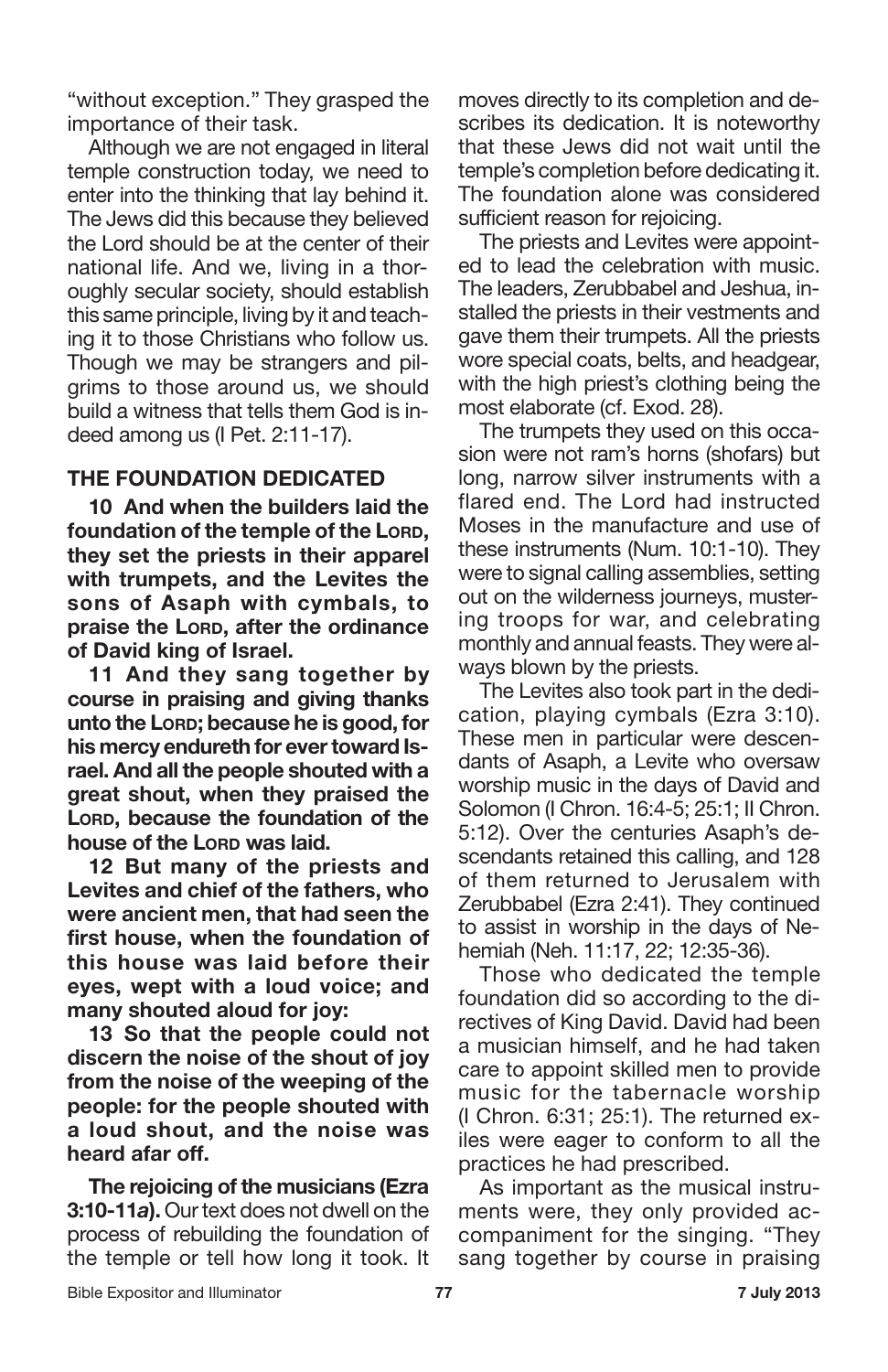"without exception." They grasped the importance of their task.

Although we are not engaged in literal temple construction today, we need to enter into the thinking that lay behind it. The Jews did this because they believed the Lord should be at the center of their national life. And we, living in a thoroughly secular society, should establish this same principle, living by it and teaching it to those Christians who follow us. Though we may be strangers and pilgrims to those around us, we should build a witness that tells them God is indeed among us (I Pet. 2:11-17).

## THE FOUNDATION DEDICATED

**10 And when the builders laid the foundation of the temple of the LORD, they set the priests in their apparel with trumpets, and the Levites the sons of Asaph with cymbals, to praise the LORD, after the ordinance of David king of Israel.**

**11 And they sang together by course in praising and giving thanks unto the LORD; because he is good, for his mercy endureth for ever toward Israel. And all the people shouted with a great shout, when they praised the LORD, because the foundation of the house of the LORD was laid.**

**12 But many of the priests and Levites and chief of the fathers, who were ancient men, that had seen the first house, when the foundation of this house was laid before their eyes, wept with a loud voice; and many shouted aloud for joy:**

**13 So that the people could not discern the noise of the shout of joy from the noise of the weeping of the people: for the people shouted with a loud shout, and the noise was heard afar off.**

**The rejoicing of the musicians (Ezra 3:10-11*a*).** Our text does not dwell on the process of rebuilding the foundation of the temple or tell how long it took. It moves directly to its completion and describes its dedication. It is noteworthy that these Jews did not wait until the temple's completion before dedicating it. The foundation alone was considered sufficient reason for rejoicing.

The priests and Levites were appointed to lead the celebration with music. The leaders, Zerubbabel and Jeshua, installed the priests in their vestments and gave them their trumpets. All the priests wore special coats, belts, and headgear, with the high priest's clothing being the most elaborate (cf. Exod. 28).

The trumpets they used on this occasion were not ram's horns (shofars) but long, narrow silver instruments with a flared end. The Lord had instructed Moses in the manufacture and use of these instruments (Num. 10:1-10). They were to signal calling assemblies, setting out on the wilderness journeys, mustering troops for war, and celebrating monthly and annual feasts. They were always blown by the priests.

The Levites also took part in the dedication, playing cymbals (Ezra 3:10). These men in particular were descendants of Asaph, a Levite who oversaw worship music in the days of David and Solomon (I Chron. 16:4-5; 25:1; II Chron. 5:12). Over the centuries Asaph's descendants retained this calling, and 128 of them returned to Jerusalem with Zerubbabel (Ezra 2:41). They continued to assist in worship in the days of Nehemiah (Neh. 11:17, 22; 12:35-36).

Those who dedicated the temple foundation did so according to the directives of King David. David had been a musician himself, and he had taken care to appoint skilled men to provide music for the tabernacle worship (I Chron. 6:31; 25:1). The returned exiles were eager to conform to all the practices he had prescribed.

As important as the musical instruments were, they only provided accompaniment for the singing. "They sang together by course in praising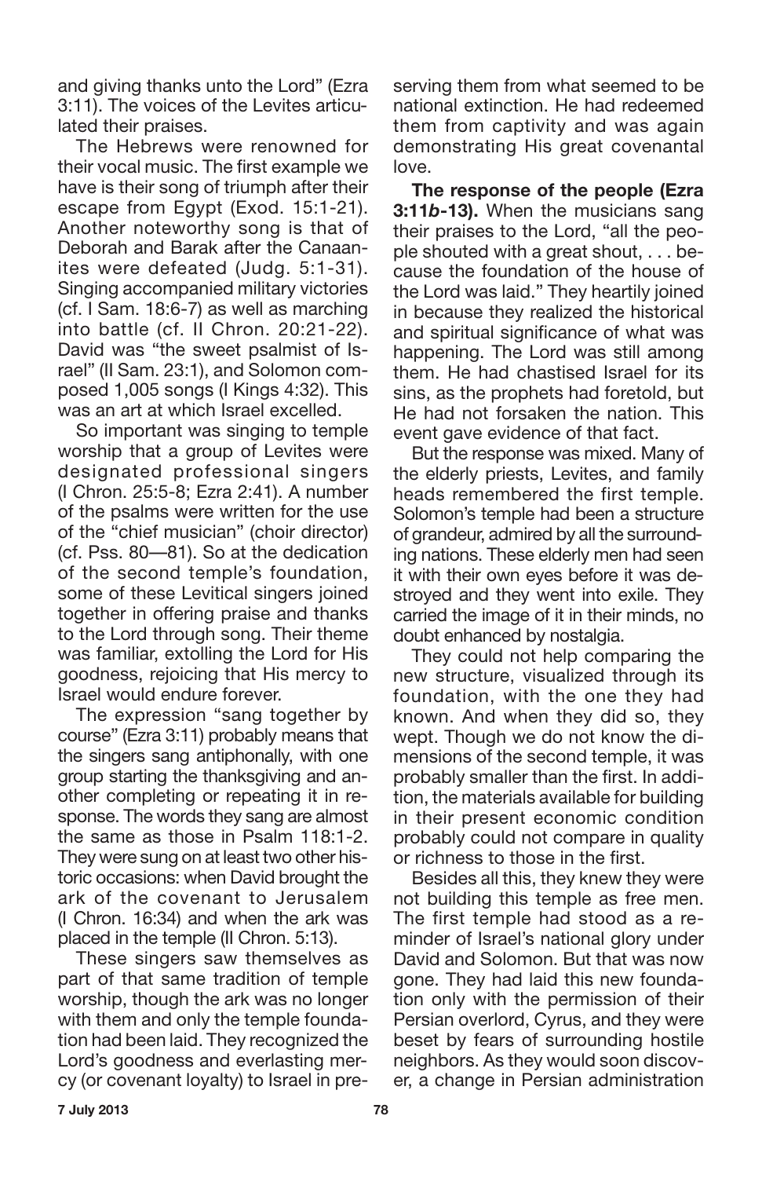and giving thanks unto the Lord" (Ezra 3:11). The voices of the Levites articulated their praises.

The Hebrews were renowned for their vocal music. The first example we have is their song of triumph after their escape from Egypt (Exod. 15:1-21). Another noteworthy song is that of Deborah and Barak after the Canaanites were defeated (Judg. 5:1-31). Singing accompanied military victories (cf. I Sam. 18:6-7) as well as marching into battle (cf. II Chron. 20:21-22). David was "the sweet psalmist of Israel" (II Sam. 23:1), and Solomon composed 1,005 songs (I Kings 4:32). This was an art at which Israel excelled.

So important was singing to temple worship that a group of Levites were designated professional singers (I Chron. 25:5-8; Ezra 2:41). A number of the psalms were written for the use of the "chief musician" (choir director) (cf. Pss. 80—81). So at the dedication of the second temple's foundation, some of these Levitical singers joined together in offering praise and thanks to the Lord through song. Their theme was familiar, extolling the Lord for His goodness, rejoicing that His mercy to Israel would endure forever.

The expression "sang together by course" (Ezra 3:11) probably means that the singers sang antiphonally, with one group starting the thanksgiving and another completing or repeating it in response. The words they sang are almost the same as those in Psalm 118:1-2. They were sung on at least two other historic occasions: when David brought the ark of the covenant to Jerusalem (I Chron. 16:34) and when the ark was placed in the temple (II Chron. 5:13).

These singers saw themselves as part of that same tradition of temple worship, though the ark was no longer with them and only the temple foundation had been laid. They recognized the Lord's goodness and everlasting mercy (or covenant loyalty) to Israel in preserving them from what seemed to be national extinction. He had redeemed them from captivity and was again demonstrating His great covenantal love.

**The response of the people (Ezra 3:11*b*-13).** When the musicians sang their praises to the Lord, "all the people shouted with a great shout, . . . because the foundation of the house of the Lord was laid." They heartily joined in because they realized the historical and spiritual significance of what was happening. The Lord was still among them. He had chastised Israel for its sins, as the prophets had foretold, but He had not forsaken the nation. This event gave evidence of that fact.

But the response was mixed. Many of the elderly priests, Levites, and family heads remembered the first temple. Solomon's temple had been a structure of grandeur, admired by all the surrounding nations. These elderly men had seen it with their own eyes before it was destroyed and they went into exile. They carried the image of it in their minds, no doubt enhanced by nostalgia.

They could not help comparing the new structure, visualized through its foundation, with the one they had known. And when they did so, they wept. Though we do not know the dimensions of the second temple, it was probably smaller than the first. In addition, the materials available for building in their present economic condition probably could not compare in quality or richness to those in the first.

Besides all this, they knew they were not building this temple as free men. The first temple had stood as a reminder of Israel's national glory under David and Solomon. But that was now gone. They had laid this new foundation only with the permission of their Persian overlord, Cyrus, and they were beset by fears of surrounding hostile neighbors. As they would soon discover, a change in Persian administration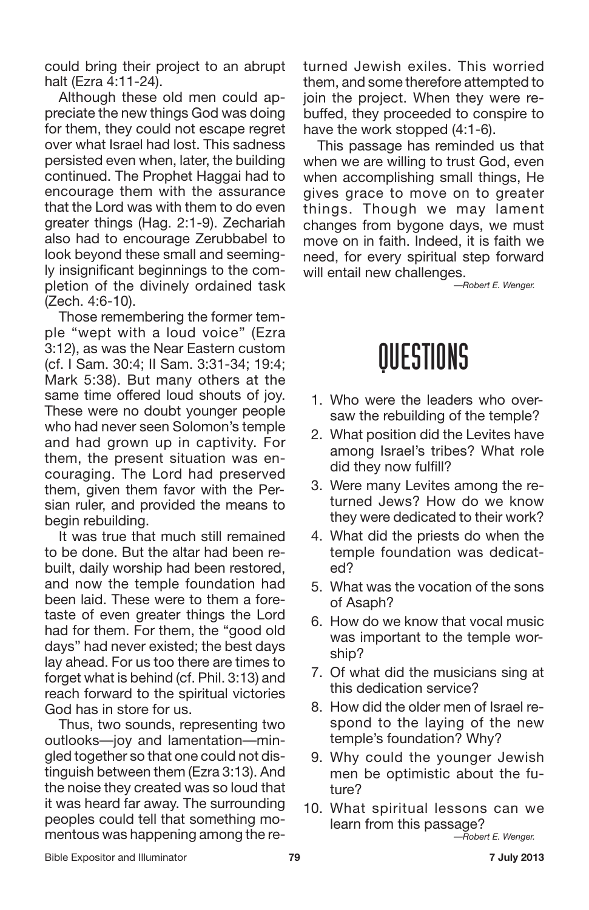could bring their project to an abrupt halt (Ezra 4:11-24).

Although these old men could appreciate the new things God was doing for them, they could not escape regret over what Israel had lost. This sadness persisted even when, later, the building continued. The Prophet Haggai had to encourage them with the assurance that the Lord was with them to do even greater things (Hag. 2:1-9). Zechariah also had to encourage Zerubbabel to look beyond these small and seemingly insignificant beginnings to the completion of the divinely ordained task (Zech. 4:6-10).

Those remembering the former temple "wept with a loud voice" (Ezra 3:12), as was the Near Eastern custom (cf. I Sam. 30:4; II Sam. 3:31-34; 19:4; Mark 5:38). But many others at the same time offered loud shouts of joy. These were no doubt younger people who had never seen Solomon's temple and had grown up in captivity. For them, the present situation was encouraging. The Lord had preserved them, given them favor with the Persian ruler, and provided the means to begin rebuilding.

It was true that much still remained to be done. But the altar had been rebuilt, daily worship had been restored, and now the temple foundation had been laid. These were to them a foretaste of even greater things the Lord had for them. For them, the "good old days" had never existed; the best days lay ahead. For us too there are times to forget what is behind (cf. Phil. 3:13) and reach forward to the spiritual victories God has in store for us.

Thus, two sounds, representing two outlooks—joy and lamentation—mingled together so that one could not distinguish between them (Ezra 3:13). And the noise they created was so loud that it was heard far away. The surrounding peoples could tell that something momentous was happening among the returned Jewish exiles. This worried them, and some therefore attempted to join the project. When they were rebuffed, they proceeded to conspire to have the work stopped (4:1-6).

This passage has reminded us that when we are willing to trust God, even when accomplishing small things, He gives grace to move on to greater things. Though we may lament changes from bygone days, we must move on in faith. Indeed, it is faith we need, for every spiritual step forward will entail new challenges.

—*Robert E. Wenger.*

# QUESTIONS

1. Who were the leaders who oversaw the rebuilding of the temple?
2. What position did the Levites have among Israel's tribes? What role did they now fulfill?
3. Were many Levites among the returned Jews? How do we know they were dedicated to their work?
4. What did the priests do when the temple foundation was dedicated?
5. What was the vocation of the sons of Asaph?
6. How do we know that vocal music was important to the temple worship?
7. Of what did the musicians sing at this dedication service?
8. How did the older men of Israel respond to the laying of the new temple's foundation? Why?
9. Why could the younger Jewish men be optimistic about the future?
10. What spiritual lessons can we learn from this passage?

—*Robert E. Wenger.*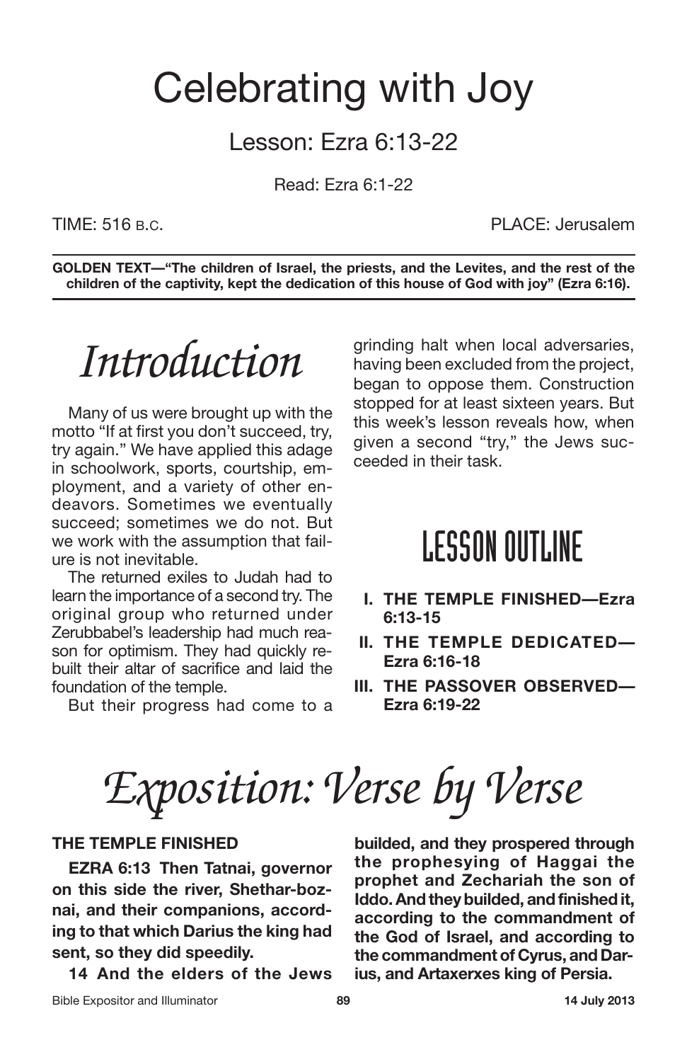# Celebrating with Joy

## Lesson: Ezra 6:13-22

Read: Ezra 6:1-22

TIME: 516 B.C. PLACE: Jerusalem

**GOLDEN TEXT—"The children of Israel, the priests, and the Levites, and the rest of the children of the captivity, kept the dedication of this house of God with joy" (Ezra 6:16).**

# *Introduction*

Many of us were brought up with the motto "If at first you don't succeed, try, try again." We have applied this adage in schoolwork, sports, courtship, employment, and a variety of other endeavors. Sometimes we eventually succeed; sometimes we do not. But we work with the assumption that failure is not inevitable.

The returned exiles to Judah had to learn the importance of a second try. The original group who returned under Zerubbabel's leadership had much reason for optimism. They had quickly rebuilt their altar of sacrifice and laid the foundation of the temple.

But their progress had come to a grinding halt when local adversaries, having been excluded from the project, began to oppose them. Construction stopped for at least sixteen years. But this week's lesson reveals how, when given a second "try," the Jews succeeded in their task.

## LESSON OUTLINE

- **I. THE TEMPLE FINISHED—Ezra 6:13-15**
- **II. THE TEMPLE DEDICATED—Ezra 6:16-18**
- **III. THE PASSOVER OBSERVED—Ezra 6:19-22**

# *Exposition: Verse by Verse*

### THE TEMPLE FINISHED

**EZRA 6:13 Then Tatnai, governor on this side the river, Shethar-boznai, and their companions, according to that which Darius the king had sent, so they did speedily.**

**14 And the elders of the Jews builded, and they prospered through the prophesying of Haggai the prophet and Zechariah the son of Iddo. And they builded, and finished it, according to the commandment of the God of Israel, and according to the commandment of Cyrus, and Darius, and Artaxerxes king of Persia.**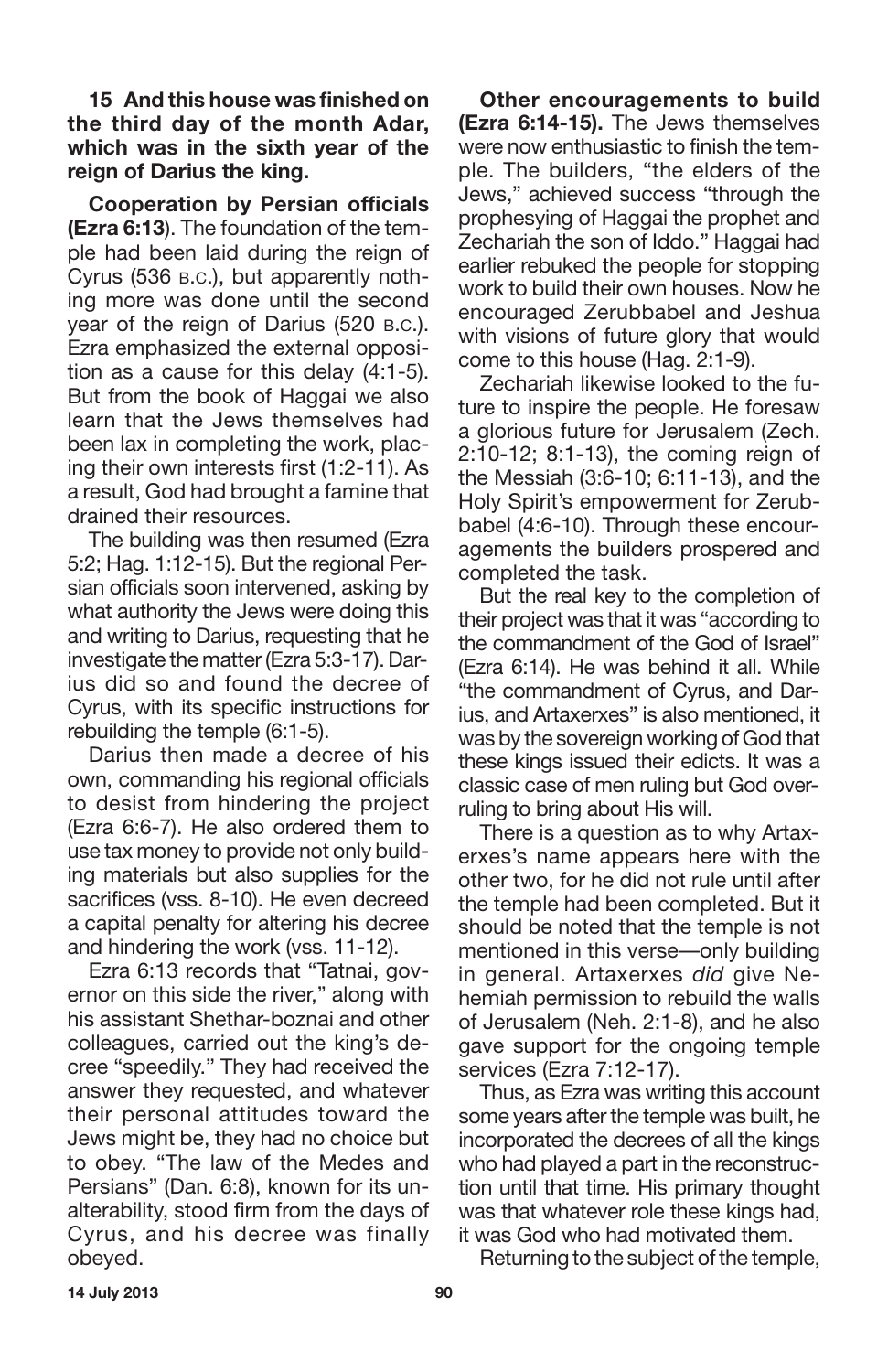**15 And this house was finished on the third day of the month Adar, which was in the sixth year of the reign of Darius the king.**

**Cooperation by Persian officials (Ezra 6:13**). The foundation of the temple had been laid during the reign of Cyrus (536 B.C.), but apparently nothing more was done until the second year of the reign of Darius (520 B.C.). Ezra emphasized the external opposition as a cause for this delay (4:1-5). But from the book of Haggai we also learn that the Jews themselves had been lax in completing the work, placing their own interests first (1:2-11). As a result, God had brought a famine that drained their resources.

The building was then resumed (Ezra 5:2; Hag. 1:12-15). But the regional Persian officials soon intervened, asking by what authority the Jews were doing this and writing to Darius, requesting that he investigate the matter (Ezra 5:3-17). Darius did so and found the decree of Cyrus, with its specific instructions for rebuilding the temple (6:1-5).

Darius then made a decree of his own, commanding his regional officials to desist from hindering the project (Ezra 6:6-7). He also ordered them to use tax money to provide not only building materials but also supplies for the sacrifices (vss. 8-10). He even decreed a capital penalty for altering his decree and hindering the work (vss. 11-12).

Ezra 6:13 records that "Tatnai, governor on this side the river," along with his assistant Shethar-boznai and other colleagues, carried out the king's decree "speedily." They had received the answer they requested, and whatever their personal attitudes toward the Jews might be, they had no choice but to obey. "The law of the Medes and Persians" (Dan. 6:8), known for its unalterability, stood firm from the days of Cyrus, and his decree was finally obeyed.

**Other encouragements to build (Ezra 6:14-15).** The Jews themselves were now enthusiastic to finish the temple. The builders, "the elders of the Jews," achieved success "through the prophesying of Haggai the prophet and Zechariah the son of Iddo." Haggai had earlier rebuked the people for stopping work to build their own houses. Now he encouraged Zerubbabel and Jeshua with visions of future glory that would come to this house (Hag. 2:1-9).

Zechariah likewise looked to the future to inspire the people. He foresaw a glorious future for Jerusalem (Zech. 2:10-12; 8:1-13), the coming reign of the Messiah (3:6-10; 6:11-13), and the Holy Spirit's empowerment for Zerubbabel (4:6-10). Through these encouragements the builders prospered and completed the task.

But the real key to the completion of their project was that it was "according to the commandment of the God of Israel" (Ezra 6:14). He was behind it all. While "the commandment of Cyrus, and Darius, and Artaxerxes" is also mentioned, it was by the sovereign working of God that these kings issued their edicts. It was a classic case of men ruling but God overruling to bring about His will.

There is a question as to why Artaxerxes's name appears here with the other two, for he did not rule until after the temple had been completed. But it should be noted that the temple is not mentioned in this verse—only building in general. Artaxerxes *did* give Nehemiah permission to rebuild the walls of Jerusalem (Neh. 2:1-8), and he also gave support for the ongoing temple services (Ezra 7:12-17).

Thus, as Ezra was writing this account some years after the temple was built, he incorporated the decrees of all the kings who had played a part in the reconstruction until that time. His primary thought was that whatever role these kings had, it was God who had motivated them.

Returning to the subject of the temple,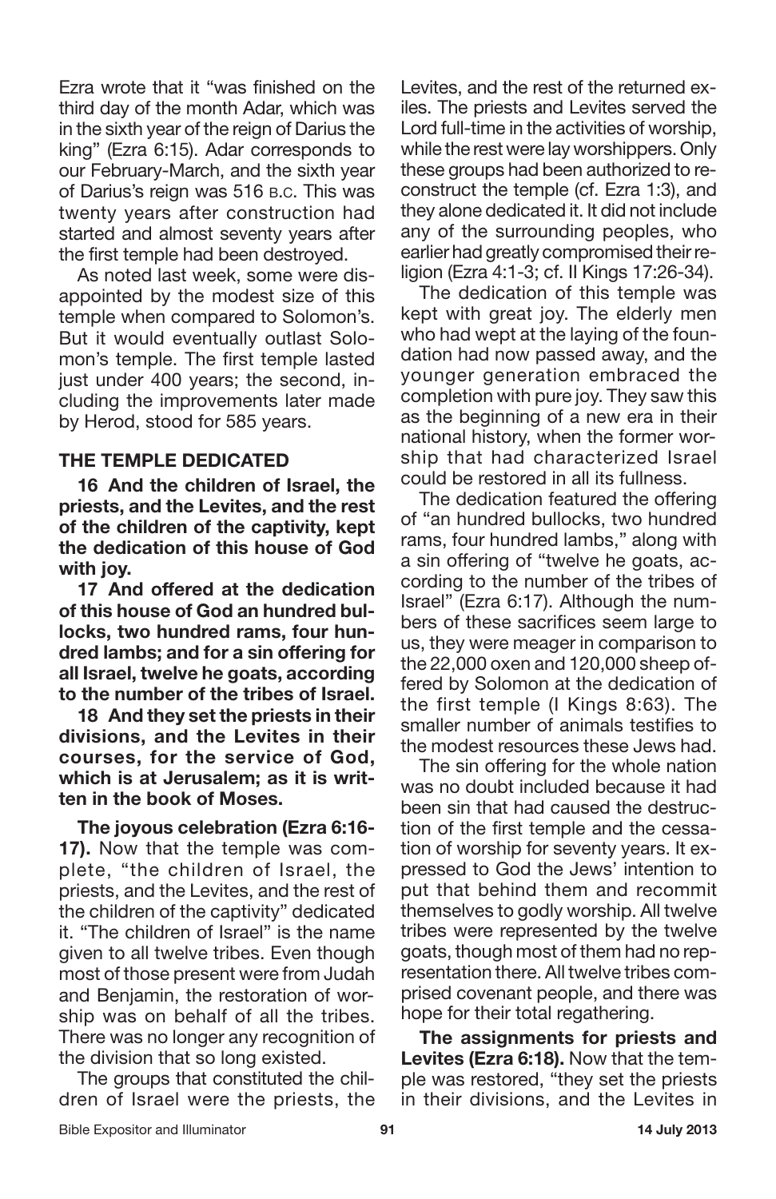Ezra wrote that it "was finished on the third day of the month Adar, which was in the sixth year of the reign of Darius the king" (Ezra 6:15). Adar corresponds to our February-March, and the sixth year of Darius's reign was 516 B.C. This was twenty years after construction had started and almost seventy years after the first temple had been destroyed.

As noted last week, some were disappointed by the modest size of this temple when compared to Solomon's. But it would eventually outlast Solomon's temple. The first temple lasted just under 400 years; the second, including the improvements later made by Herod, stood for 585 years.

## THE TEMPLE DEDICATED

**16 And the children of Israel, the priests, and the Levites, and the rest of the children of the captivity, kept the dedication of this house of God with joy.**

**17 And offered at the dedication of this house of God an hundred bullocks, two hundred rams, four hundred lambs; and for a sin offering for all Israel, twelve he goats, according to the number of the tribes of Israel.**

**18 And they set the priests in their divisions, and the Levites in their courses, for the service of God, which is at Jerusalem; as it is written in the book of Moses.**

**The joyous celebration (Ezra 6:16-17).** Now that the temple was complete, "the children of Israel, the priests, and the Levites, and the rest of the children of the captivity" dedicated it. "The children of Israel" is the name given to all twelve tribes. Even though most of those present were from Judah and Benjamin, the restoration of worship was on behalf of all the tribes. There was no longer any recognition of the division that so long existed.

The groups that constituted the children of Israel were the priests, the Levites, and the rest of the returned exiles. The priests and Levites served the Lord full-time in the activities of worship, while the rest were lay worshippers. Only these groups had been authorized to reconstruct the temple (cf. Ezra 1:3), and they alone dedicated it. It did not include any of the surrounding peoples, who earlier had greatly compromised their religion (Ezra 4:1-3; cf. II Kings 17:26-34).

The dedication of this temple was kept with great joy. The elderly men who had wept at the laying of the foundation had now passed away, and the younger generation embraced the completion with pure joy. They saw this as the beginning of a new era in their national history, when the former worship that had characterized Israel could be restored in all its fullness.

The dedication featured the offering of "an hundred bullocks, two hundred rams, four hundred lambs," along with a sin offering of "twelve he goats, according to the number of the tribes of Israel" (Ezra 6:17). Although the numbers of these sacrifices seem large to us, they were meager in comparison to the 22,000 oxen and 120,000 sheep offered by Solomon at the dedication of the first temple (I Kings 8:63). The smaller number of animals testifies to the modest resources these Jews had.

The sin offering for the whole nation was no doubt included because it had been sin that had caused the destruction of the first temple and the cessation of worship for seventy years. It expressed to God the Jews' intention to put that behind them and recommit themselves to godly worship. All twelve tribes were represented by the twelve goats, though most of them had no representation there. All twelve tribes comprised covenant people, and there was hope for their total regathering.

**The assignments for priests and Levites (Ezra 6:18).** Now that the temple was restored, "they set the priests in their divisions, and the Levites in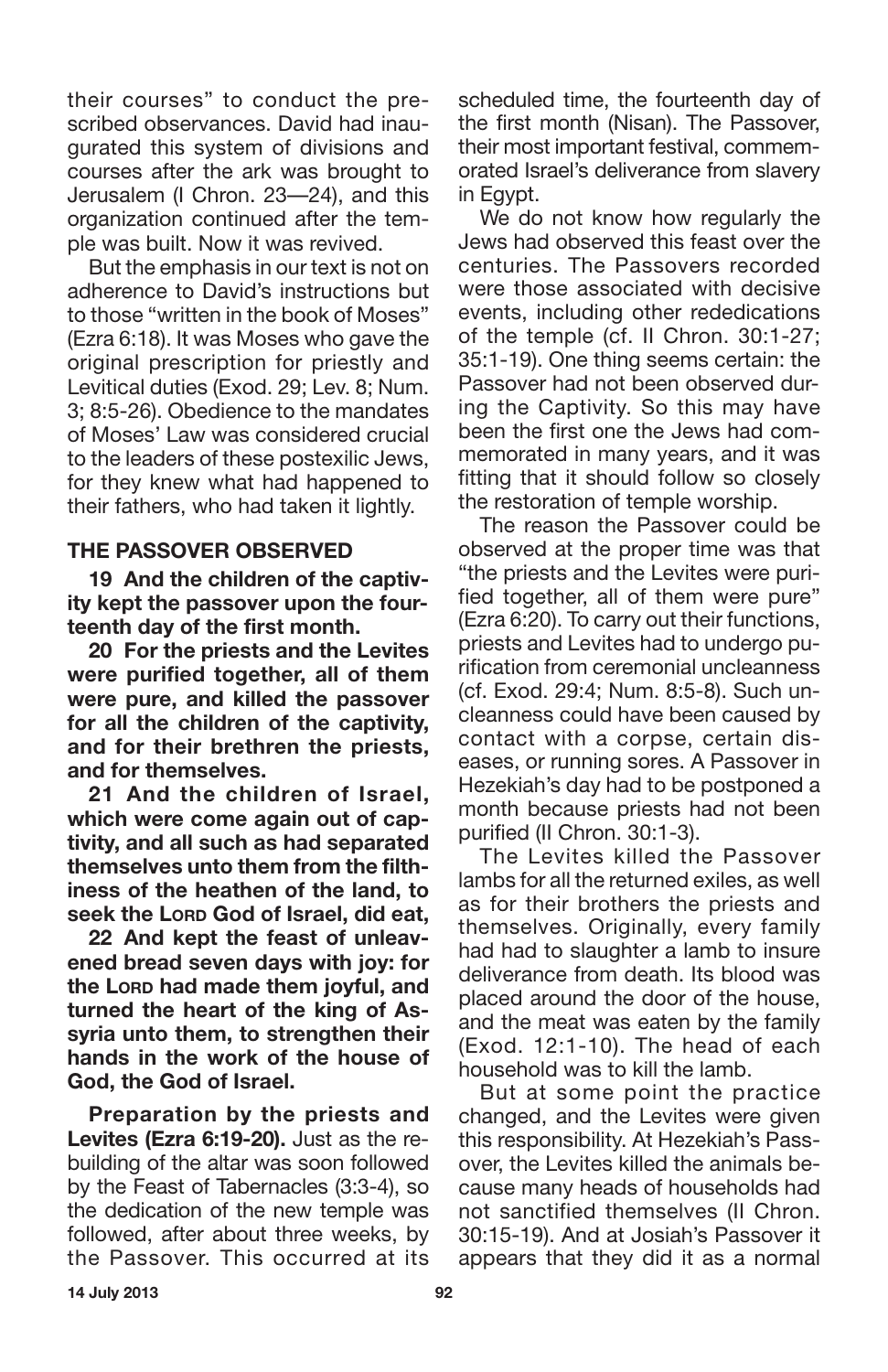their courses" to conduct the prescribed observances. David had inaugurated this system of divisions and courses after the ark was brought to Jerusalem (I Chron. 23—24), and this organization continued after the temple was built. Now it was revived.

But the emphasis in our text is not on adherence to David's instructions but to those "written in the book of Moses" (Ezra 6:18). It was Moses who gave the original prescription for priestly and Levitical duties (Exod. 29; Lev. 8; Num. 3; 8:5-26). Obedience to the mandates of Moses' Law was considered crucial to the leaders of these postexilic Jews, for they knew what had happened to their fathers, who had taken it lightly.

## THE PASSOVER OBSERVED

**19 And the children of the captivity kept the passover upon the fourteenth day of the first month.**

**20 For the priests and the Levites were purified together, all of them were pure, and killed the passover for all the children of the captivity, and for their brethren the priests, and for themselves.**

**21 And the children of Israel, which were come again out of captivity, and all such as had separated themselves unto them from the filthiness of the heathen of the land, to seek the LORD God of Israel, did eat,**

**22 And kept the feast of unleavened bread seven days with joy: for the LORD had made them joyful, and turned the heart of the king of Assyria unto them, to strengthen their hands in the work of the house of God, the God of Israel.**

**Preparation by the priests and Levites (Ezra 6:19-20).** Just as the rebuilding of the altar was soon followed by the Feast of Tabernacles (3:3-4), so the dedication of the new temple was followed, after about three weeks, by the Passover. This occurred at its scheduled time, the fourteenth day of the first month (Nisan). The Passover, their most important festival, commemorated Israel's deliverance from slavery in Egypt.

We do not know how regularly the Jews had observed this feast over the centuries. The Passovers recorded were those associated with decisive events, including other rededications of the temple (cf. II Chron. 30:1-27; 35:1-19). One thing seems certain: the Passover had not been observed during the Captivity. So this may have been the first one the Jews had commemorated in many years, and it was fitting that it should follow so closely the restoration of temple worship.

The reason the Passover could be observed at the proper time was that "the priests and the Levites were purified together, all of them were pure" (Ezra 6:20). To carry out their functions, priests and Levites had to undergo purification from ceremonial uncleanness (cf. Exod. 29:4; Num. 8:5-8). Such uncleanness could have been caused by contact with a corpse, certain diseases, or running sores. A Passover in Hezekiah's day had to be postponed a month because priests had not been purified (II Chron. 30:1-3).

The Levites killed the Passover lambs for all the returned exiles, as well as for their brothers the priests and themselves. Originally, every family had had to slaughter a lamb to insure deliverance from death. Its blood was placed around the door of the house, and the meat was eaten by the family (Exod. 12:1-10). The head of each household was to kill the lamb.

But at some point the practice changed, and the Levites were given this responsibility. At Hezekiah's Passover, the Levites killed the animals because many heads of households had not sanctified themselves (II Chron. 30:15-19). And at Josiah's Passover it appears that they did it as a normal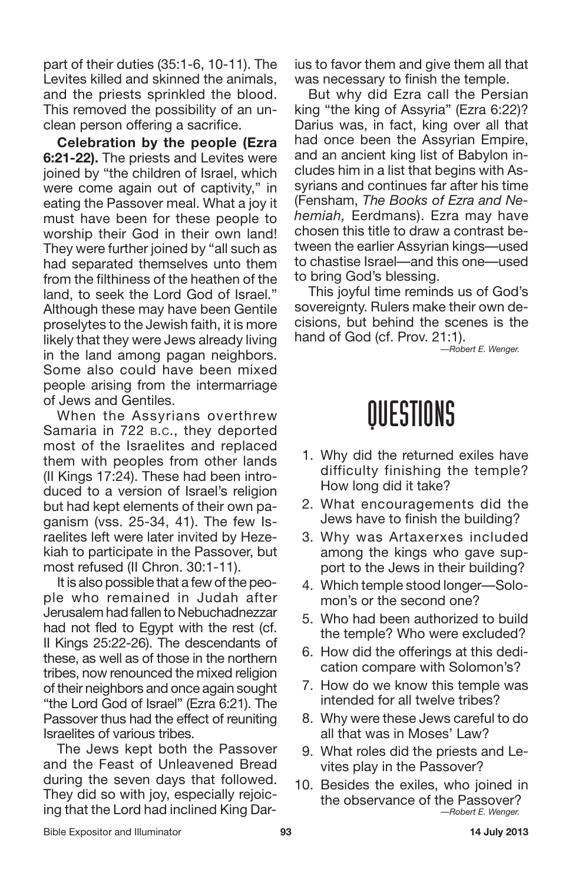part of their duties (35:1-6, 10-11). The Levites killed and skinned the animals, and the priests sprinkled the blood. This removed the possibility of an unclean person offering a sacrifice.

**Celebration by the people (Ezra 6:21-22).** The priests and Levites were joined by "the children of Israel, which were come again out of captivity," in eating the Passover meal. What a joy it must have been for these people to worship their God in their own land! They were further joined by "all such as had separated themselves unto them from the filthiness of the heathen of the land, to seek the Lord God of Israel." Although these may have been Gentile proselytes to the Jewish faith, it is more likely that they were Jews already living in the land among pagan neighbors. Some also could have been mixed people arising from the intermarriage of Jews and Gentiles.

When the Assyrians overthrew Samaria in 722 B.C., they deported most of the Israelites and replaced them with peoples from other lands (II Kings 17:24). These had been introduced to a version of Israel's religion but had kept elements of their own paganism (vss. 25-34, 41). The few Israelites left were later invited by Hezekiah to participate in the Passover, but most refused (II Chron. 30:1-11).

It is also possible that a few of the people who remained in Judah after Jerusalem had fallen to Nebuchadnezzar had not fled to Egypt with the rest (cf. II Kings 25:22-26). The descendants of these, as well as of those in the northern tribes, now renounced the mixed religion of their neighbors and once again sought "the Lord God of Israel" (Ezra 6:21). The Passover thus had the effect of reuniting Israelites of various tribes.

The Jews kept both the Passover and the Feast of Unleavened Bread during the seven days that followed. They did so with joy, especially rejoicing that the Lord had inclined King Darius to favor them and give them all that was necessary to finish the temple.

But why did Ezra call the Persian king "the king of Assyria" (Ezra 6:22)? Darius was, in fact, king over all that had once been the Assyrian Empire, and an ancient king list of Babylon includes him in a list that begins with Assyrians and continues far after his time (Fensham, *The Books of Ezra and Nehemiah,* Eerdmans). Ezra may have chosen this title to draw a contrast between the earlier Assyrian kings—used to chastise Israel—and this one—used to bring God's blessing.

This joyful time reminds us of God's sovereignty. Rulers make their own decisions, but behind the scenes is the hand of God (cf. Prov. 21:1).

*—Robert E. Wenger.*

# QUESTIONS

1. Why did the returned exiles have difficulty finishing the temple? How long did it take?
2. What encouragements did the Jews have to finish the building?
3. Why was Artaxerxes included among the kings who gave support to the Jews in their building?
4. Which temple stood longer—Solomon's or the second one?
5. Who had been authorized to build the temple? Who were excluded?
6. How did the offerings at this dedication compare with Solomon's?
7. How do we know this temple was intended for all twelve tribes?
8. Why were these Jews careful to do all that was in Moses' Law?
9. What roles did the priests and Levites play in the Passover?
10. Besides the exiles, who joined in the observance of the Passover?

*—Robert E. Wenger.*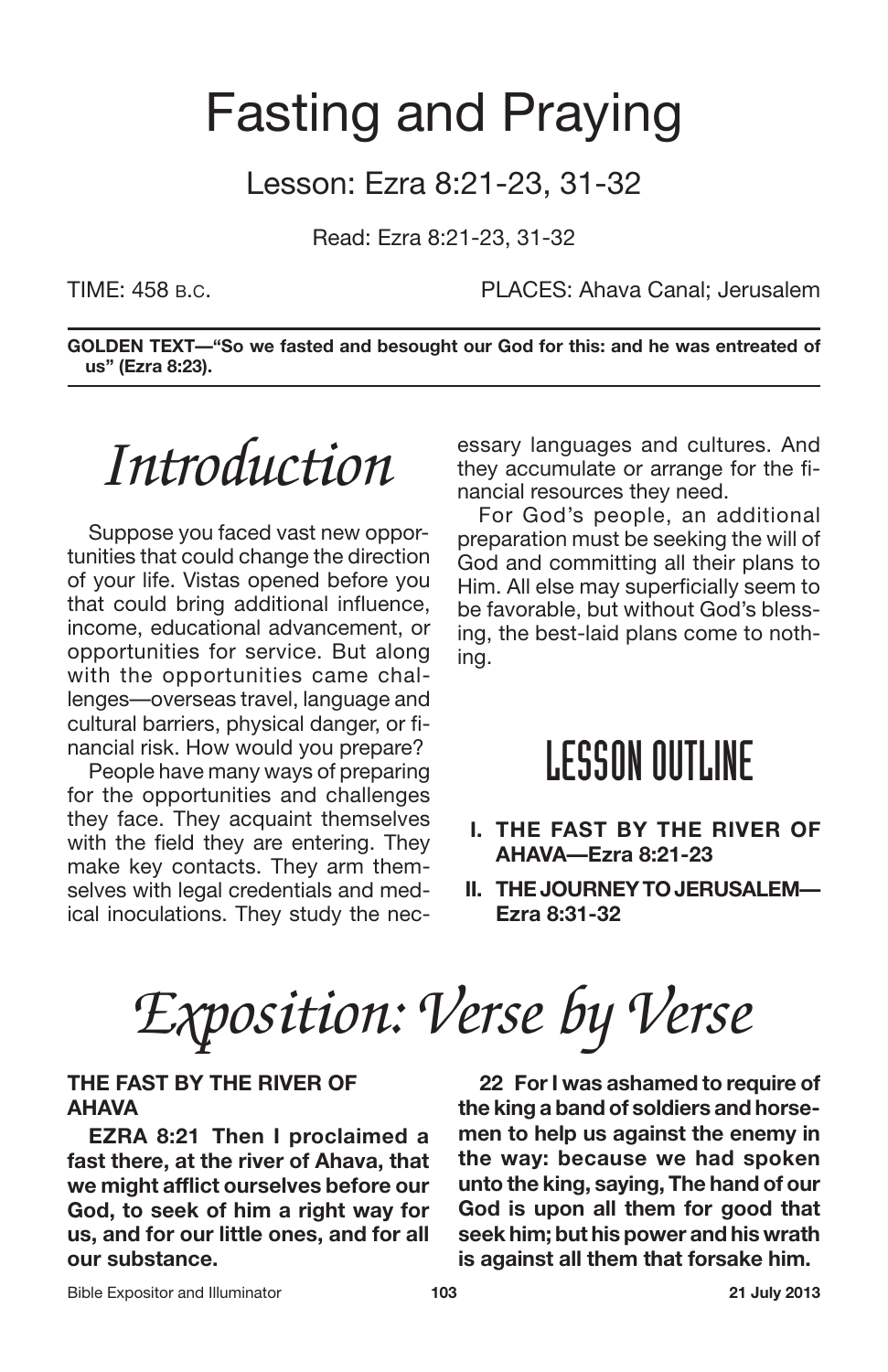# Fasting and Praying

## Lesson: Ezra 8:21-23, 31-32

Read: Ezra 8:21-23, 31-32

TIME: 458 B.C. PLACES: Ahava Canal; Jerusalem

**GOLDEN TEXT—"So we fasted and besought our God for this: and he was entreated of us" (Ezra 8:23).**

## *Introduction*

Suppose you faced vast new opportunities that could change the direction of your life. Vistas opened before you that could bring additional influence, income, educational advancement, or opportunities for service. But along with the opportunities came challenges—overseas travel, language and cultural barriers, physical danger, or financial risk. How would you prepare?

People have many ways of preparing for the opportunities and challenges they face. They acquaint themselves with the field they are entering. They make key contacts. They arm themselves with legal credentials and medical inoculations. They study the necessary languages and cultures. And they accumulate or arrange for the financial resources they need.

For God's people, an additional preparation must be seeking the will of God and committing all their plans to Him. All else may superficially seem to be favorable, but without God's blessing, the best-laid plans come to nothing.

## LESSON OUTLINE

- **I. THE FAST BY THE RIVER OF AHAVA—Ezra 8:21-23**
- **II. THE JOURNEY TO JERUSALEM—Ezra 8:31-32**

## *Exposition: Verse by Verse*

### THE FAST BY THE RIVER OF AHAVA

**EZRA 8:21 Then I proclaimed a fast there, at the river of Ahava, that we might afflict ourselves before our God, to seek of him a right way for us, and for our little ones, and for all our substance.**

**22 For I was ashamed to require of the king a band of soldiers and horsemen to help us against the enemy in the way: because we had spoken unto the king, saying, The hand of our God is upon all them for good that seek him; but his power and his wrath is against all them that forsake him.**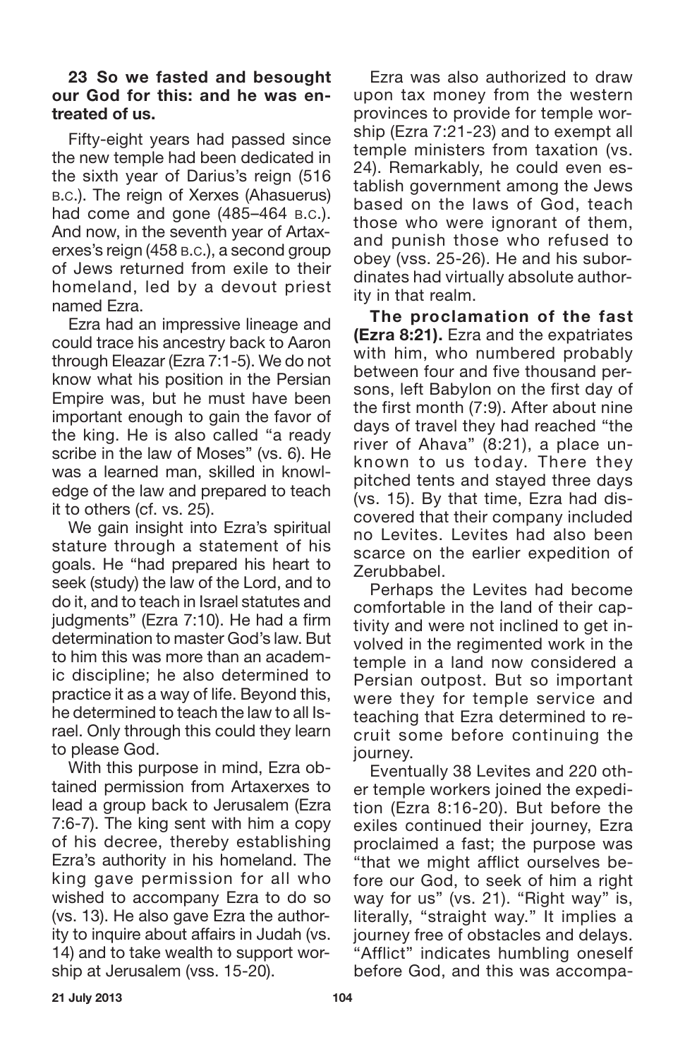**23 So we fasted and besought our God for this: and he was entreated of us.**

Fifty-eight years had passed since the new temple had been dedicated in the sixth year of Darius's reign (516 B.C.). The reign of Xerxes (Ahasuerus) had come and gone (485–464 B.C.). And now, in the seventh year of Artaxerxes's reign (458 B.C.), a second group of Jews returned from exile to their homeland, led by a devout priest named Ezra.

Ezra had an impressive lineage and could trace his ancestry back to Aaron through Eleazar (Ezra 7:1-5). We do not know what his position in the Persian Empire was, but he must have been important enough to gain the favor of the king. He is also called "a ready scribe in the law of Moses" (vs. 6). He was a learned man, skilled in knowledge of the law and prepared to teach it to others (cf. vs. 25).

We gain insight into Ezra's spiritual stature through a statement of his goals. He "had prepared his heart to seek (study) the law of the Lord, and to do it, and to teach in Israel statutes and judgments" (Ezra 7:10). He had a firm determination to master God's law. But to him this was more than an academic discipline; he also determined to practice it as a way of life. Beyond this, he determined to teach the law to all Israel. Only through this could they learn to please God.

With this purpose in mind, Ezra obtained permission from Artaxerxes to lead a group back to Jerusalem (Ezra 7:6-7). The king sent with him a copy of his decree, thereby establishing Ezra's authority in his homeland. The king gave permission for all who wished to accompany Ezra to do so (vs. 13). He also gave Ezra the authority to inquire about affairs in Judah (vs. 14) and to take wealth to support worship at Jerusalem (vss. 15-20).

Ezra was also authorized to draw upon tax money from the western provinces to provide for temple worship (Ezra 7:21-23) and to exempt all temple ministers from taxation (vs. 24). Remarkably, he could even establish government among the Jews based on the laws of God, teach those who were ignorant of them, and punish those who refused to obey (vss. 25-26). He and his subordinates had virtually absolute authority in that realm.

**The proclamation of the fast (Ezra 8:21).** Ezra and the expatriates with him, who numbered probably between four and five thousand persons, left Babylon on the first day of the first month (7:9). After about nine days of travel they had reached "the river of Ahava" (8:21), a place unknown to us today. There they pitched tents and stayed three days (vs. 15). By that time, Ezra had discovered that their company included no Levites. Levites had also been scarce on the earlier expedition of Zerubbabel.

Perhaps the Levites had become comfortable in the land of their captivity and were not inclined to get involved in the regimented work in the temple in a land now considered a Persian outpost. But so important were they for temple service and teaching that Ezra determined to recruit some before continuing the journey.

Eventually 38 Levites and 220 other temple workers joined the expedition (Ezra 8:16-20). But before the exiles continued their journey, Ezra proclaimed a fast; the purpose was "that we might afflict ourselves before our God, to seek of him a right way for us" (vs. 21). "Right way" is, literally, "straight way." It implies a journey free of obstacles and delays. "Afflict" indicates humbling oneself before God, and this was accompa-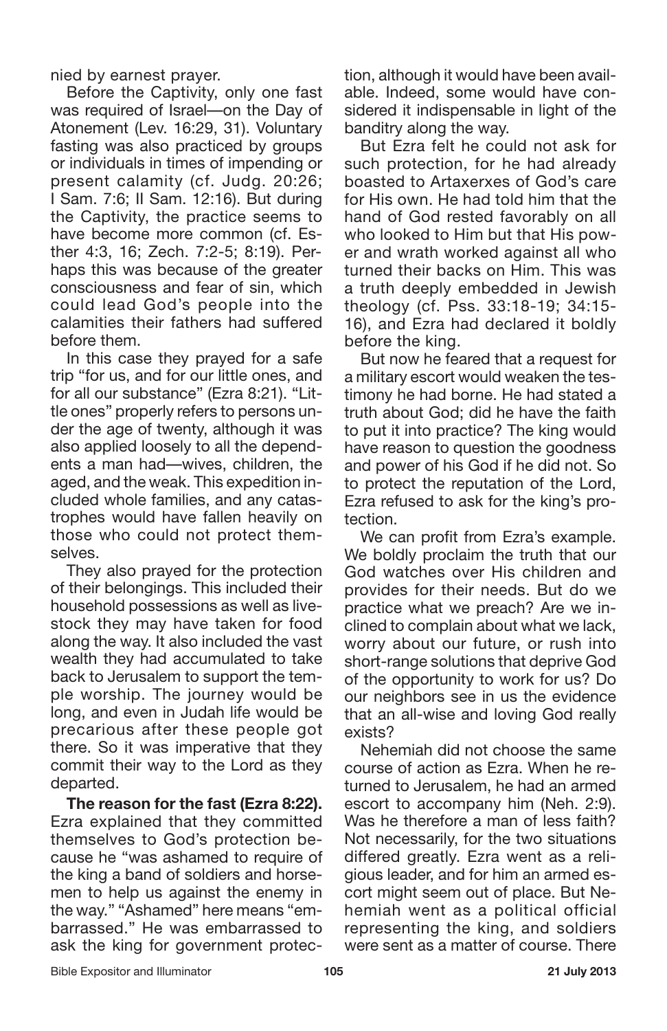nied by earnest prayer.

Before the Captivity, only one fast was required of Israel—on the Day of Atonement (Lev. 16:29, 31). Voluntary fasting was also practiced by groups or individuals in times of impending or present calamity (cf. Judg. 20:26; I Sam. 7:6; II Sam. 12:16). But during the Captivity, the practice seems to have become more common (cf. Esther 4:3, 16; Zech. 7:2-5; 8:19). Perhaps this was because of the greater consciousness and fear of sin, which could lead God's people into the calamities their fathers had suffered before them.

In this case they prayed for a safe trip "for us, and for our little ones, and for all our substance" (Ezra 8:21). "Little ones" properly refers to persons under the age of twenty, although it was also applied loosely to all the dependents a man had—wives, children, the aged, and the weak. This expedition included whole families, and any catastrophes would have fallen heavily on those who could not protect themselves.

They also prayed for the protection of their belongings. This included their household possessions as well as livestock they may have taken for food along the way. It also included the vast wealth they had accumulated to take back to Jerusalem to support the temple worship. The journey would be long, and even in Judah life would be precarious after these people got there. So it was imperative that they commit their way to the Lord as they departed.

**The reason for the fast (Ezra 8:22).** Ezra explained that they committed themselves to God's protection because he "was ashamed to require of the king a band of soldiers and horsemen to help us against the enemy in the way." "Ashamed" here means "embarrassed." He was embarrassed to ask the king for government protection, although it would have been available. Indeed, some would have considered it indispensable in light of the banditry along the way.

But Ezra felt he could not ask for such protection, for he had already boasted to Artaxerxes of God's care for His own. He had told him that the hand of God rested favorably on all who looked to Him but that His power and wrath worked against all who turned their backs on Him. This was a truth deeply embedded in Jewish theology (cf. Pss. 33:18-19; 34:15-16), and Ezra had declared it boldly before the king.

But now he feared that a request for a military escort would weaken the testimony he had borne. He had stated a truth about God; did he have the faith to put it into practice? The king would have reason to question the goodness and power of his God if he did not. So to protect the reputation of the Lord, Ezra refused to ask for the king's protection.

We can profit from Ezra's example. We boldly proclaim the truth that our God watches over His children and provides for their needs. But do we practice what we preach? Are we inclined to complain about what we lack, worry about our future, or rush into short-range solutions that deprive God of the opportunity to work for us? Do our neighbors see in us the evidence that an all-wise and loving God really exists?

Nehemiah did not choose the same course of action as Ezra. When he returned to Jerusalem, he had an armed escort to accompany him (Neh. 2:9). Was he therefore a man of less faith? Not necessarily, for the two situations differed greatly. Ezra went as a religious leader, and for him an armed escort might seem out of place. But Nehemiah went as a political official representing the king, and soldiers were sent as a matter of course. There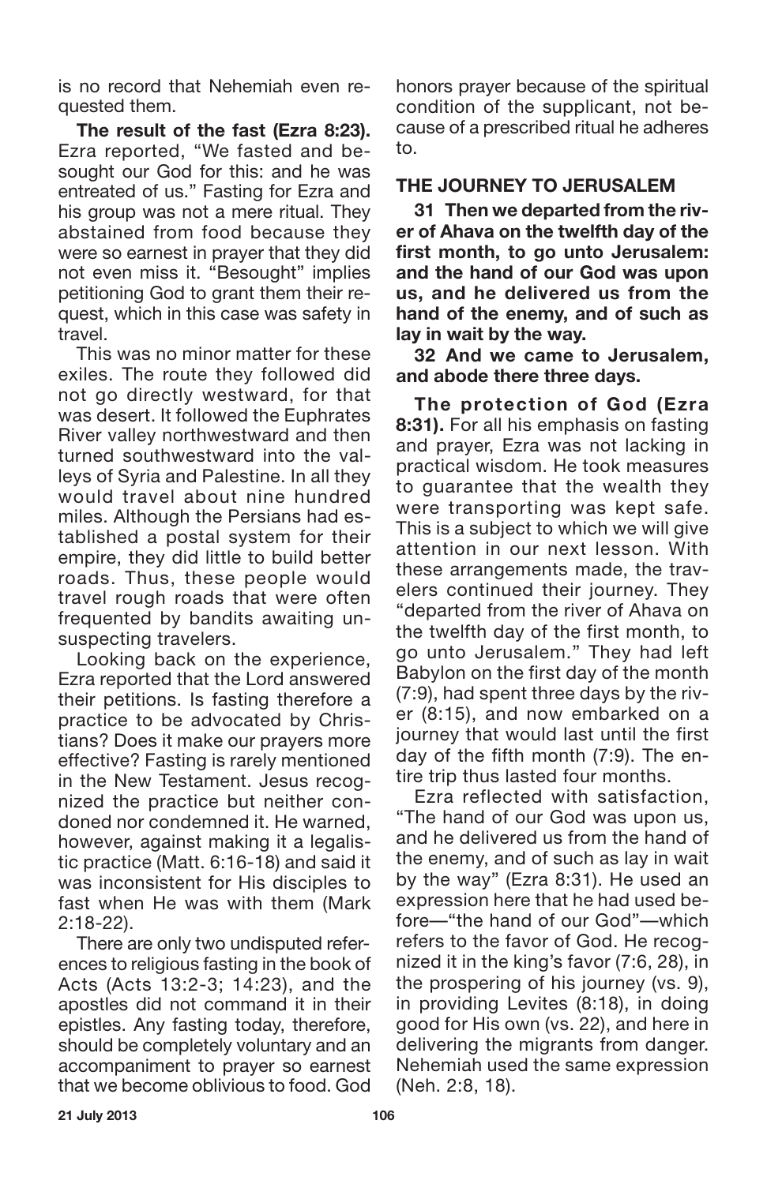is no record that Nehemiah even requested them.

**The result of the fast (Ezra 8:23).** Ezra reported, "We fasted and besought our God for this: and he was entreated of us." Fasting for Ezra and his group was not a mere ritual. They abstained from food because they were so earnest in prayer that they did not even miss it. "Besought" implies petitioning God to grant them their request, which in this case was safety in travel.

This was no minor matter for these exiles. The route they followed did not go directly westward, for that was desert. It followed the Euphrates River valley northwestward and then turned southwestward into the valleys of Syria and Palestine. In all they would travel about nine hundred miles. Although the Persians had established a postal system for their empire, they did little to build better roads. Thus, these people would travel rough roads that were often frequented by bandits awaiting unsuspecting travelers.

Looking back on the experience, Ezra reported that the Lord answered their petitions. Is fasting therefore a practice to be advocated by Christians? Does it make our prayers more effective? Fasting is rarely mentioned in the New Testament. Jesus recognized the practice but neither condoned nor condemned it. He warned, however, against making it a legalistic practice (Matt. 6:16-18) and said it was inconsistent for His disciples to fast when He was with them (Mark 2:18-22).

There are only two undisputed references to religious fasting in the book of Acts (Acts 13:2-3; 14:23), and the apostles did not command it in their epistles. Any fasting today, therefore, should be completely voluntary and an accompaniment to prayer so earnest that we become oblivious to food. God honors prayer because of the spiritual condition of the supplicant, not because of a prescribed ritual he adheres to.

## THE JOURNEY TO JERUSALEM

**31 Then we departed from the river of Ahava on the twelfth day of the first month, to go unto Jerusalem: and the hand of our God was upon us, and he delivered us from the hand of the enemy, and of such as lay in wait by the way.**

**32 And we came to Jerusalem, and abode there three days.**

**The protection of God (Ezra 8:31).** For all his emphasis on fasting and prayer, Ezra was not lacking in practical wisdom. He took measures to guarantee that the wealth they were transporting was kept safe. This is a subject to which we will give attention in our next lesson. With these arrangements made, the travelers continued their journey. They "departed from the river of Ahava on the twelfth day of the first month, to go unto Jerusalem." They had left Babylon on the first day of the month (7:9), had spent three days by the river (8:15), and now embarked on a journey that would last until the first day of the fifth month (7:9). The entire trip thus lasted four months.

Ezra reflected with satisfaction, "The hand of our God was upon us, and he delivered us from the hand of the enemy, and of such as lay in wait by the way" (Ezra 8:31). He used an expression here that he had used before—"the hand of our God"—which refers to the favor of God. He recognized it in the king's favor (7:6, 28), in the prospering of his journey (vs. 9), in providing Levites (8:18), in doing good for His own (vs. 22), and here in delivering the migrants from danger. Nehemiah used the same expression (Neh. 2:8, 18).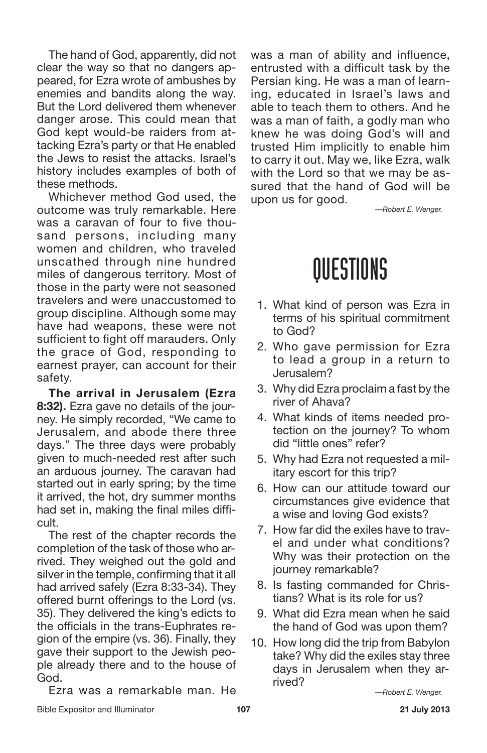The hand of God, apparently, did not clear the way so that no dangers appeared, for Ezra wrote of ambushes by enemies and bandits along the way. But the Lord delivered them whenever danger arose. This could mean that God kept would-be raiders from attacking Ezra's party or that He enabled the Jews to resist the attacks. Israel's history includes examples of both of these methods.

Whichever method God used, the outcome was truly remarkable. Here was a caravan of four to five thousand persons, including many women and children, who traveled unscathed through nine hundred miles of dangerous territory. Most of those in the party were not seasoned travelers and were unaccustomed to group discipline. Although some may have had weapons, these were not sufficient to fight off marauders. Only the grace of God, responding to earnest prayer, can account for their safety.

**The arrival in Jerusalem (Ezra 8:32).** Ezra gave no details of the journey. He simply recorded, "We came to Jerusalem, and abode there three days." The three days were probably given to much-needed rest after such an arduous journey. The caravan had started out in early spring; by the time it arrived, the hot, dry summer months had set in, making the final miles difficult.

The rest of the chapter records the completion of the task of those who arrived. They weighed out the gold and silver in the temple, confirming that it all had arrived safely (Ezra 8:33-34). They offered burnt offerings to the Lord (vs. 35). They delivered the king's edicts to the officials in the trans-Euphrates region of the empire (vs. 36). Finally, they gave their support to the Jewish people already there and to the house of God.

Ezra was a remarkable man. He was a man of ability and influence, entrusted with a difficult task by the Persian king. He was a man of learning, educated in Israel's laws and able to teach them to others. And he was a man of faith, a godly man who knew he was doing God's will and trusted Him implicitly to enable him to carry it out. May we, like Ezra, walk with the Lord so that we may be assured that the hand of God will be upon us for good.

*—Robert E. Wenger.*

# QUESTIONS

1. What kind of person was Ezra in terms of his spiritual commitment to God?
2. Who gave permission for Ezra to lead a group in a return to Jerusalem?
3. Why did Ezra proclaim a fast by the river of Ahava?
4. What kinds of items needed protection on the journey? To whom did "little ones" refer?
5. Why had Ezra not requested a military escort for this trip?
6. How can our attitude toward our circumstances give evidence that a wise and loving God exists?
7. How far did the exiles have to travel and under what conditions? Why was their protection on the journey remarkable?
8. Is fasting commanded for Christians? What is its role for us?
9. What did Ezra mean when he said the hand of God was upon them?
10. How long did the trip from Babylon take? Why did the exiles stay three days in Jerusalem when they arrived?

*—Robert E. Wenger.*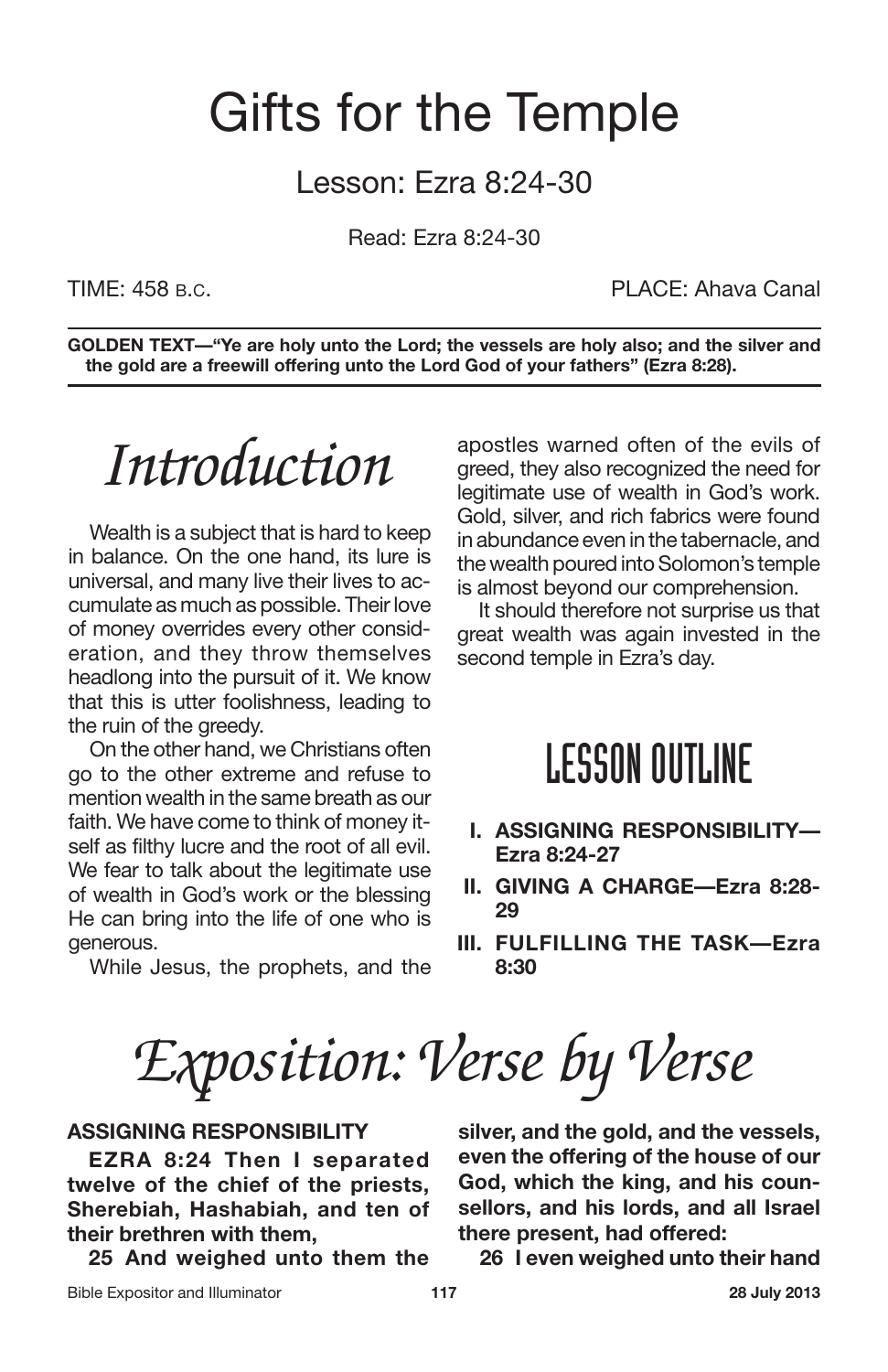# Gifts for the Temple

## Lesson: Ezra 8:24-30

Read: Ezra 8:24-30

TIME: 458 B.C. PLACE: Ahava Canal

**GOLDEN TEXT—"Ye are holy unto the Lord; the vessels are holy also; and the silver and the gold are a freewill offering unto the Lord God of your fathers" (Ezra 8:28).**

# *Introduction*

Wealth is a subject that is hard to keep in balance. On the one hand, its lure is universal, and many live their lives to accumulate as much as possible. Their love of money overrides every other consideration, and they throw themselves headlong into the pursuit of it. We know that this is utter foolishness, leading to the ruin of the greedy.

On the other hand, we Christians often go to the other extreme and refuse to mention wealth in the same breath as our faith. We have come to think of money itself as filthy lucre and the root of all evil. We fear to talk about the legitimate use of wealth in God's work or the blessing He can bring into the life of one who is generous.

While Jesus, the prophets, and the apostles warned often of the evils of greed, they also recognized the need for legitimate use of wealth in God's work. Gold, silver, and rich fabrics were found in abundance even in the tabernacle, and the wealth poured into Solomon's temple is almost beyond our comprehension.

It should therefore not surprise us that great wealth was again invested in the second temple in Ezra's day.

## LESSON OUTLINE

- **I. ASSIGNING RESPONSIBILITY—Ezra 8:24-27**
- **II. GIVING A CHARGE—Ezra 8:28-29**
- **III. FULFILLING THE TASK—Ezra 8:30**

# *Exposition: Verse by Verse*

### ASSIGNING RESPONSIBILITY

**EZRA 8:24 Then I separated twelve of the chief of the priests, Sherebiah, Hashabiah, and ten of their brethren with them,**

**25 And weighed unto them the silver, and the gold, and the vessels, even the offering of the house of our God, which the king, and his counsellors, and his lords, and all Israel there present, had offered:**

**26 I even weighed unto their hand**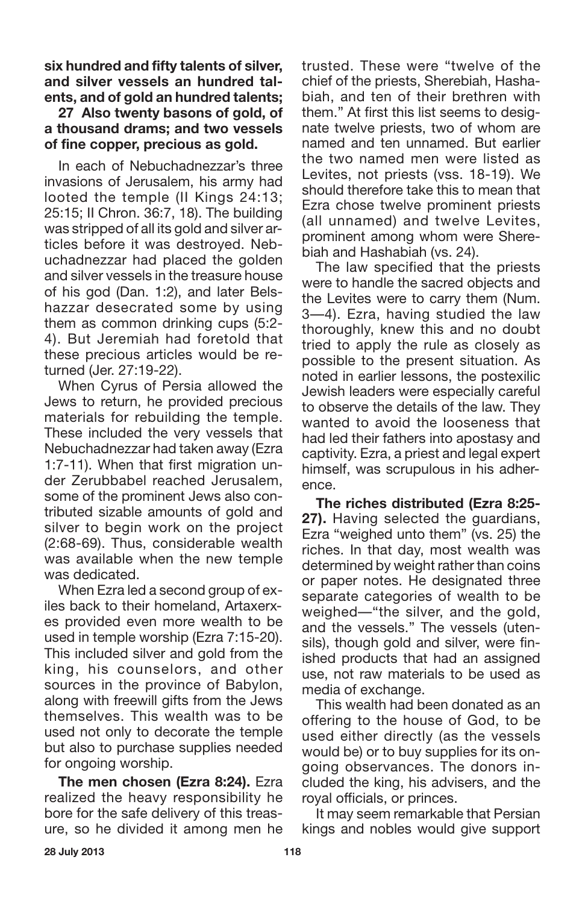**six hundred and fifty talents of silver, and silver vessels an hundred talents, and of gold an hundred talents;**

**27 Also twenty basons of gold, of a thousand drams; and two vessels of fine copper, precious as gold.**

In each of Nebuchadnezzar's three invasions of Jerusalem, his army had looted the temple (II Kings 24:13; 25:15; II Chron. 36:7, 18). The building was stripped of all its gold and silver articles before it was destroyed. Nebuchadnezzar had placed the golden and silver vessels in the treasure house of his god (Dan. 1:2), and later Belshazzar desecrated some by using them as common drinking cups (5:2-4). But Jeremiah had foretold that these precious articles would be returned (Jer. 27:19-22).

When Cyrus of Persia allowed the Jews to return, he provided precious materials for rebuilding the temple. These included the very vessels that Nebuchadnezzar had taken away (Ezra 1:7-11). When that first migration under Zerubbabel reached Jerusalem, some of the prominent Jews also contributed sizable amounts of gold and silver to begin work on the project (2:68-69). Thus, considerable wealth was available when the new temple was dedicated.

When Ezra led a second group of exiles back to their homeland, Artaxerxes provided even more wealth to be used in temple worship (Ezra 7:15-20). This included silver and gold from the king, his counselors, and other sources in the province of Babylon, along with freewill gifts from the Jews themselves. This wealth was to be used not only to decorate the temple but also to purchase supplies needed for ongoing worship.

**The men chosen (Ezra 8:24).** Ezra realized the heavy responsibility he bore for the safe delivery of this treasure, so he divided it among men he trusted. These were "twelve of the chief of the priests, Sherebiah, Hashabiah, and ten of their brethren with them." At first this list seems to designate twelve priests, two of whom are named and ten unnamed. But earlier the two named men were listed as Levites, not priests (vss. 18-19). We should therefore take this to mean that Ezra chose twelve prominent priests (all unnamed) and twelve Levites, prominent among whom were Sherebiah and Hashabiah (vs. 24).

The law specified that the priests were to handle the sacred objects and the Levites were to carry them (Num. 3—4). Ezra, having studied the law thoroughly, knew this and no doubt tried to apply the rule as closely as possible to the present situation. As noted in earlier lessons, the postexilic Jewish leaders were especially careful to observe the details of the law. They wanted to avoid the looseness that had led their fathers into apostasy and captivity. Ezra, a priest and legal expert himself, was scrupulous in his adherence.

**The riches distributed (Ezra 8:25-27).** Having selected the guardians, Ezra "weighed unto them" (vs. 25) the riches. In that day, most wealth was determined by weight rather than coins or paper notes. He designated three separate categories of wealth to be weighed—"the silver, and the gold, and the vessels." The vessels (utensils), though gold and silver, were finished products that had an assigned use, not raw materials to be used as media of exchange.

This wealth had been donated as an offering to the house of God, to be used either directly (as the vessels would be) or to buy supplies for its ongoing observances. The donors included the king, his advisers, and the royal officials, or princes.

It may seem remarkable that Persian kings and nobles would give support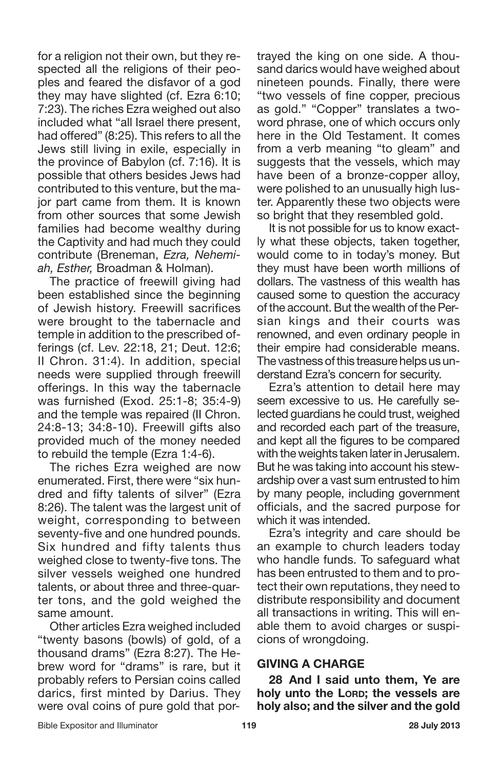for a religion not their own, but they respected all the religions of their peoples and feared the disfavor of a god they may have slighted (cf. Ezra 6:10; 7:23). The riches Ezra weighed out also included what "all Israel there present, had offered" (8:25). This refers to all the Jews still living in exile, especially in the province of Babylon (cf. 7:16). It is possible that others besides Jews had contributed to this venture, but the major part came from them. It is known from other sources that some Jewish families had become wealthy during the Captivity and had much they could contribute (Breneman, *Ezra, Nehemiah, Esther,* Broadman & Holman).

The practice of freewill giving had been established since the beginning of Jewish history. Freewill sacrifices were brought to the tabernacle and temple in addition to the prescribed offerings (cf. Lev. 22:18, 21; Deut. 12:6; II Chron. 31:4). In addition, special needs were supplied through freewill offerings. In this way the tabernacle was furnished (Exod. 25:1-8; 35:4-9) and the temple was repaired (II Chron. 24:8-13; 34:8-10). Freewill gifts also provided much of the money needed to rebuild the temple (Ezra 1:4-6).

The riches Ezra weighed are now enumerated. First, there were "six hundred and fifty talents of silver" (Ezra 8:26). The talent was the largest unit of weight, corresponding to between seventy-five and one hundred pounds. Six hundred and fifty talents thus weighed close to twenty-five tons. The silver vessels weighed one hundred talents, or about three and three-quarter tons, and the gold weighed the same amount.

Other articles Ezra weighed included "twenty basons (bowls) of gold, of a thousand drams" (Ezra 8:27). The Hebrew word for "drams" is rare, but it probably refers to Persian coins called darics, first minted by Darius. They were oval coins of pure gold that portrayed the king on one side. A thousand darics would have weighed about nineteen pounds. Finally, there were "two vessels of fine copper, precious as gold." "Copper" translates a two-word phrase, one of which occurs only here in the Old Testament. It comes from a verb meaning "to gleam" and suggests that the vessels, which may have been of a bronze-copper alloy, were polished to an unusually high luster. Apparently these two objects were so bright that they resembled gold.

It is not possible for us to know exactly what these objects, taken together, would come to in today's money. But they must have been worth millions of dollars. The vastness of this wealth has caused some to question the accuracy of the account. But the wealth of the Persian kings and their courts was renowned, and even ordinary people in their empire had considerable means. The vastness of this treasure helps us understand Ezra's concern for security.

Ezra's attention to detail here may seem excessive to us. He carefully selected guardians he could trust, weighed and recorded each part of the treasure, and kept all the figures to be compared with the weights taken later in Jerusalem. But he was taking into account his stewardship over a vast sum entrusted to him by many people, including government officials, and the sacred purpose for which it was intended.

Ezra's integrity and care should be an example to church leaders today who handle funds. To safeguard what has been entrusted to them and to protect their own reputations, they need to distribute responsibility and document all transactions in writing. This will enable them to avoid charges or suspicions of wrongdoing.

## GIVING A CHARGE

**28 And I said unto them, Ye are holy unto the LORD; the vessels are holy also; and the silver and the gold**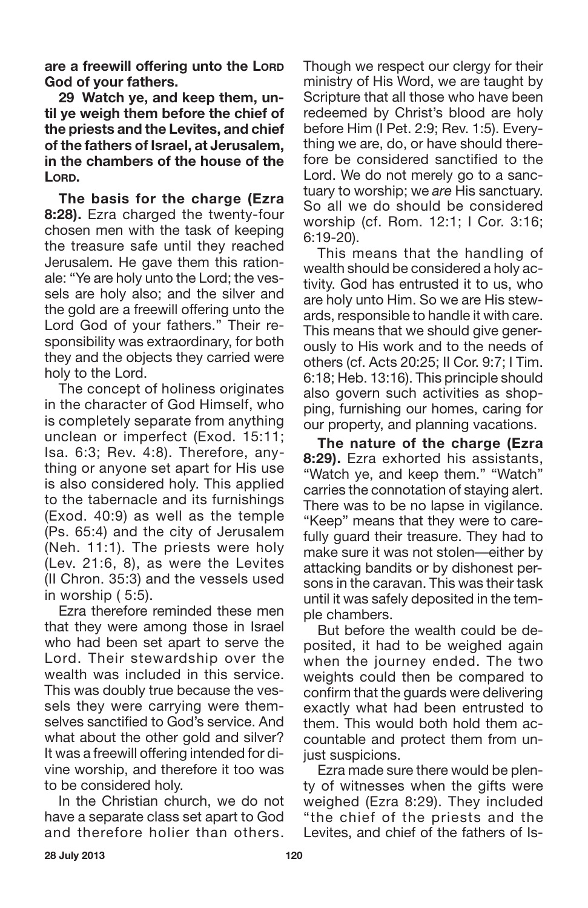**are a freewill offering unto the LORD God of your fathers.**

**29 Watch ye, and keep them, until ye weigh them before the chief of the priests and the Levites, and chief of the fathers of Israel, at Jerusalem, in the chambers of the house of the LORD.**

**The basis for the charge (Ezra 8:28).** Ezra charged the twenty-four chosen men with the task of keeping the treasure safe until they reached Jerusalem. He gave them this rationale: "Ye are holy unto the Lord; the vessels are holy also; and the silver and the gold are a freewill offering unto the Lord God of your fathers." Their responsibility was extraordinary, for both they and the objects they carried were holy to the Lord.

The concept of holiness originates in the character of God Himself, who is completely separate from anything unclean or imperfect (Exod. 15:11; Isa. 6:3; Rev. 4:8). Therefore, anything or anyone set apart for His use is also considered holy. This applied to the tabernacle and its furnishings (Exod. 40:9) as well as the temple (Ps. 65:4) and the city of Jerusalem (Neh. 11:1). The priests were holy (Lev. 21:6, 8), as were the Levites (II Chron. 35:3) and the vessels used in worship ( 5:5).

Ezra therefore reminded these men that they were among those in Israel who had been set apart to serve the Lord. Their stewardship over the wealth was included in this service. This was doubly true because the vessels they were carrying were themselves sanctified to God's service. And what about the other gold and silver? It was a freewill offering intended for divine worship, and therefore it too was to be considered holy.

In the Christian church, we do not have a separate class set apart to God and therefore holier than others. Though we respect our clergy for their ministry of His Word, we are taught by Scripture that all those who have been redeemed by Christ's blood are holy before Him (I Pet. 2:9; Rev. 1:5). Everything we are, do, or have should therefore be considered sanctified to the Lord. We do not merely go to a sanctuary to worship; we *are* His sanctuary. So all we do should be considered worship (cf. Rom. 12:1; I Cor. 3:16; 6:19-20).

This means that the handling of wealth should be considered a holy activity. God has entrusted it to us, who are holy unto Him. So we are His stewards, responsible to handle it with care. This means that we should give generously to His work and to the needs of others (cf. Acts 20:25; II Cor. 9:7; I Tim. 6:18; Heb. 13:16). This principle should also govern such activities as shopping, furnishing our homes, caring for our property, and planning vacations.

**The nature of the charge (Ezra 8:29).** Ezra exhorted his assistants, "Watch ye, and keep them." "Watch" carries the connotation of staying alert. There was to be no lapse in vigilance. "Keep" means that they were to carefully guard their treasure. They had to make sure it was not stolen—either by attacking bandits or by dishonest persons in the caravan. This was their task until it was safely deposited in the temple chambers.

But before the wealth could be deposited, it had to be weighed again when the journey ended. The two weights could then be compared to confirm that the guards were delivering exactly what had been entrusted to them. This would both hold them accountable and protect them from unjust suspicions.

Ezra made sure there would be plenty of witnesses when the gifts were weighed (Ezra 8:29). They included "the chief of the priests and the Levites, and chief of the fathers of Is-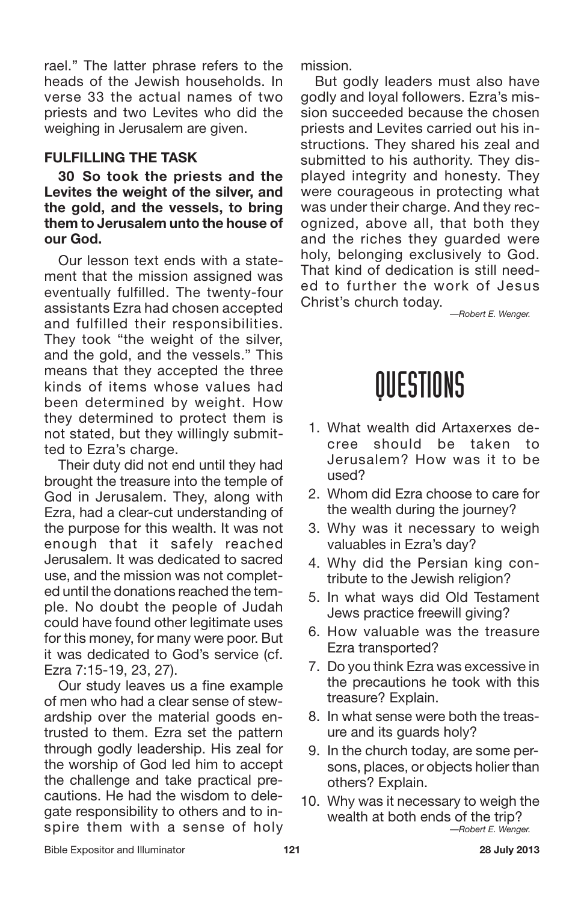rael." The latter phrase refers to the heads of the Jewish households. In verse 33 the actual names of two priests and two Levites who did the weighing in Jerusalem are given.

### FULFILLING THE TASK

**30 So took the priests and the Levites the weight of the silver, and the gold, and the vessels, to bring them to Jerusalem unto the house of our God.**

Our lesson text ends with a statement that the mission assigned was eventually fulfilled. The twenty-four assistants Ezra had chosen accepted and fulfilled their responsibilities. They took "the weight of the silver, and the gold, and the vessels." This means that they accepted the three kinds of items whose values had been determined by weight. How they determined to protect them is not stated, but they willingly submitted to Ezra's charge.

Their duty did not end until they had brought the treasure into the temple of God in Jerusalem. They, along with Ezra, had a clear-cut understanding of the purpose for this wealth. It was not enough that it safely reached Jerusalem. It was dedicated to sacred use, and the mission was not completed until the donations reached the temple. No doubt the people of Judah could have found other legitimate uses for this money, for many were poor. But it was dedicated to God's service (cf. Ezra 7:15-19, 23, 27).

Our study leaves us a fine example of men who had a clear sense of stewardship over the material goods entrusted to them. Ezra set the pattern through godly leadership. His zeal for the worship of God led him to accept the challenge and take practical precautions. He had the wisdom to delegate responsibility to others and to inspire them with a sense of holy mission.

But godly leaders must also have godly and loyal followers. Ezra's mission succeeded because the chosen priests and Levites carried out his instructions. They shared his zeal and submitted to his authority. They displayed integrity and honesty. They were courageous in protecting what was under their charge. And they recognized, above all, that both they and the riches they guarded were holy, belonging exclusively to God. That kind of dedication is still needed to further the work of Jesus Christ's church today.

*—Robert E. Wenger.*

# QUESTIONS

1. What wealth did Artaxerxes decree should be taken to Jerusalem? How was it to be used?
2. Whom did Ezra choose to care for the wealth during the journey?
3. Why was it necessary to weigh valuables in Ezra's day?
4. Why did the Persian king contribute to the Jewish religion?
5. In what ways did Old Testament Jews practice freewill giving?
6. How valuable was the treasure Ezra transported?
7. Do you think Ezra was excessive in the precautions he took with this treasure? Explain.
8. In what sense were both the treasure and its guards holy?
9. In the church today, are some persons, places, or objects holier than others? Explain.
10. Why was it necessary to weigh the wealth at both ends of the trip?

*—Robert E. Wenger.*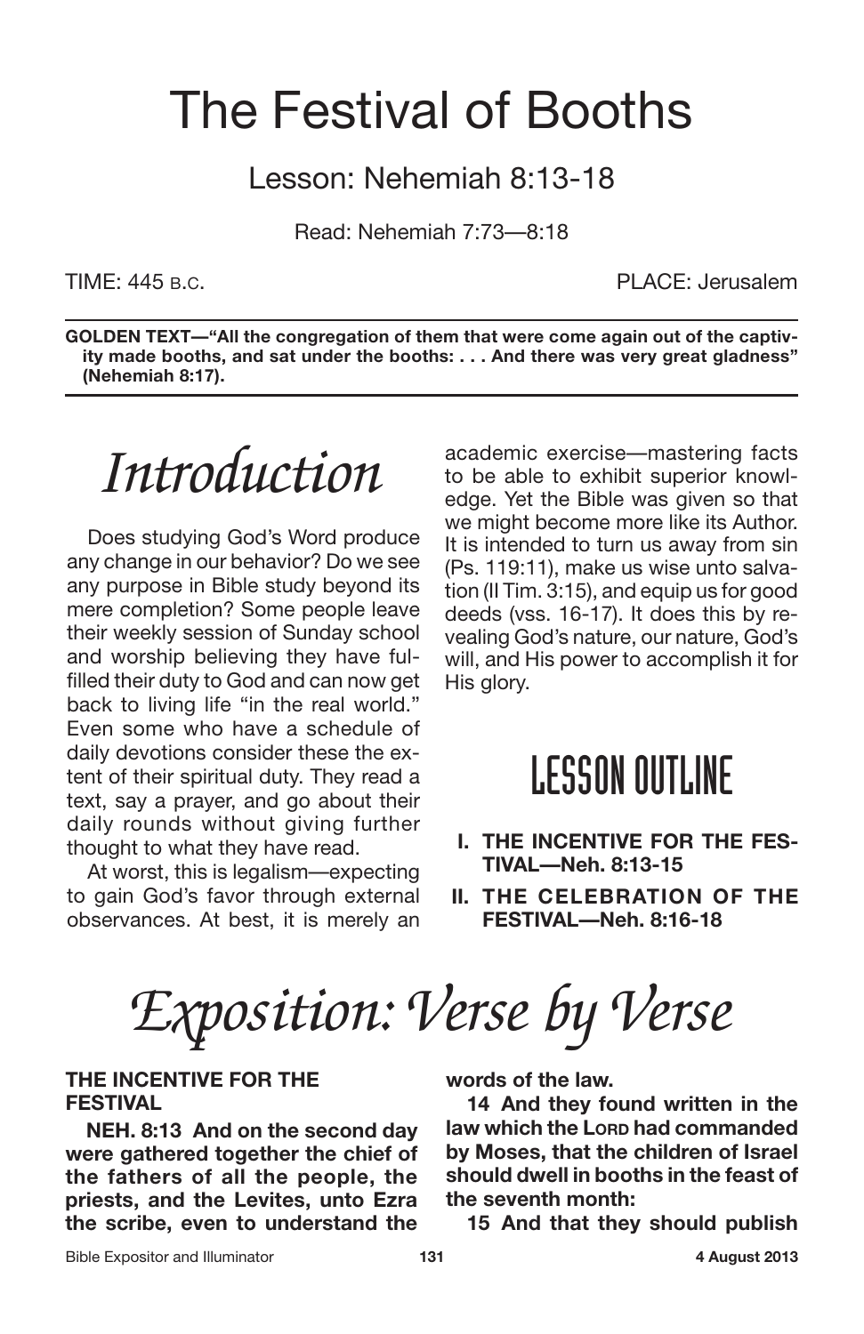# The Festival of Booths

## Lesson: Nehemiah 8:13-18

Read: Nehemiah 7:73—8:18

TIME: 445 B.C. PLACE: Jerusalem

**GOLDEN TEXT—"All the congregation of them that were come again out of the captivity made booths, and sat under the booths: . . . And there was very great gladness" (Nehemiah 8:17).**

## *Introduction*

Does studying God's Word produce any change in our behavior? Do we see any purpose in Bible study beyond its mere completion? Some people leave their weekly session of Sunday school and worship believing they have fulfilled their duty to God and can now get back to living life "in the real world." Even some who have a schedule of daily devotions consider these the extent of their spiritual duty. They read a text, say a prayer, and go about their daily rounds without giving further thought to what they have read.

At worst, this is legalism—expecting to gain God's favor through external observances. At best, it is merely an academic exercise—mastering facts to be able to exhibit superior knowledge. Yet the Bible was given so that we might become more like its Author. It is intended to turn us away from sin (Ps. 119:11), make us wise unto salvation (II Tim. 3:15), and equip us for good deeds (vss. 16-17). It does this by revealing God's nature, our nature, God's will, and His power to accomplish it for His glory.

## LESSON OUTLINE

- **I. THE INCENTIVE FOR THE FESTIVAL—Neh. 8:13-15**
- **II. THE CELEBRATION OF THE FESTIVAL—Neh. 8:16-18**

## *Exposition: Verse by Verse*

### THE INCENTIVE FOR THE FESTIVAL

**NEH. 8:13 And on the second day were gathered together the chief of the fathers of all the people, the priests, and the Levites, unto Ezra the scribe, even to understand the words of the law.**

**14 And they found written in the law which the LORD had commanded by Moses, that the children of Israel should dwell in booths in the feast of the seventh month:**

**15 And that they should publish**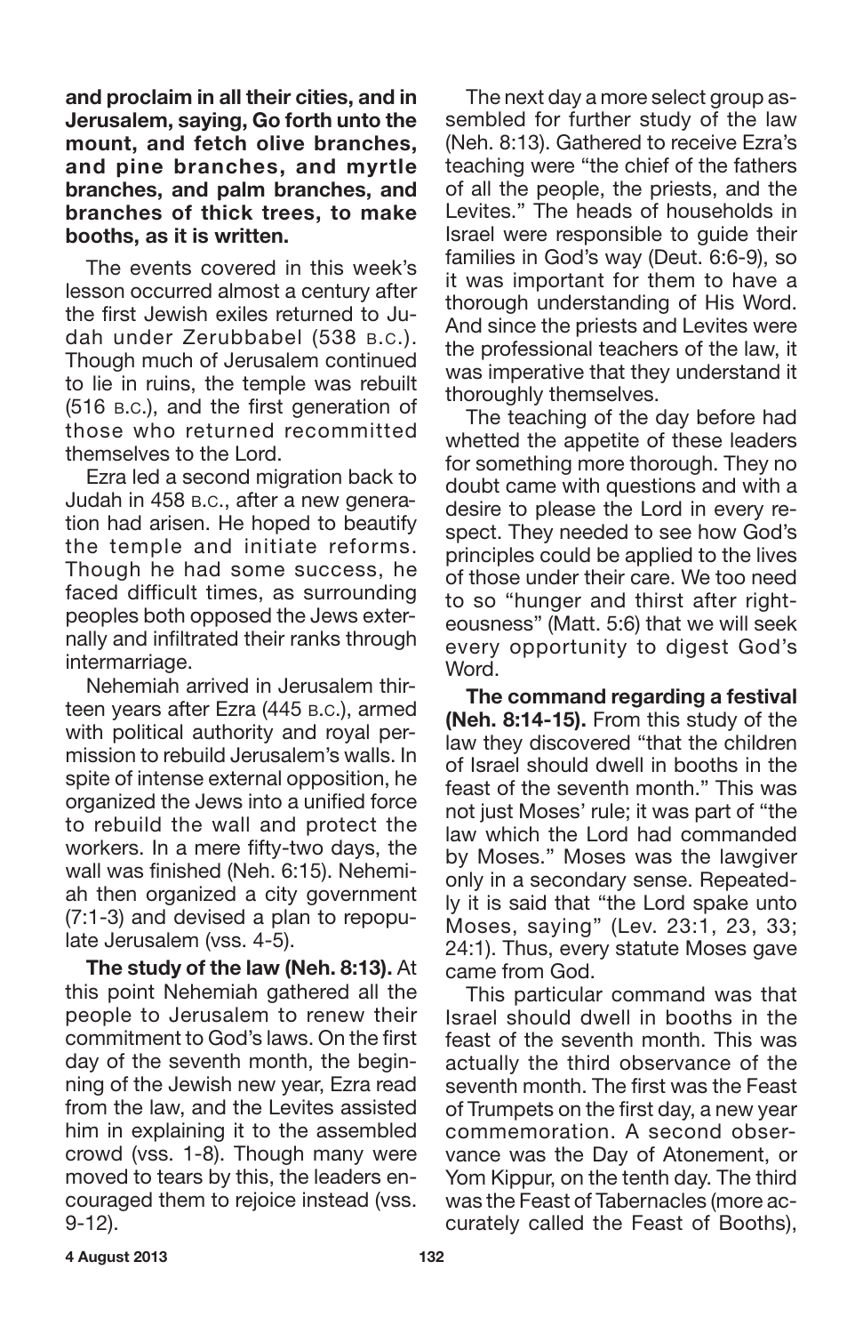**and proclaim in all their cities, and in Jerusalem, saying, Go forth unto the mount, and fetch olive branches, and pine branches, and myrtle branches, and palm branches, and branches of thick trees, to make booths, as it is written.**

The events covered in this week's lesson occurred almost a century after the first Jewish exiles returned to Judah under Zerubbabel (538 B.C.). Though much of Jerusalem continued to lie in ruins, the temple was rebuilt (516 B.C.), and the first generation of those who returned recommitted themselves to the Lord.

Ezra led a second migration back to Judah in 458 B.C., after a new generation had arisen. He hoped to beautify the temple and initiate reforms. Though he had some success, he faced difficult times, as surrounding peoples both opposed the Jews externally and infiltrated their ranks through intermarriage.

Nehemiah arrived in Jerusalem thirteen years after Ezra (445 B.C.), armed with political authority and royal permission to rebuild Jerusalem's walls. In spite of intense external opposition, he organized the Jews into a unified force to rebuild the wall and protect the workers. In a mere fifty-two days, the wall was finished (Neh. 6:15). Nehemiah then organized a city government (7:1-3) and devised a plan to repopulate Jerusalem (vss. 4-5).

**The study of the law (Neh. 8:13).** At this point Nehemiah gathered all the people to Jerusalem to renew their commitment to God's laws. On the first day of the seventh month, the beginning of the Jewish new year, Ezra read from the law, and the Levites assisted him in explaining it to the assembled crowd (vss. 1-8). Though many were moved to tears by this, the leaders encouraged them to rejoice instead (vss. 9-12).

The next day a more select group assembled for further study of the law (Neh. 8:13). Gathered to receive Ezra's teaching were "the chief of the fathers of all the people, the priests, and the Levites." The heads of households in Israel were responsible to guide their families in God's way (Deut. 6:6-9), so it was important for them to have a thorough understanding of His Word. And since the priests and Levites were the professional teachers of the law, it was imperative that they understand it thoroughly themselves.

The teaching of the day before had whetted the appetite of these leaders for something more thorough. They no doubt came with questions and with a desire to please the Lord in every respect. They needed to see how God's principles could be applied to the lives of those under their care. We too need to so "hunger and thirst after righteousness" (Matt. 5:6) that we will seek every opportunity to digest God's Word.

**The command regarding a festival (Neh. 8:14-15).** From this study of the law they discovered "that the children of Israel should dwell in booths in the feast of the seventh month." This was not just Moses' rule; it was part of "the law which the Lord had commanded by Moses." Moses was the lawgiver only in a secondary sense. Repeatedly it is said that "the Lord spake unto Moses, saying" (Lev. 23:1, 23, 33; 24:1). Thus, every statute Moses gave came from God.

This particular command was that Israel should dwell in booths in the feast of the seventh month. This was actually the third observance of the seventh month. The first was the Feast of Trumpets on the first day, a new year commemoration. A second observance was the Day of Atonement, or Yom Kippur, on the tenth day. The third was the Feast of Tabernacles (more accurately called the Feast of Booths),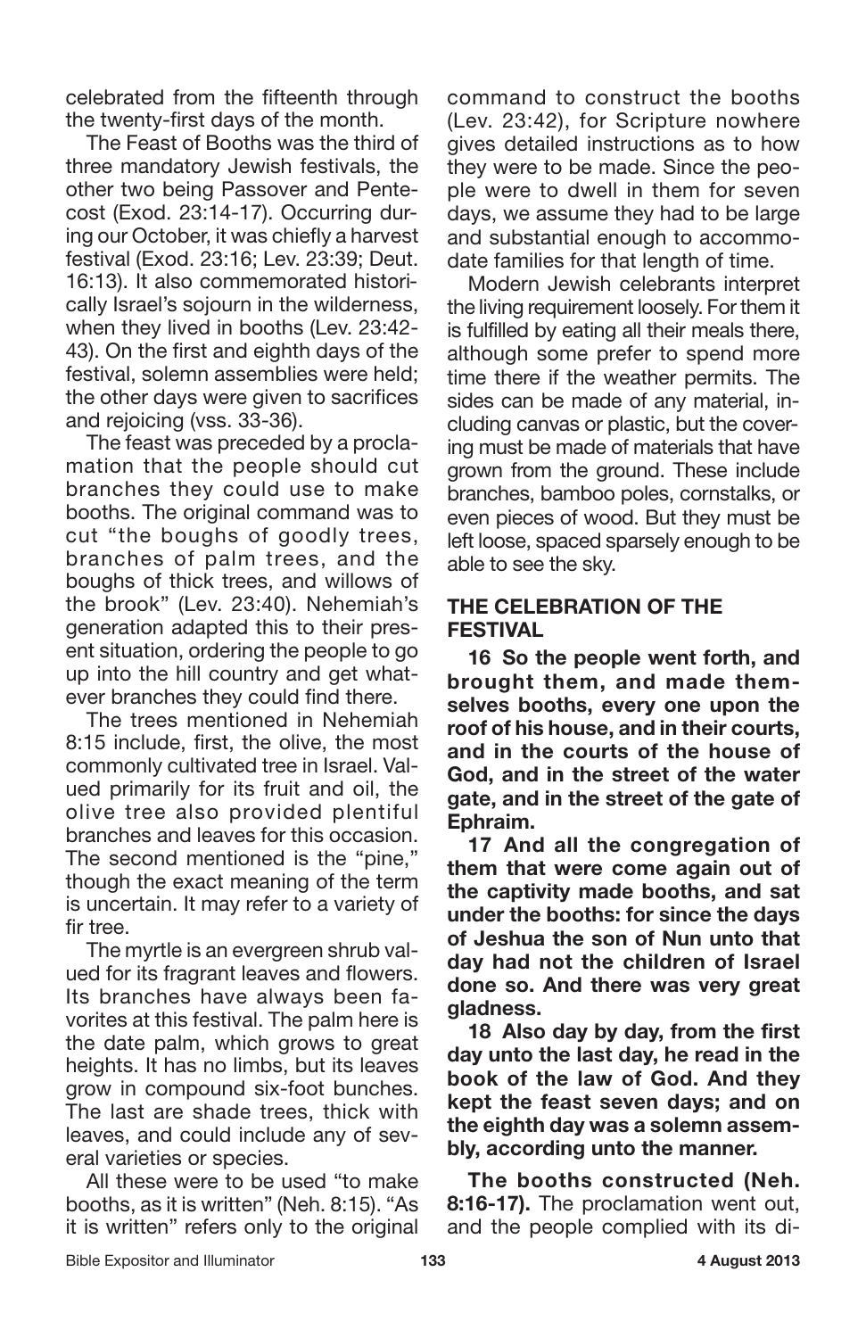celebrated from the fifteenth through the twenty-first days of the month.

The Feast of Booths was the third of three mandatory Jewish festivals, the other two being Passover and Pentecost (Exod. 23:14-17). Occurring during our October, it was chiefly a harvest festival (Exod. 23:16; Lev. 23:39; Deut. 16:13). It also commemorated historically Israel's sojourn in the wilderness, when they lived in booths (Lev. 23:42-43). On the first and eighth days of the festival, solemn assemblies were held; the other days were given to sacrifices and rejoicing (vss. 33-36).

The feast was preceded by a proclamation that the people should cut branches they could use to make booths. The original command was to cut "the boughs of goodly trees, branches of palm trees, and the boughs of thick trees, and willows of the brook" (Lev. 23:40). Nehemiah's generation adapted this to their present situation, ordering the people to go up into the hill country and get whatever branches they could find there.

The trees mentioned in Nehemiah 8:15 include, first, the olive, the most commonly cultivated tree in Israel. Valued primarily for its fruit and oil, the olive tree also provided plentiful branches and leaves for this occasion. The second mentioned is the "pine," though the exact meaning of the term is uncertain. It may refer to a variety of fir tree.

The myrtle is an evergreen shrub valued for its fragrant leaves and flowers. Its branches have always been favorites at this festival. The palm here is the date palm, which grows to great heights. It has no limbs, but its leaves grow in compound six-foot bunches. The last are shade trees, thick with leaves, and could include any of several varieties or species.

All these were to be used "to make booths, as it is written" (Neh. 8:15). "As it is written" refers only to the original command to construct the booths (Lev. 23:42), for Scripture nowhere gives detailed instructions as to how they were to be made. Since the people were to dwell in them for seven days, we assume they had to be large and substantial enough to accommodate families for that length of time.

Modern Jewish celebrants interpret the living requirement loosely. For them it is fulfilled by eating all their meals there, although some prefer to spend more time there if the weather permits. The sides can be made of any material, including canvas or plastic, but the covering must be made of materials that have grown from the ground. These include branches, bamboo poles, cornstalks, or even pieces of wood. But they must be left loose, spaced sparsely enough to be able to see the sky.

## THE CELEBRATION OF THE FESTIVAL

**16 So the people went forth, and brought them, and made themselves booths, every one upon the roof of his house, and in their courts, and in the courts of the house of God, and in the street of the water gate, and in the street of the gate of Ephraim.**

**17 And all the congregation of them that were come again out of the captivity made booths, and sat under the booths: for since the days of Jeshua the son of Nun unto that day had not the children of Israel done so. And there was very great gladness.**

**18 Also day by day, from the first day unto the last day, he read in the book of the law of God. And they kept the feast seven days; and on the eighth day was a solemn assembly, according unto the manner.**

**The booths constructed (Neh. 8:16-17).** The proclamation went out, and the people complied with its di-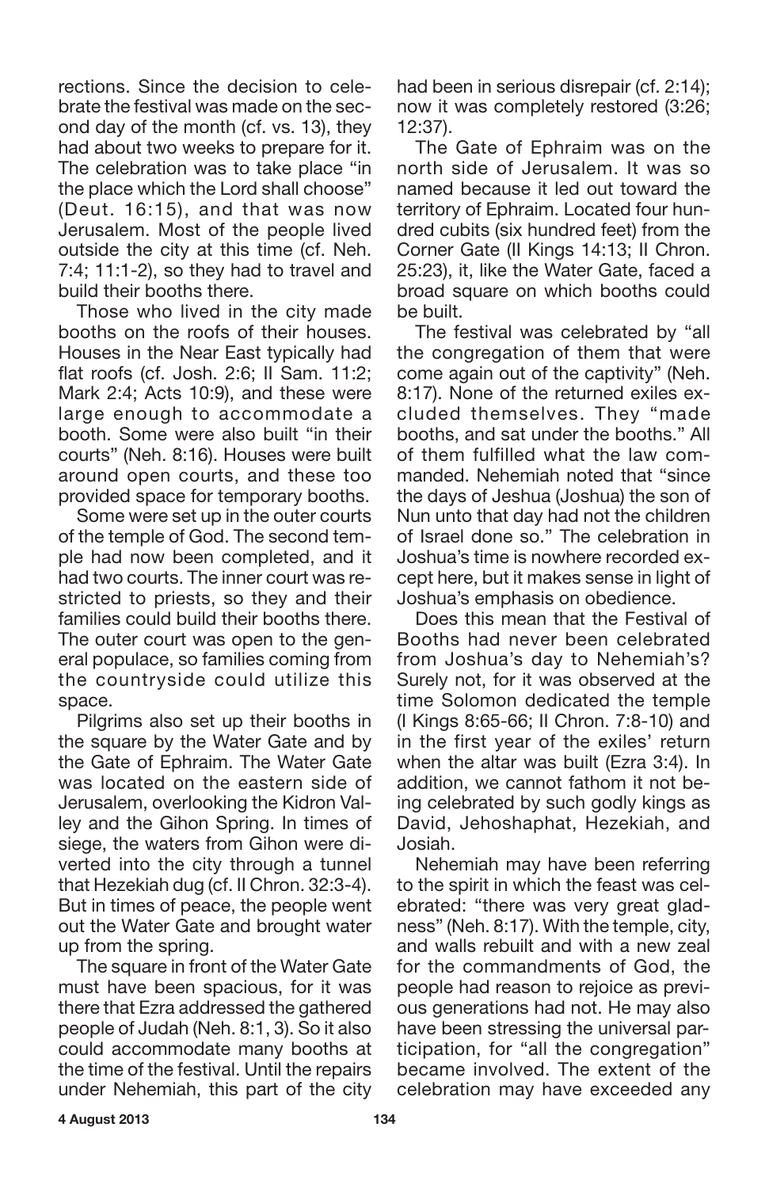rections. Since the decision to celebrate the festival was made on the second day of the month (cf. vs. 13), they had about two weeks to prepare for it. The celebration was to take place "in the place which the Lord shall choose" (Deut. 16:15), and that was now Jerusalem. Most of the people lived outside the city at this time (cf. Neh. 7:4; 11:1-2), so they had to travel and build their booths there.

Those who lived in the city made booths on the roofs of their houses. Houses in the Near East typically had flat roofs (cf. Josh. 2:6; II Sam. 11:2; Mark 2:4; Acts 10:9), and these were large enough to accommodate a booth. Some were also built "in their courts" (Neh. 8:16). Houses were built around open courts, and these too provided space for temporary booths.

Some were set up in the outer courts of the temple of God. The second temple had now been completed, and it had two courts. The inner court was restricted to priests, so they and their families could build their booths there. The outer court was open to the general populace, so families coming from the countryside could utilize this space.

Pilgrims also set up their booths in the square by the Water Gate and by the Gate of Ephraim. The Water Gate was located on the eastern side of Jerusalem, overlooking the Kidron Valley and the Gihon Spring. In times of siege, the waters from Gihon were diverted into the city through a tunnel that Hezekiah dug (cf. II Chron. 32:3-4). But in times of peace, the people went out the Water Gate and brought water up from the spring.

The square in front of the Water Gate must have been spacious, for it was there that Ezra addressed the gathered people of Judah (Neh. 8:1, 3). So it also could accommodate many booths at the time of the festival. Until the repairs under Nehemiah, this part of the city had been in serious disrepair (cf. 2:14); now it was completely restored (3:26; 12:37).

The Gate of Ephraim was on the north side of Jerusalem. It was so named because it led out toward the territory of Ephraim. Located four hundred cubits (six hundred feet) from the Corner Gate (II Kings 14:13; II Chron. 25:23), it, like the Water Gate, faced a broad square on which booths could be built.

The festival was celebrated by "all the congregation of them that were come again out of the captivity" (Neh. 8:17). None of the returned exiles excluded themselves. They "made booths, and sat under the booths." All of them fulfilled what the law commanded. Nehemiah noted that "since the days of Jeshua (Joshua) the son of Nun unto that day had not the children of Israel done so." The celebration in Joshua's time is nowhere recorded except here, but it makes sense in light of Joshua's emphasis on obedience.

Does this mean that the Festival of Booths had never been celebrated from Joshua's day to Nehemiah's? Surely not, for it was observed at the time Solomon dedicated the temple (I Kings 8:65-66; II Chron. 7:8-10) and in the first year of the exiles' return when the altar was built (Ezra 3:4). In addition, we cannot fathom it not being celebrated by such godly kings as David, Jehoshaphat, Hezekiah, and Josiah.

Nehemiah may have been referring to the spirit in which the feast was celebrated: "there was very great gladness" (Neh. 8:17). With the temple, city, and walls rebuilt and with a new zeal for the commandments of God, the people had reason to rejoice as previous generations had not. He may also have been stressing the universal participation, for "all the congregation" became involved. The extent of the celebration may have exceeded any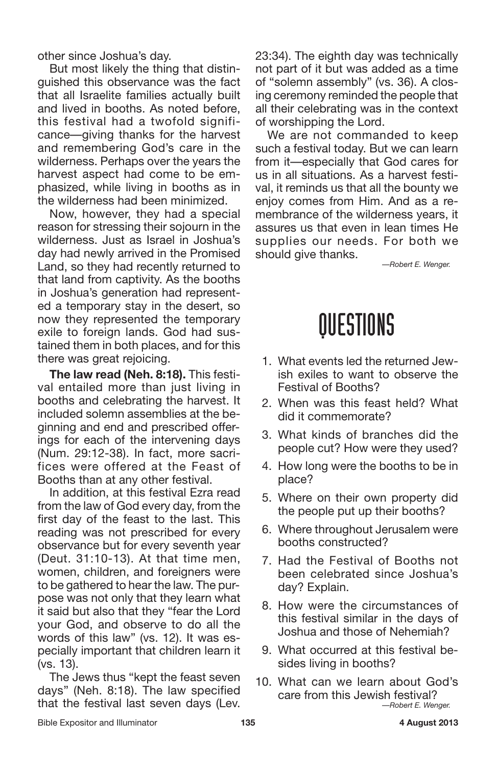other since Joshua's day.

But most likely the thing that distinguished this observance was the fact that all Israelite families actually built and lived in booths. As noted before, this festival had a twofold significance—giving thanks for the harvest and remembering God's care in the wilderness. Perhaps over the years the harvest aspect had come to be emphasized, while living in booths as in the wilderness had been minimized.

Now, however, they had a special reason for stressing their sojourn in the wilderness. Just as Israel in Joshua's day had newly arrived in the Promised Land, so they had recently returned to that land from captivity. As the booths in Joshua's generation had represented a temporary stay in the desert, so now they represented the temporary exile to foreign lands. God had sustained them in both places, and for this there was great rejoicing.

**The law read (Neh. 8:18).** This festival entailed more than just living in booths and celebrating the harvest. It included solemn assemblies at the beginning and end and prescribed offerings for each of the intervening days (Num. 29:12-38). In fact, more sacrifices were offered at the Feast of Booths than at any other festival.

In addition, at this festival Ezra read from the law of God every day, from the first day of the feast to the last. This reading was not prescribed for every observance but for every seventh year (Deut. 31:10-13). At that time men, women, children, and foreigners were to be gathered to hear the law. The purpose was not only that they learn what it said but also that they "fear the Lord your God, and observe to do all the words of this law" (vs. 12). It was especially important that children learn it (vs. 13).

The Jews thus "kept the feast seven days" (Neh. 8:18). The law specified that the festival last seven days (Lev. 23:34). The eighth day was technically not part of it but was added as a time of "solemn assembly" (vs. 36). A closing ceremony reminded the people that all their celebrating was in the context of worshipping the Lord.

We are not commanded to keep such a festival today. But we can learn from it—especially that God cares for us in all situations. As a harvest festival, it reminds us that all the bounty we enjoy comes from Him. And as a remembrance of the wilderness years, it assures us that even in lean times He supplies our needs. For both we should give thanks.

*—Robert E. Wenger.*

# QUESTIONS

1. What events led the returned Jewish exiles to want to observe the Festival of Booths?
2. When was this feast held? What did it commemorate?
3. What kinds of branches did the people cut? How were they used?
4. How long were the booths to be in place?
5. Where on their own property did the people put up their booths?
6. Where throughout Jerusalem were booths constructed?
7. Had the Festival of Booths not been celebrated since Joshua's day? Explain.
8. How were the circumstances of this festival similar in the days of Joshua and those of Nehemiah?
9. What occurred at this festival besides living in booths?
10. What can we learn about God's care from this Jewish festival?

*—Robert E. Wenger.*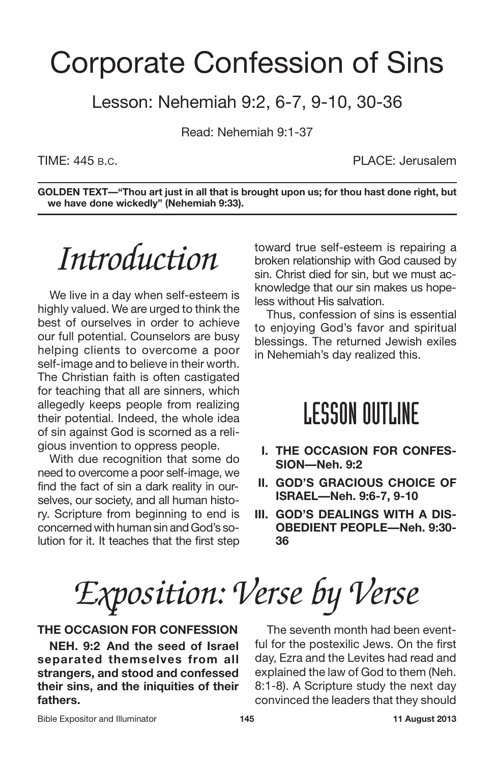# Corporate Confession of Sins

## Lesson: Nehemiah 9:2, 6-7, 9-10, 30-36

Read: Nehemiah 9:1-37

TIME: 445 B.C. PLACE: Jerusalem

**GOLDEN TEXT—"Thou art just in all that is brought upon us; for thou hast done right, but we have done wickedly" (Nehemiah 9:33).**

# *Introduction*

We live in a day when self-esteem is highly valued. We are urged to think the best of ourselves in order to achieve our full potential. Counselors are busy helping clients to overcome a poor self-image and to believe in their worth. The Christian faith is often castigated for teaching that all are sinners, which allegedly keeps people from realizing their potential. Indeed, the whole idea of sin against God is scorned as a religious invention to oppress people.

With due recognition that some do need to overcome a poor self-image, we find the fact of sin a dark reality in ourselves, our society, and all human history. Scripture from beginning to end is concerned with human sin and God's solution for it. It teaches that the first step toward true self-esteem is repairing a broken relationship with God caused by sin. Christ died for sin, but we must acknowledge that our sin makes us hopeless without His salvation.

Thus, confession of sins is essential to enjoying God's favor and spiritual blessings. The returned Jewish exiles in Nehemiah's day realized this.

## LESSON OUTLINE

- **I. THE OCCASION FOR CONFESSION—Neh. 9:2**
- **II. GOD'S GRACIOUS CHOICE OF ISRAEL—Neh. 9:6-7, 9-10**
- **III. GOD'S DEALINGS WITH A DISOBEDIENT PEOPLE—Neh. 9:30-36**

# *Exposition: Verse by Verse*

### THE OCCASION FOR CONFESSION

**NEH. 9:2 And the seed of Israel separated themselves from all strangers, and stood and confessed their sins, and the iniquities of their fathers.**

The seventh month had been eventful for the postexilic Jews. On the first day, Ezra and the Levites had read and explained the law of God to them (Neh. 8:1-8). A Scripture study the next day convinced the leaders that they should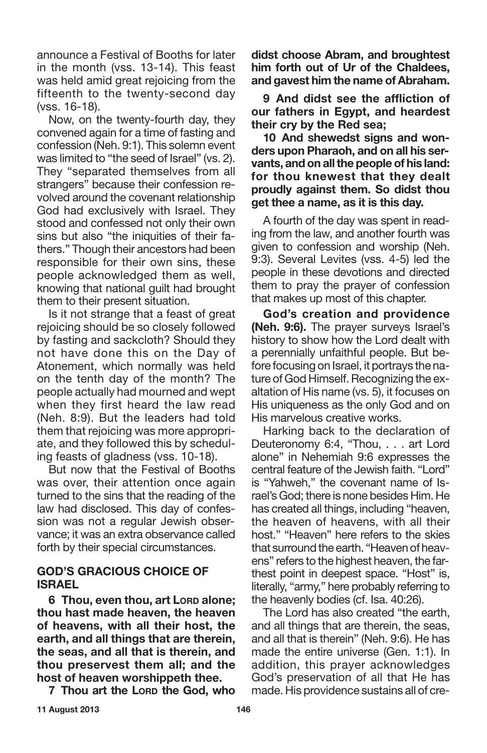announce a Festival of Booths for later in the month (vss. 13-14). This feast was held amid great rejoicing from the fifteenth to the twenty-second day (vss. 16-18).

Now, on the twenty-fourth day, they convened again for a time of fasting and confession (Neh. 9:1). This solemn event was limited to "the seed of Israel" (vs. 2). They "separated themselves from all strangers" because their confession revolved around the covenant relationship God had exclusively with Israel. They stood and confessed not only their own sins but also "the iniquities of their fathers." Though their ancestors had been responsible for their own sins, these people acknowledged them as well, knowing that national guilt had brought them to their present situation.

Is it not strange that a feast of great rejoicing should be so closely followed by fasting and sackcloth? Should they not have done this on the Day of Atonement, which normally was held on the tenth day of the month? The people actually had mourned and wept when they first heard the law read (Neh. 8:9). But the leaders had told them that rejoicing was more appropriate, and they followed this by scheduling feasts of gladness (vss. 10-18).

But now that the Festival of Booths was over, their attention once again turned to the sins that the reading of the law had disclosed. This day of confession was not a regular Jewish observance; it was an extra observance called forth by their special circumstances.

### GOD'S GRACIOUS CHOICE OF ISRAEL

**6 Thou, even thou, art LORD alone; thou hast made heaven, the heaven of heavens, with all their host, the earth, and all things that are therein, the seas, and all that is therein, and thou preservest them all; and the host of heaven worshippeth thee.**

**7 Thou art the LORD the God, who didst choose Abram, and broughtest him forth out of Ur of the Chaldees, and gavest him the name of Abraham.**

**9 And didst see the affliction of our fathers in Egypt, and heardest their cry by the Red sea;**

**10 And shewedst signs and wonders upon Pharaoh, and on all his servants, and on all the people of his land: for thou knewest that they dealt proudly against them. So didst thou get thee a name, as it is this day.**

A fourth of the day was spent in reading from the law, and another fourth was given to confession and worship (Neh. 9:3). Several Levites (vss. 4-5) led the people in these devotions and directed them to pray the prayer of confession that makes up most of this chapter.

**God's creation and providence (Neh. 9:6).** The prayer surveys Israel's history to show how the Lord dealt with a perennially unfaithful people. But before focusing on Israel, it portrays the nature of God Himself. Recognizing the exaltation of His name (vs. 5), it focuses on His uniqueness as the only God and on His marvelous creative works.

Harking back to the declaration of Deuteronomy 6:4, "Thou, . . . art Lord alone" in Nehemiah 9:6 expresses the central feature of the Jewish faith. "Lord" is "Yahweh," the covenant name of Israel's God; there is none besides Him. He has created all things, including "heaven, the heaven of heavens, with all their host." "Heaven" here refers to the skies that surround the earth. "Heaven of heavens" refers to the highest heaven, the farthest point in deepest space. "Host" is, literally, "army," here probably referring to the heavenly bodies (cf. Isa. 40:26).

The Lord has also created "the earth, and all things that are therein, the seas, and all that is therein" (Neh. 9:6). He has made the entire universe (Gen. 1:1). In addition, this prayer acknowledges God's preservation of all that He has made. His providence sustains all of cre-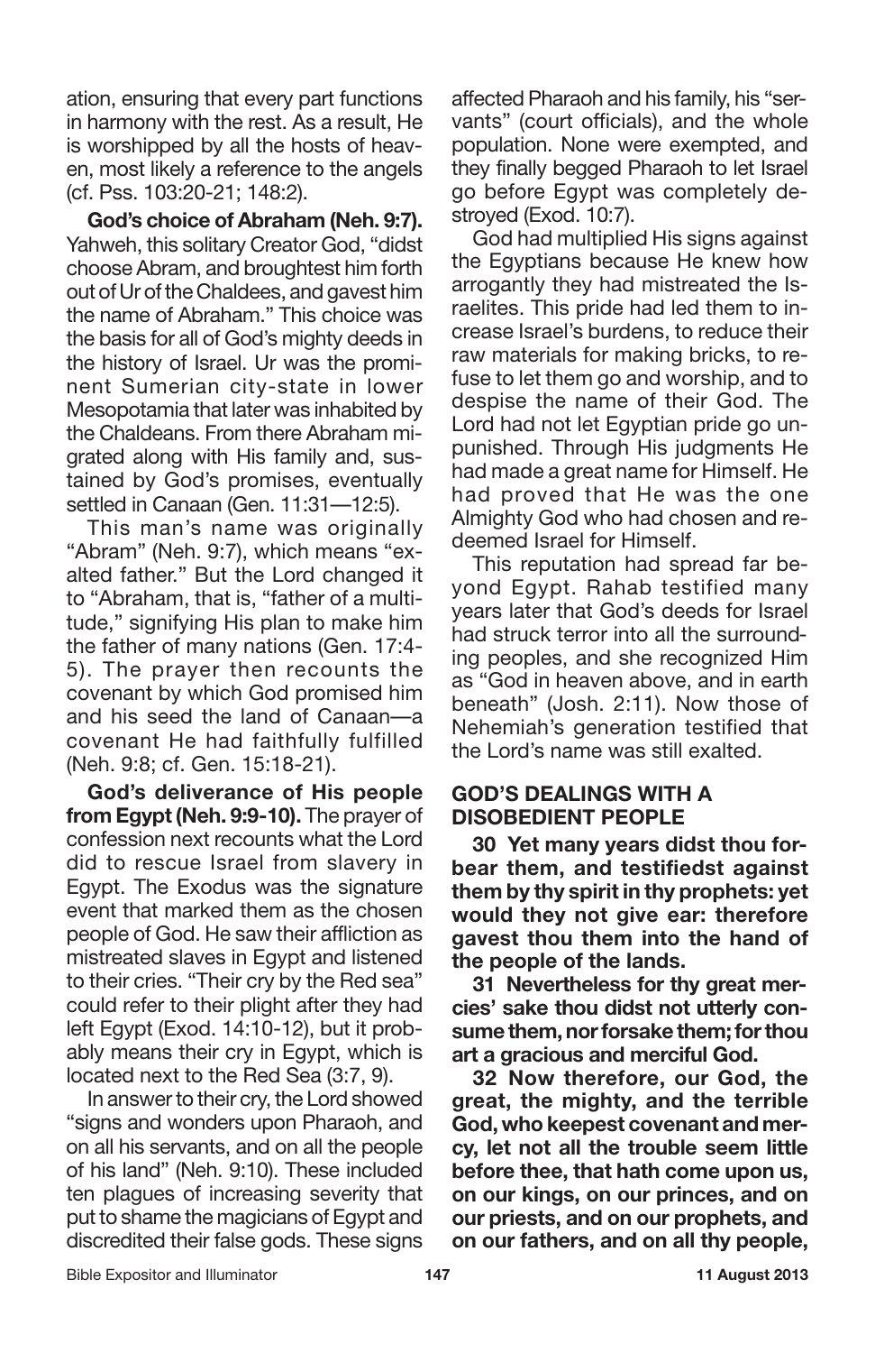ation, ensuring that every part functions in harmony with the rest. As a result, He is worshipped by all the hosts of heaven, most likely a reference to the angels (cf. Pss. 103:20-21; 148:2).

**God's choice of Abraham (Neh. 9:7).** Yahweh, this solitary Creator God, "didst choose Abram, and broughtest him forth out of Ur of the Chaldees, and gavest him the name of Abraham." This choice was the basis for all of God's mighty deeds in the history of Israel. Ur was the prominent Sumerian city-state in lower Mesopotamia that later was inhabited by the Chaldeans. From there Abraham migrated along with His family and, sustained by God's promises, eventually settled in Canaan (Gen. 11:31—12:5).

This man's name was originally "Abram" (Neh. 9:7), which means "exalted father." But the Lord changed it to "Abraham, that is, "father of a multitude," signifying His plan to make him the father of many nations (Gen. 17:4-5). The prayer then recounts the covenant by which God promised him and his seed the land of Canaan—a covenant He had faithfully fulfilled (Neh. 9:8; cf. Gen. 15:18-21).

**God's deliverance of His people from Egypt (Neh. 9:9-10).** The prayer of confession next recounts what the Lord did to rescue Israel from slavery in Egypt. The Exodus was the signature event that marked them as the chosen people of God. He saw their affliction as mistreated slaves in Egypt and listened to their cries. "Their cry by the Red sea" could refer to their plight after they had left Egypt (Exod. 14:10-12), but it probably means their cry in Egypt, which is located next to the Red Sea (3:7, 9).

In answer to their cry, the Lord showed "signs and wonders upon Pharaoh, and on all his servants, and on all the people of his land" (Neh. 9:10). These included ten plagues of increasing severity that put to shame the magicians of Egypt and discredited their false gods. These signs affected Pharaoh and his family, his "servants" (court officials), and the whole population. None were exempted, and they finally begged Pharaoh to let Israel go before Egypt was completely destroyed (Exod. 10:7).

God had multiplied His signs against the Egyptians because He knew how arrogantly they had mistreated the Israelites. This pride had led them to increase Israel's burdens, to reduce their raw materials for making bricks, to refuse to let them go and worship, and to despise the name of their God. The Lord had not let Egyptian pride go unpunished. Through His judgments He had made a great name for Himself. He had proved that He was the one Almighty God who had chosen and redeemed Israel for Himself.

This reputation had spread far beyond Egypt. Rahab testified many years later that God's deeds for Israel had struck terror into all the surrounding peoples, and she recognized Him as "God in heaven above, and in earth beneath" (Josh. 2:11). Now those of Nehemiah's generation testified that the Lord's name was still exalted.

## GOD'S DEALINGS WITH A DISOBEDIENT PEOPLE

**30 Yet many years didst thou forbear them, and testifiedst against them by thy spirit in thy prophets: yet would they not give ear: therefore gavest thou them into the hand of the people of the lands.**

**31 Nevertheless for thy great mercies' sake thou didst not utterly consume them, nor forsake them; for thou art a gracious and merciful God.**

**32 Now therefore, our God, the great, the mighty, and the terrible God, who keepest covenant and mercy, let not all the trouble seem little before thee, that hath come upon us, on our kings, on our princes, and on our priests, and on our prophets, and on our fathers, and on all thy people,**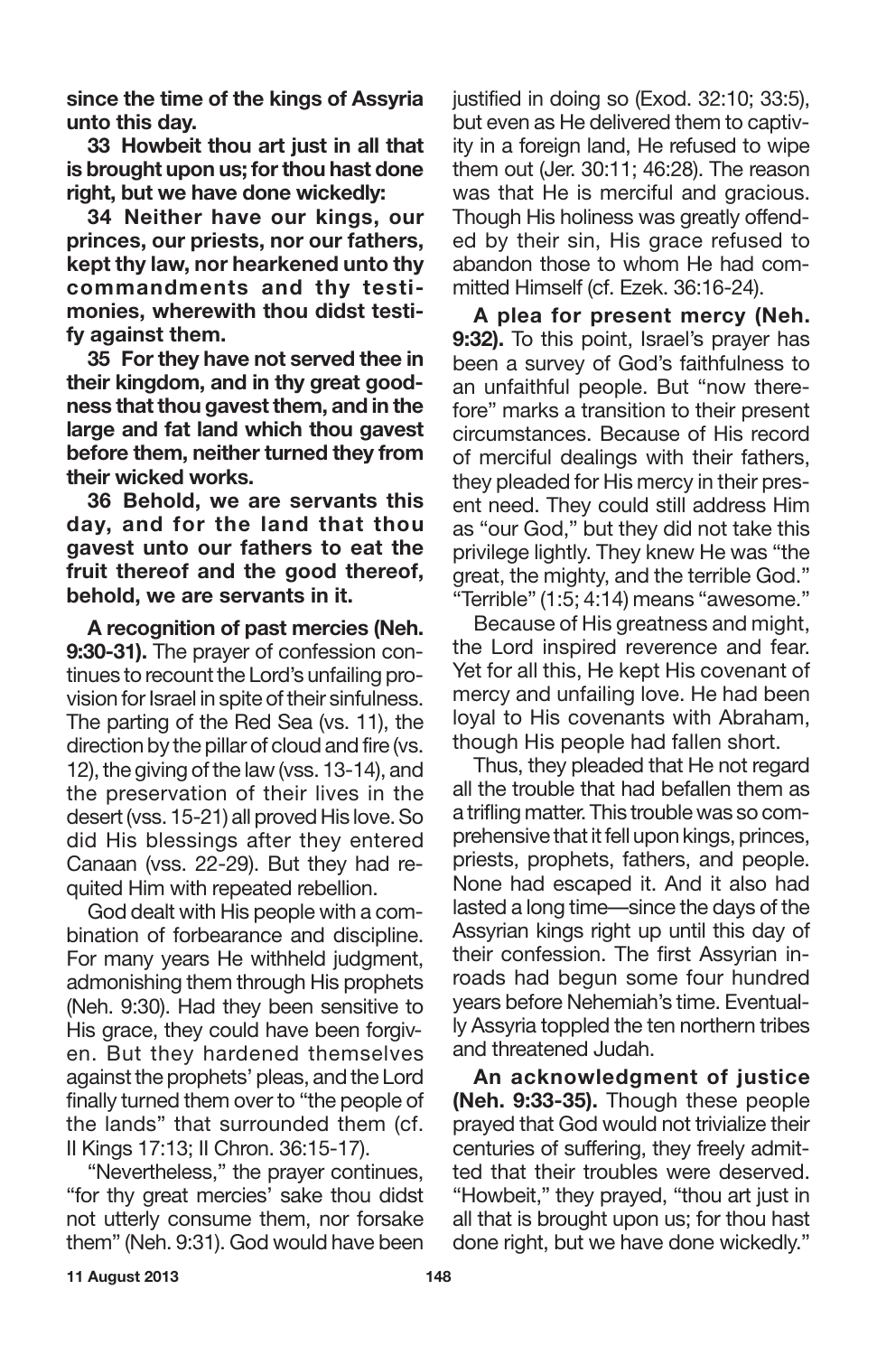**since the time of the kings of Assyria unto this day.**

**33 Howbeit thou art just in all that is brought upon us; for thou hast done right, but we have done wickedly:**

**34 Neither have our kings, our princes, our priests, nor our fathers, kept thy law, nor hearkened unto thy commandments and thy testimonies, wherewith thou didst testify against them.**

**35 For they have not served thee in their kingdom, and in thy great goodness that thou gavest them, and in the large and fat land which thou gavest before them, neither turned they from their wicked works.**

**36 Behold, we are servants this day, and for the land that thou gavest unto our fathers to eat the fruit thereof and the good thereof, behold, we are servants in it.**

**A recognition of past mercies (Neh. 9:30-31).** The prayer of confession continues to recount the Lord's unfailing provision for Israel in spite of their sinfulness. The parting of the Red Sea (vs. 11), the direction by the pillar of cloud and fire (vs. 12), the giving of the law (vss. 13-14), and the preservation of their lives in the desert (vss. 15-21) all proved His love. So did His blessings after they entered Canaan (vss. 22-29). But they had requited Him with repeated rebellion.

God dealt with His people with a combination of forbearance and discipline. For many years He withheld judgment, admonishing them through His prophets (Neh. 9:30). Had they been sensitive to His grace, they could have been forgiven. But they hardened themselves against the prophets' pleas, and the Lord finally turned them over to "the people of the lands" that surrounded them (cf. II Kings 17:13; II Chron. 36:15-17).

"Nevertheless," the prayer continues, "for thy great mercies' sake thou didst not utterly consume them, nor forsake them" (Neh. 9:31). God would have been justified in doing so (Exod. 32:10; 33:5), but even as He delivered them to captivity in a foreign land, He refused to wipe them out (Jer. 30:11; 46:28). The reason was that He is merciful and gracious. Though His holiness was greatly offended by their sin, His grace refused to abandon those to whom He had committed Himself (cf. Ezek. 36:16-24).

**A plea for present mercy (Neh. 9:32).** To this point, Israel's prayer has been a survey of God's faithfulness to an unfaithful people. But "now therefore" marks a transition to their present circumstances. Because of His record of merciful dealings with their fathers, they pleaded for His mercy in their present need. They could still address Him as "our God," but they did not take this privilege lightly. They knew He was "the great, the mighty, and the terrible God." "Terrible" (1:5; 4:14) means "awesome."

Because of His greatness and might, the Lord inspired reverence and fear. Yet for all this, He kept His covenant of mercy and unfailing love. He had been loyal to His covenants with Abraham, though His people had fallen short.

Thus, they pleaded that He not regard all the trouble that had befallen them as a trifling matter. This trouble was so comprehensive that it fell upon kings, princes, priests, prophets, fathers, and people. None had escaped it. And it also had lasted a long time—since the days of the Assyrian kings right up until this day of their confession. The first Assyrian inroads had begun some four hundred years before Nehemiah's time. Eventually Assyria toppled the ten northern tribes and threatened Judah.

**An acknowledgment of justice (Neh. 9:33-35).** Though these people prayed that God would not trivialize their centuries of suffering, they freely admitted that their troubles were deserved. "Howbeit," they prayed, "thou art just in all that is brought upon us; for thou hast done right, but we have done wickedly."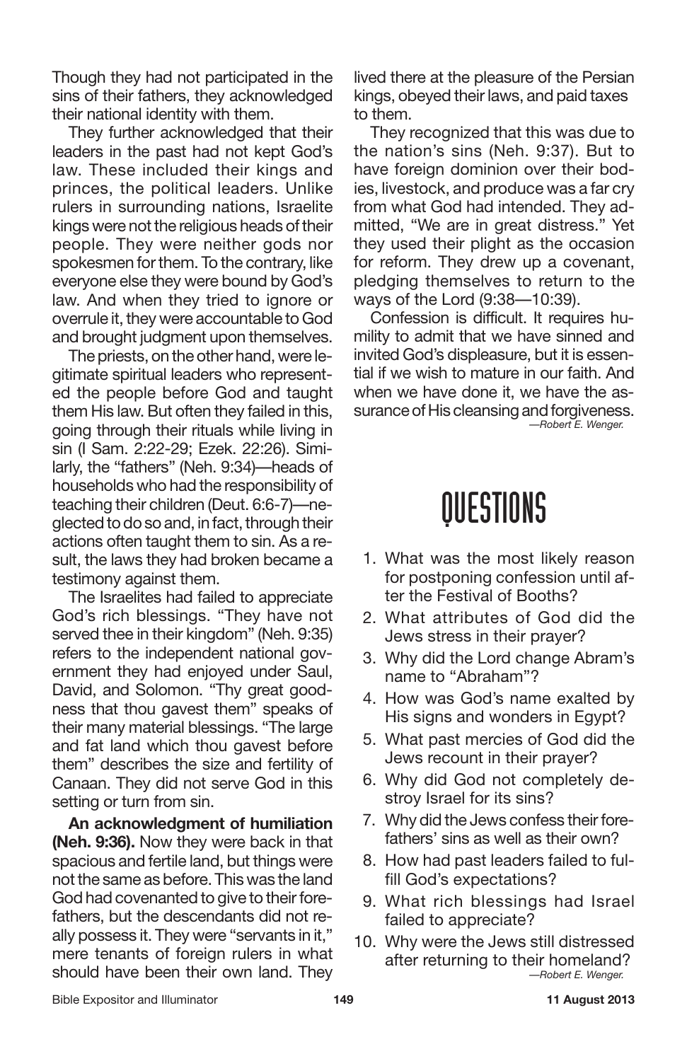Though they had not participated in the sins of their fathers, they acknowledged their national identity with them.

They further acknowledged that their leaders in the past had not kept God's law. These included their kings and princes, the political leaders. Unlike rulers in surrounding nations, Israelite kings were not the religious heads of their people. They were neither gods nor spokesmen for them. To the contrary, like everyone else they were bound by God's law. And when they tried to ignore or overrule it, they were accountable to God and brought judgment upon themselves.

The priests, on the other hand, were legitimate spiritual leaders who represented the people before God and taught them His law. But often they failed in this, going through their rituals while living in sin (I Sam. 2:22-29; Ezek. 22:26). Similarly, the "fathers" (Neh. 9:34)—heads of households who had the responsibility of teaching their children (Deut. 6:6-7)—neglected to do so and, in fact, through their actions often taught them to sin. As a result, the laws they had broken became a testimony against them.

The Israelites had failed to appreciate God's rich blessings. "They have not served thee in their kingdom" (Neh. 9:35) refers to the independent national government they had enjoyed under Saul, David, and Solomon. "Thy great goodness that thou gavest them" speaks of their many material blessings. "The large and fat land which thou gavest before them" describes the size and fertility of Canaan. They did not serve God in this setting or turn from sin.

**An acknowledgment of humiliation (Neh. 9:36).** Now they were back in that spacious and fertile land, but things were not the same as before. This was the land God had covenanted to give to their forefathers, but the descendants did not really possess it. They were "servants in it," mere tenants of foreign rulers in what should have been their own land. They lived there at the pleasure of the Persian kings, obeyed their laws, and paid taxes to them.

They recognized that this was due to the nation's sins (Neh. 9:37). But to have foreign dominion over their bodies, livestock, and produce was a far cry from what God had intended. They admitted, "We are in great distress." Yet they used their plight as the occasion for reform. They drew up a covenant, pledging themselves to return to the ways of the Lord (9:38—10:39).

Confession is difficult. It requires humility to admit that we have sinned and invited God's displeasure, but it is essential if we wish to mature in our faith. And when we have done it, we have the assurance of His cleansing and forgiveness.

*—Robert E. Wenger.*

# QUESTIONS

1. What was the most likely reason for postponing confession until after the Festival of Booths?
2. What attributes of God did the Jews stress in their prayer?
3. Why did the Lord change Abram's name to "Abraham"?
4. How was God's name exalted by His signs and wonders in Egypt?
5. What past mercies of God did the Jews recount in their prayer?
6. Why did God not completely destroy Israel for its sins?
7. Why did the Jews confess their forefathers' sins as well as their own?
8. How had past leaders failed to fulfill God's expectations?
9. What rich blessings had Israel failed to appreciate?
10. Why were the Jews still distressed after returning to their homeland?

*—Robert E. Wenger.*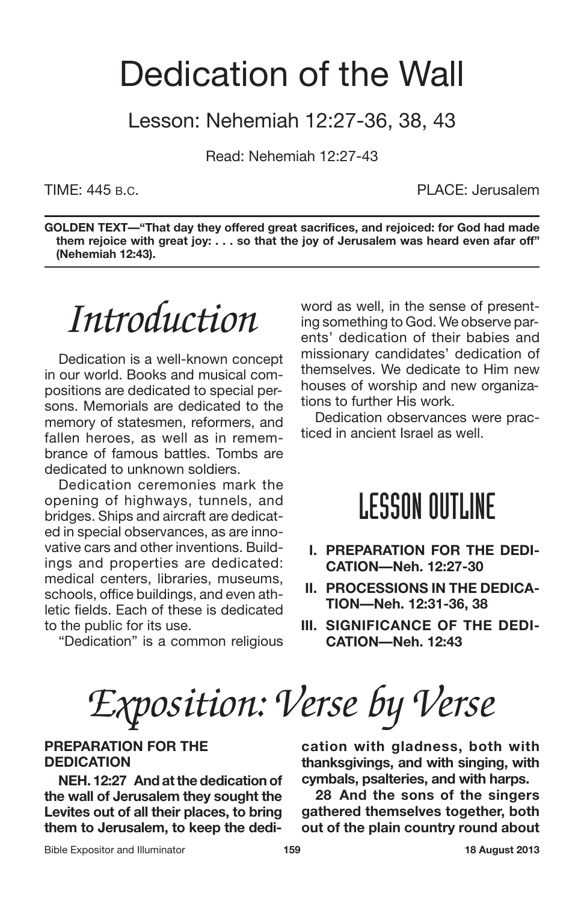# Dedication of the Wall

## Lesson: Nehemiah 12:27-36, 38, 43

Read: Nehemiah 12:27-43

TIME: 445 B.C. PLACE: Jerusalem

**GOLDEN TEXT—"That day they offered great sacrifices, and rejoiced: for God had made them rejoice with great joy: . . . so that the joy of Jerusalem was heard even afar off" (Nehemiah 12:43).**

# *Introduction*

Dedication is a well-known concept in our world. Books and musical compositions are dedicated to special persons. Memorials are dedicated to the memory of statesmen, reformers, and fallen heroes, as well as in remembrance of famous battles. Tombs are dedicated to unknown soldiers.

Dedication ceremonies mark the opening of highways, tunnels, and bridges. Ships and aircraft are dedicated in special observances, as are innovative cars and other inventions. Buildings and properties are dedicated: medical centers, libraries, museums, schools, office buildings, and even athletic fields. Each of these is dedicated to the public for its use.

"Dedication" is a common religious word as well, in the sense of presenting something to God. We observe parents' dedication of their babies and missionary candidates' dedication of themselves. We dedicate to Him new houses of worship and new organizations to further His work.

Dedication observances were practiced in ancient Israel as well.

## LESSON OUTLINE

- **I. PREPARATION FOR THE DEDICATION—Neh. 12:27-30**
- **II. PROCESSIONS IN THE DEDICATION—Neh. 12:31-36, 38**
- **III. SIGNIFICANCE OF THE DEDICATION—Neh. 12:43**

# *Exposition: Verse by Verse*

### PREPARATION FOR THE DEDICATION

**NEH. 12:27 And at the dedication of the wall of Jerusalem they sought the Levites out of all their places, to bring them to Jerusalem, to keep the dedication with gladness, both with thanksgivings, and with singing, with cymbals, psalteries, and with harps.**

**28 And the sons of the singers gathered themselves together, both out of the plain country round about**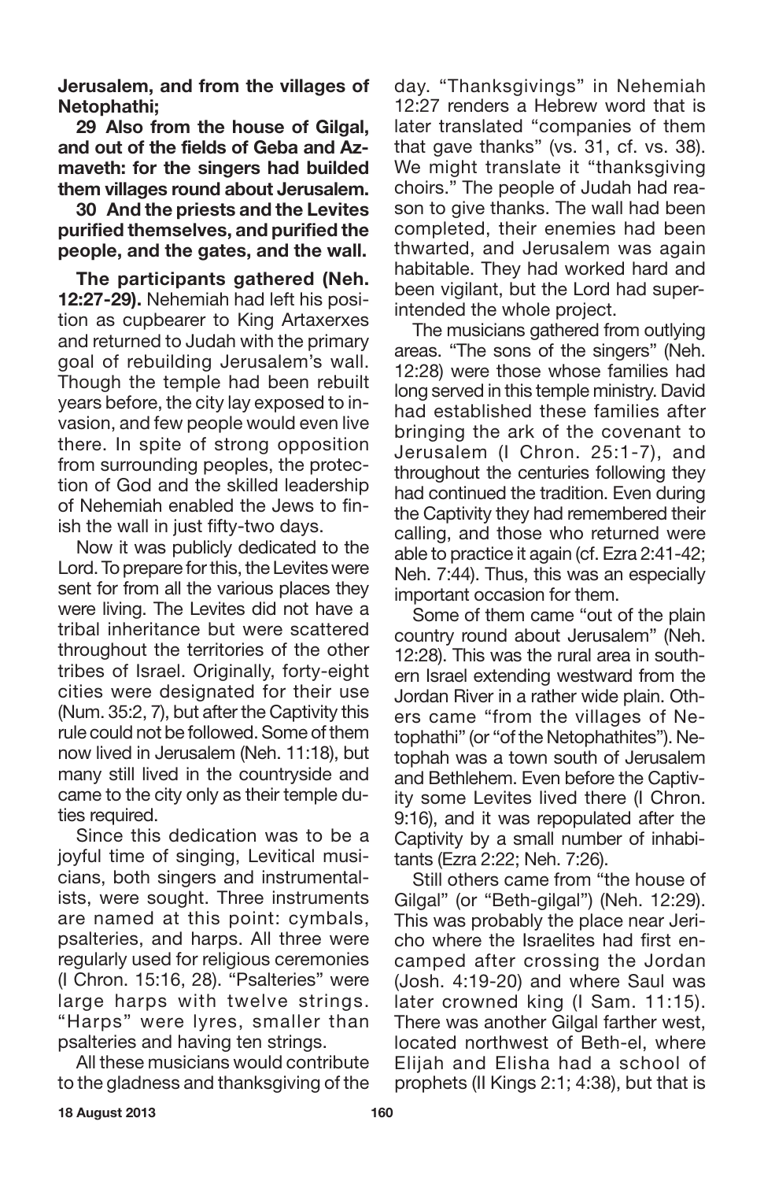**Jerusalem, and from the villages of Netophathi;**

**29 Also from the house of Gilgal, and out of the fields of Geba and Azmaveth: for the singers had builded them villages round about Jerusalem.**

**30 And the priests and the Levites purified themselves, and purified the people, and the gates, and the wall.**

**The participants gathered (Neh. 12:27-29).** Nehemiah had left his position as cupbearer to King Artaxerxes and returned to Judah with the primary goal of rebuilding Jerusalem's wall. Though the temple had been rebuilt years before, the city lay exposed to invasion, and few people would even live there. In spite of strong opposition from surrounding peoples, the protection of God and the skilled leadership of Nehemiah enabled the Jews to finish the wall in just fifty-two days.

Now it was publicly dedicated to the Lord. To prepare for this, the Levites were sent for from all the various places they were living. The Levites did not have a tribal inheritance but were scattered throughout the territories of the other tribes of Israel. Originally, forty-eight cities were designated for their use (Num. 35:2, 7), but after the Captivity this rule could not be followed. Some of them now lived in Jerusalem (Neh. 11:18), but many still lived in the countryside and came to the city only as their temple duties required.

Since this dedication was to be a joyful time of singing, Levitical musicians, both singers and instrumentalists, were sought. Three instruments are named at this point: cymbals, psalteries, and harps. All three were regularly used for religious ceremonies (I Chron. 15:16, 28). "Psalteries" were large harps with twelve strings. "Harps" were lyres, smaller than psalteries and having ten strings.

All these musicians would contribute to the gladness and thanksgiving of the day. "Thanksgivings" in Nehemiah 12:27 renders a Hebrew word that is later translated "companies of them that gave thanks" (vs. 31, cf. vs. 38). We might translate it "thanksgiving choirs." The people of Judah had reason to give thanks. The wall had been completed, their enemies had been thwarted, and Jerusalem was again habitable. They had worked hard and been vigilant, but the Lord had superintended the whole project.

The musicians gathered from outlying areas. "The sons of the singers" (Neh. 12:28) were those whose families had long served in this temple ministry. David had established these families after bringing the ark of the covenant to Jerusalem (I Chron. 25:1-7), and throughout the centuries following they had continued the tradition. Even during the Captivity they had remembered their calling, and those who returned were able to practice it again (cf. Ezra 2:41-42; Neh. 7:44). Thus, this was an especially important occasion for them.

Some of them came "out of the plain country round about Jerusalem" (Neh. 12:28). This was the rural area in southern Israel extending westward from the Jordan River in a rather wide plain. Others came "from the villages of Netophathi" (or "of the Netophathites"). Netophah was a town south of Jerusalem and Bethlehem. Even before the Captivity some Levites lived there (I Chron. 9:16), and it was repopulated after the Captivity by a small number of inhabitants (Ezra 2:22; Neh. 7:26).

Still others came from "the house of Gilgal" (or "Beth-gilgal") (Neh. 12:29). This was probably the place near Jericho where the Israelites had first encamped after crossing the Jordan (Josh. 4:19-20) and where Saul was later crowned king (I Sam. 11:15). There was another Gilgal farther west, located northwest of Beth-el, where Elijah and Elisha had a school of prophets (II Kings 2:1; 4:38), but that is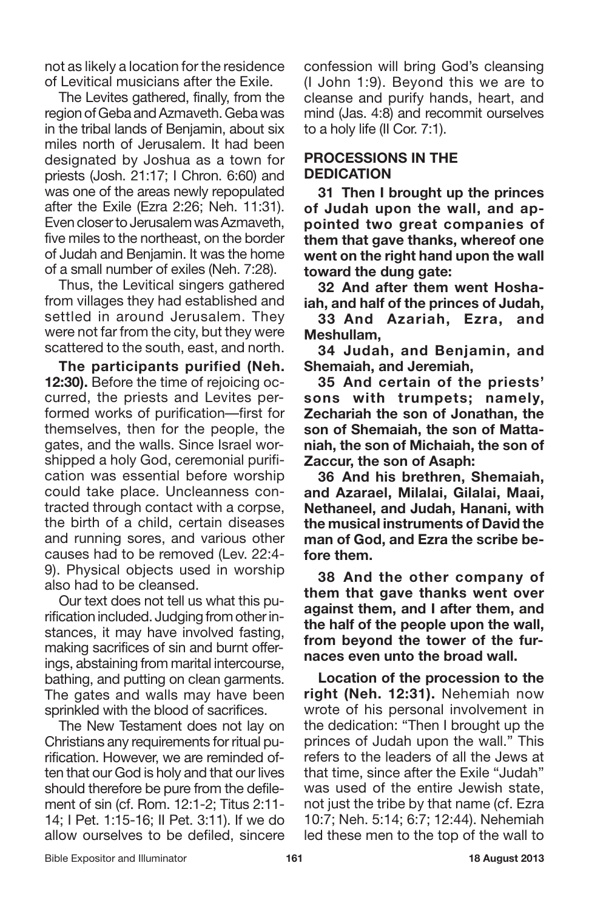not as likely a location for the residence of Levitical musicians after the Exile.

The Levites gathered, finally, from the region of Geba and Azmaveth. Geba was in the tribal lands of Benjamin, about six miles north of Jerusalem. It had been designated by Joshua as a town for priests (Josh. 21:17; I Chron. 6:60) and was one of the areas newly repopulated after the Exile (Ezra 2:26; Neh. 11:31). Even closer to Jerusalem was Azmaveth, five miles to the northeast, on the border of Judah and Benjamin. It was the home of a small number of exiles (Neh. 7:28).

Thus, the Levitical singers gathered from villages they had established and settled in around Jerusalem. They were not far from the city, but they were scattered to the south, east, and north.

**The participants purified (Neh. 12:30).** Before the time of rejoicing occurred, the priests and Levites performed works of purification—first for themselves, then for the people, the gates, and the walls. Since Israel worshipped a holy God, ceremonial purification was essential before worship could take place. Uncleanness contracted through contact with a corpse, the birth of a child, certain diseases and running sores, and various other causes had to be removed (Lev. 22:4-9). Physical objects used in worship also had to be cleansed.

Our text does not tell us what this purification included. Judging from other instances, it may have involved fasting, making sacrifices of sin and burnt offerings, abstaining from marital intercourse, bathing, and putting on clean garments. The gates and walls may have been sprinkled with the blood of sacrifices.

The New Testament does not lay on Christians any requirements for ritual purification. However, we are reminded often that our God is holy and that our lives should therefore be pure from the defilement of sin (cf. Rom. 12:1-2; Titus 2:11-14; I Pet. 1:15-16; II Pet. 3:11). If we do allow ourselves to be defiled, sincere confession will bring God's cleansing (I John 1:9). Beyond this we are to cleanse and purify hands, heart, and mind (Jas. 4:8) and recommit ourselves to a holy life (II Cor. 7:1).

## PROCESSIONS IN THE DEDICATION

**31 Then I brought up the princes of Judah upon the wall, and appointed two great companies of them that gave thanks, whereof one went on the right hand upon the wall toward the dung gate:**

**32 And after them went Hoshaiah, and half of the princes of Judah,**

**33 And Azariah, Ezra, and Meshullam,**

**34 Judah, and Benjamin, and Shemaiah, and Jeremiah,**

**35 And certain of the priests' sons with trumpets; namely, Zechariah the son of Jonathan, the son of Shemaiah, the son of Mattaniah, the son of Michaiah, the son of Zaccur, the son of Asaph:**

**36 And his brethren, Shemaiah, and Azarael, Milalai, Gilalai, Maai, Nethaneel, and Judah, Hanani, with the musical instruments of David the man of God, and Ezra the scribe before them.**

**38 And the other company of them that gave thanks went over against them, and I after them, and the half of the people upon the wall, from beyond the tower of the furnaces even unto the broad wall.**

**Location of the procession to the right (Neh. 12:31).** Nehemiah now wrote of his personal involvement in the dedication: "Then I brought up the princes of Judah upon the wall." This refers to the leaders of all the Jews at that time, since after the Exile "Judah" was used of the entire Jewish state, not just the tribe by that name (cf. Ezra 10:7; Neh. 5:14; 6:7; 12:44). Nehemiah led these men to the top of the wall to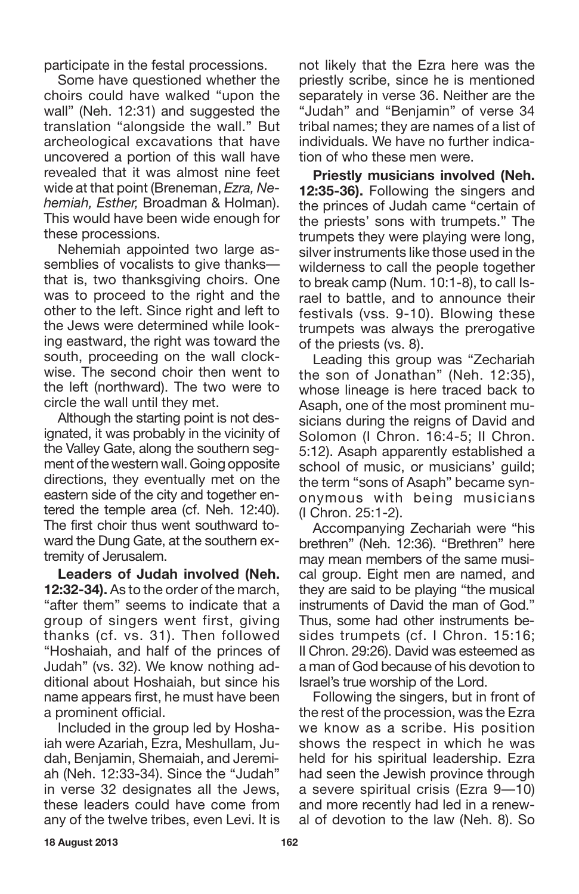participate in the festal processions.

Some have questioned whether the choirs could have walked "upon the wall" (Neh. 12:31) and suggested the translation "alongside the wall." But archeological excavations that have uncovered a portion of this wall have revealed that it was almost nine feet wide at that point (Breneman, *Ezra, Nehemiah, Esther,* Broadman & Holman). This would have been wide enough for these processions.

Nehemiah appointed two large assemblies of vocalists to give thanks—that is, two thanksgiving choirs. One was to proceed to the right and the other to the left. Since right and left to the Jews were determined while looking eastward, the right was toward the south, proceeding on the wall clockwise. The second choir then went to the left (northward). The two were to circle the wall until they met.

Although the starting point is not designated, it was probably in the vicinity of the Valley Gate, along the southern segment of the western wall. Going opposite directions, they eventually met on the eastern side of the city and together entered the temple area (cf. Neh. 12:40). The first choir thus went southward toward the Dung Gate, at the southern extremity of Jerusalem.

**Leaders of Judah involved (Neh. 12:32-34).** As to the order of the march, "after them" seems to indicate that a group of singers went first, giving thanks (cf. vs. 31). Then followed "Hoshaiah, and half of the princes of Judah" (vs. 32). We know nothing additional about Hoshaiah, but since his name appears first, he must have been a prominent official.

Included in the group led by Hoshaiah were Azariah, Ezra, Meshullam, Judah, Benjamin, Shemaiah, and Jeremiah (Neh. 12:33-34). Since the "Judah" in verse 32 designates all the Jews, these leaders could have come from any of the twelve tribes, even Levi. It is not likely that the Ezra here was the priestly scribe, since he is mentioned separately in verse 36. Neither are the "Judah" and "Benjamin" of verse 34 tribal names; they are names of a list of individuals. We have no further indication of who these men were.

**Priestly musicians involved (Neh. 12:35-36).** Following the singers and the princes of Judah came "certain of the priests' sons with trumpets." The trumpets they were playing were long, silver instruments like those used in the wilderness to call the people together to break camp (Num. 10:1-8), to call Israel to battle, and to announce their festivals (vss. 9-10). Blowing these trumpets was always the prerogative of the priests (vs. 8).

Leading this group was "Zechariah the son of Jonathan" (Neh. 12:35), whose lineage is here traced back to Asaph, one of the most prominent musicians during the reigns of David and Solomon (I Chron. 16:4-5; II Chron. 5:12). Asaph apparently established a school of music, or musicians' guild; the term "sons of Asaph" became synonymous with being musicians (I Chron. 25:1-2).

Accompanying Zechariah were "his brethren" (Neh. 12:36). "Brethren" here may mean members of the same musical group. Eight men are named, and they are said to be playing "the musical instruments of David the man of God." Thus, some had other instruments besides trumpets (cf. I Chron. 15:16; II Chron. 29:26). David was esteemed as a man of God because of his devotion to Israel's true worship of the Lord.

Following the singers, but in front of the rest of the procession, was the Ezra we know as a scribe. His position shows the respect in which he was held for his spiritual leadership. Ezra had seen the Jewish province through a severe spiritual crisis (Ezra 9—10) and more recently had led in a renewal of devotion to the law (Neh. 8). So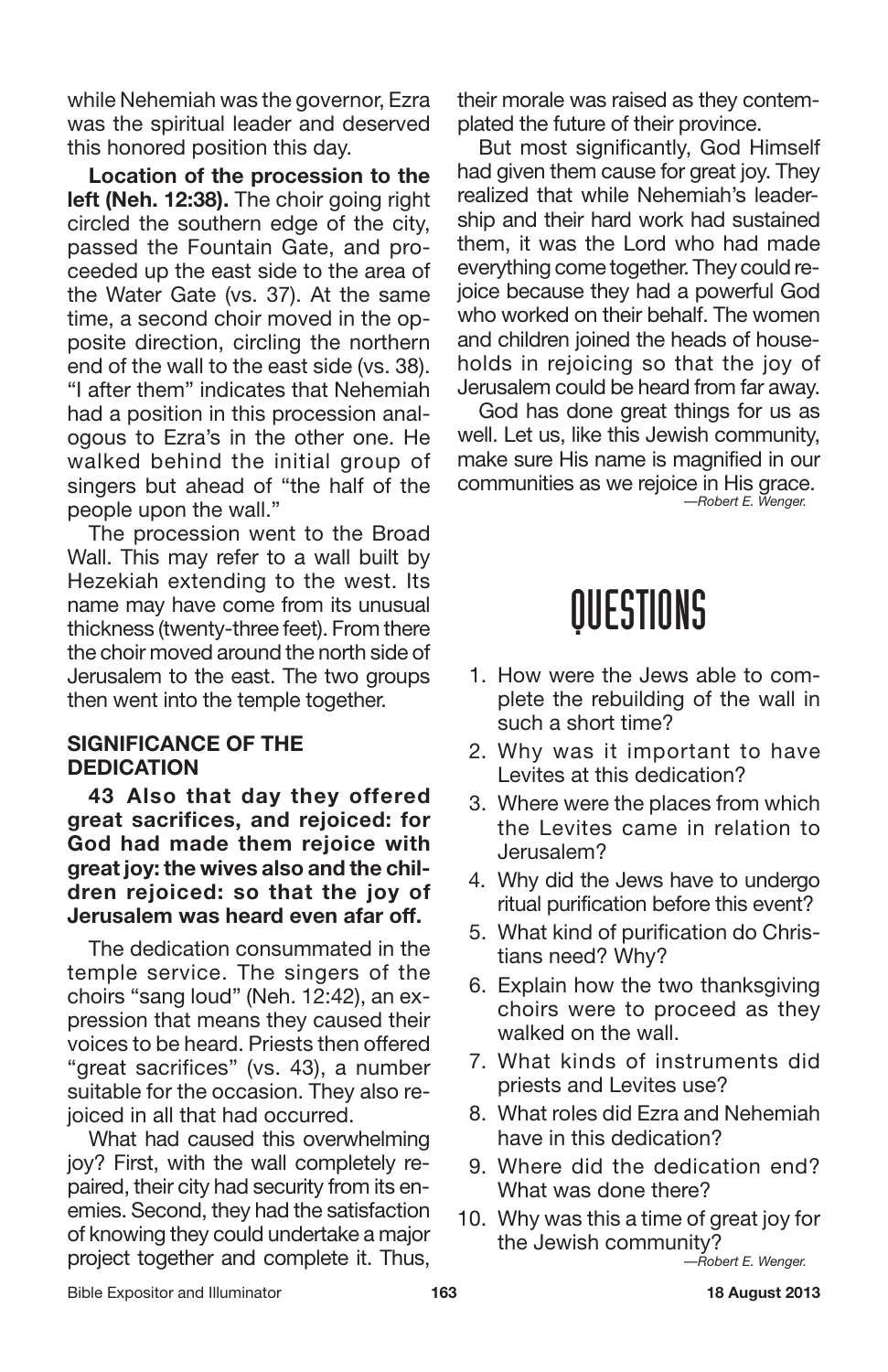while Nehemiah was the governor, Ezra was the spiritual leader and deserved this honored position this day.

**Location of the procession to the left (Neh. 12:38).** The choir going right circled the southern edge of the city, passed the Fountain Gate, and proceeded up the east side to the area of the Water Gate (vs. 37). At the same time, a second choir moved in the opposite direction, circling the northern end of the wall to the east side (vs. 38). "I after them" indicates that Nehemiah had a position in this procession analogous to Ezra's in the other one. He walked behind the initial group of singers but ahead of "the half of the people upon the wall."

The procession went to the Broad Wall. This may refer to a wall built by Hezekiah extending to the west. Its name may have come from its unusual thickness (twenty-three feet). From there the choir moved around the north side of Jerusalem to the east. The two groups then went into the temple together.

### SIGNIFICANCE OF THE DEDICATION

**43 Also that day they offered great sacrifices, and rejoiced: for God had made them rejoice with great joy: the wives also and the children rejoiced: so that the joy of Jerusalem was heard even afar off.**

The dedication consummated in the temple service. The singers of the choirs "sang loud" (Neh. 12:42), an expression that means they caused their voices to be heard. Priests then offered "great sacrifices" (vs. 43), a number suitable for the occasion. They also rejoiced in all that had occurred.

What had caused this overwhelming joy? First, with the wall completely repaired, their city had security from its enemies. Second, they had the satisfaction of knowing they could undertake a major project together and complete it. Thus, their morale was raised as they contemplated the future of their province.

But most significantly, God Himself had given them cause for great joy. They realized that while Nehemiah's leadership and their hard work had sustained them, it was the Lord who had made everything come together. They could rejoice because they had a powerful God who worked on their behalf. The women and children joined the heads of households in rejoicing so that the joy of Jerusalem could be heard from far away.

God has done great things for us as well. Let us, like this Jewish community, make sure His name is magnified in our communities as we rejoice in His grace.

*—Robert E. Wenger.*

# QUESTIONS

1. How were the Jews able to complete the rebuilding of the wall in such a short time?
2. Why was it important to have Levites at this dedication?
3. Where were the places from which the Levites came in relation to Jerusalem?
4. Why did the Jews have to undergo ritual purification before this event?
5. What kind of purification do Christians need? Why?
6. Explain how the two thanksgiving choirs were to proceed as they walked on the wall.
7. What kinds of instruments did priests and Levites use?
8. What roles did Ezra and Nehemiah have in this dedication?
9. Where did the dedication end? What was done there?
10. Why was this a time of great joy for the Jewish community?

*—Robert E. Wenger.*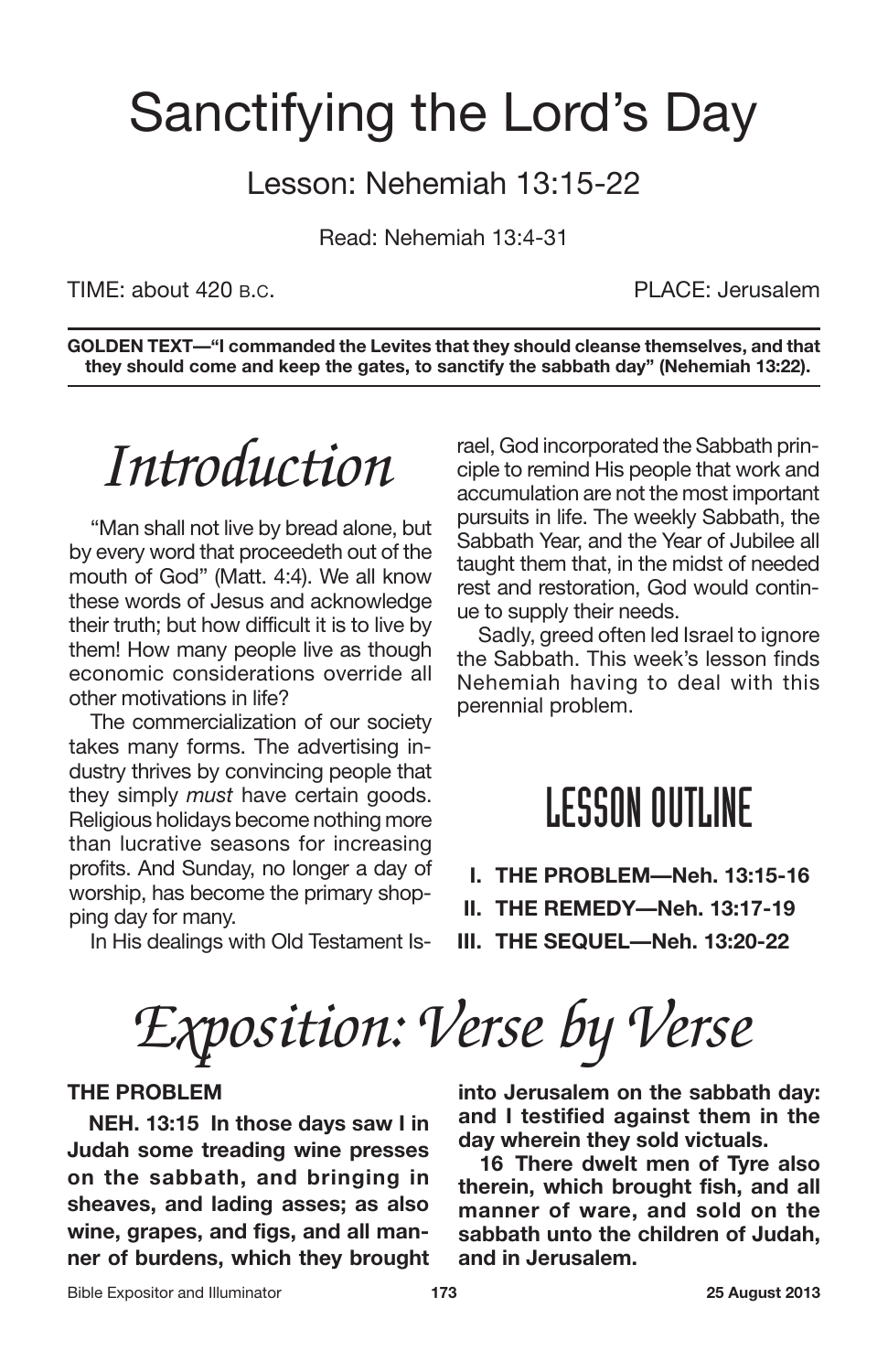# Sanctifying the Lord's Day

## Lesson: Nehemiah 13:15-22

Read: Nehemiah 13:4-31

TIME: about 420 B.C. PLACE: Jerusalem

**GOLDEN TEXT—"I commanded the Levites that they should cleanse themselves, and that they should come and keep the gates, to sanctify the sabbath day" (Nehemiah 13:22).**

## *Introduction*

"Man shall not live by bread alone, but by every word that proceedeth out of the mouth of God" (Matt. 4:4). We all know these words of Jesus and acknowledge their truth; but how difficult it is to live by them! How many people live as though economic considerations override all other motivations in life?

The commercialization of our society takes many forms. The advertising industry thrives by convincing people that they simply *must* have certain goods. Religious holidays become nothing more than lucrative seasons for increasing profits. And Sunday, no longer a day of worship, has become the primary shopping day for many.

In His dealings with Old Testament Israel, God incorporated the Sabbath principle to remind His people that work and accumulation are not the most important pursuits in life. The weekly Sabbath, the Sabbath Year, and the Year of Jubilee all taught them that, in the midst of needed rest and restoration, God would continue to supply their needs.

Sadly, greed often led Israel to ignore the Sabbath. This week's lesson finds Nehemiah having to deal with this perennial problem.

## LESSON OUTLINE

- **I. THE PROBLEM—Neh. 13:15-16**
- **II. THE REMEDY—Neh. 13:17-19**
- **III. THE SEQUEL—Neh. 13:20-22**

## *Exposition: Verse by Verse*

### THE PROBLEM

**NEH. 13:15 In those days saw I in Judah some treading wine presses on the sabbath, and bringing in sheaves, and lading asses; as also wine, grapes, and figs, and all manner of burdens, which they brought into Jerusalem on the sabbath day: and I testified against them in the day wherein they sold victuals.**

**16 There dwelt men of Tyre also therein, which brought fish, and all manner of ware, and sold on the sabbath unto the children of Judah, and in Jerusalem.**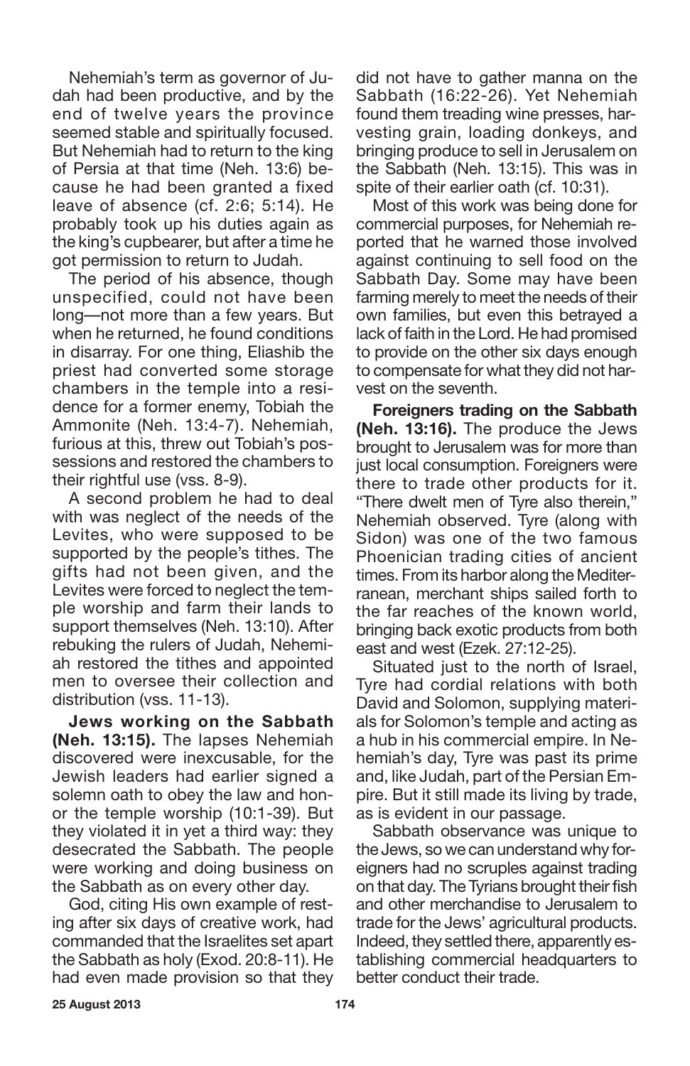Nehemiah's term as governor of Judah had been productive, and by the end of twelve years the province seemed stable and spiritually focused. But Nehemiah had to return to the king of Persia at that time (Neh. 13:6) because he had been granted a fixed leave of absence (cf. 2:6; 5:14). He probably took up his duties again as the king's cupbearer, but after a time he got permission to return to Judah.

The period of his absence, though unspecified, could not have been long—not more than a few years. But when he returned, he found conditions in disarray. For one thing, Eliashib the priest had converted some storage chambers in the temple into a residence for a former enemy, Tobiah the Ammonite (Neh. 13:4-7). Nehemiah, furious at this, threw out Tobiah's possessions and restored the chambers to their rightful use (vss. 8-9).

A second problem he had to deal with was neglect of the needs of the Levites, who were supposed to be supported by the people's tithes. The gifts had not been given, and the Levites were forced to neglect the temple worship and farm their lands to support themselves (Neh. 13:10). After rebuking the rulers of Judah, Nehemiah restored the tithes and appointed men to oversee their collection and distribution (vss. 11-13).

**Jews working on the Sabbath (Neh. 13:15).** The lapses Nehemiah discovered were inexcusable, for the Jewish leaders had earlier signed a solemn oath to obey the law and honor the temple worship (10:1-39). But they violated it in yet a third way: they desecrated the Sabbath. The people were working and doing business on the Sabbath as on every other day.

God, citing His own example of resting after six days of creative work, had commanded that the Israelites set apart the Sabbath as holy (Exod. 20:8-11). He had even made provision so that they did not have to gather manna on the Sabbath (16:22-26). Yet Nehemiah found them treading wine presses, harvesting grain, loading donkeys, and bringing produce to sell in Jerusalem on the Sabbath (Neh. 13:15). This was in spite of their earlier oath (cf. 10:31).

Most of this work was being done for commercial purposes, for Nehemiah reported that he warned those involved against continuing to sell food on the Sabbath Day. Some may have been farming merely to meet the needs of their own families, but even this betrayed a lack of faith in the Lord. He had promised to provide on the other six days enough to compensate for what they did not harvest on the seventh.

**Foreigners trading on the Sabbath (Neh. 13:16).** The produce the Jews brought to Jerusalem was for more than just local consumption. Foreigners were there to trade other products for it. "There dwelt men of Tyre also therein," Nehemiah observed. Tyre (along with Sidon) was one of the two famous Phoenician trading cities of ancient times. From its harbor along the Mediterranean, merchant ships sailed forth to the far reaches of the known world, bringing back exotic products from both east and west (Ezek. 27:12-25).

Situated just to the north of Israel, Tyre had cordial relations with both David and Solomon, supplying materials for Solomon's temple and acting as a hub in his commercial empire. In Nehemiah's day, Tyre was past its prime and, like Judah, part of the Persian Empire. But it still made its living by trade, as is evident in our passage.

Sabbath observance was unique to the Jews, so we can understand why foreigners had no scruples against trading on that day. The Tyrians brought their fish and other merchandise to Jerusalem to trade for the Jews' agricultural products. Indeed, they settled there, apparently establishing commercial headquarters to better conduct their trade.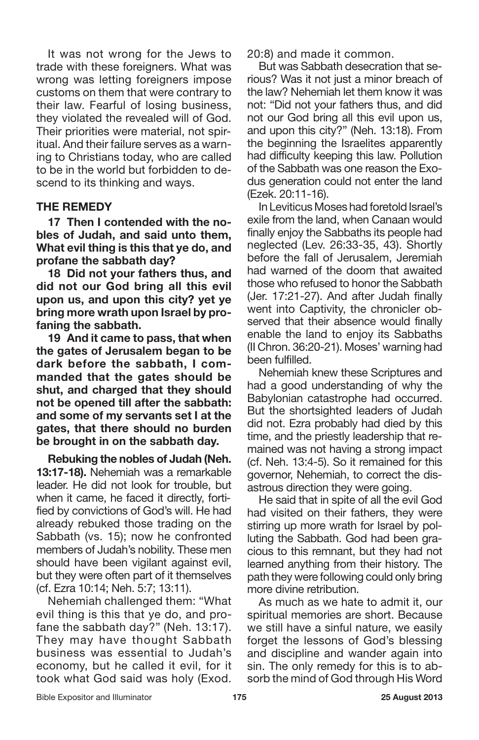It was not wrong for the Jews to trade with these foreigners. What was wrong was letting foreigners impose customs on them that were contrary to their law. Fearful of losing business, they violated the revealed will of God. Their priorities were material, not spiritual. And their failure serves as a warning to Christians today, who are called to be in the world but forbidden to descend to its thinking and ways.

### THE REMEDY

**17 Then I contended with the nobles of Judah, and said unto them, What evil thing is this that ye do, and profane the sabbath day?**

**18 Did not your fathers thus, and did not our God bring all this evil upon us, and upon this city? yet ye bring more wrath upon Israel by profaning the sabbath.**

**19 And it came to pass, that when the gates of Jerusalem began to be dark before the sabbath, I commanded that the gates should be shut, and charged that they should not be opened till after the sabbath: and some of my servants set I at the gates, that there should no burden be brought in on the sabbath day.**

**Rebuking the nobles of Judah (Neh. 13:17-18).** Nehemiah was a remarkable leader. He did not look for trouble, but when it came, he faced it directly, fortified by convictions of God's will. He had already rebuked those trading on the Sabbath (vs. 15); now he confronted members of Judah's nobility. These men should have been vigilant against evil, but they were often part of it themselves (cf. Ezra 10:14; Neh. 5:7; 13:11).

Nehemiah challenged them: "What evil thing is this that ye do, and profane the sabbath day?" (Neh. 13:17). They may have thought Sabbath business was essential to Judah's economy, but he called it evil, for it took what God said was holy (Exod. 20:8) and made it common.

But was Sabbath desecration that serious? Was it not just a minor breach of the law? Nehemiah let them know it was not: "Did not your fathers thus, and did not our God bring all this evil upon us, and upon this city?" (Neh. 13:18). From the beginning the Israelites apparently had difficulty keeping this law. Pollution of the Sabbath was one reason the Exodus generation could not enter the land (Ezek. 20:11-16).

In Leviticus Moses had foretold Israel's exile from the land, when Canaan would finally enjoy the Sabbaths its people had neglected (Lev. 26:33-35, 43). Shortly before the fall of Jerusalem, Jeremiah had warned of the doom that awaited those who refused to honor the Sabbath (Jer. 17:21-27). And after Judah finally went into Captivity, the chronicler observed that their absence would finally enable the land to enjoy its Sabbaths (II Chron. 36:20-21). Moses' warning had been fulfilled.

Nehemiah knew these Scriptures and had a good understanding of why the Babylonian catastrophe had occurred. But the shortsighted leaders of Judah did not. Ezra probably had died by this time, and the priestly leadership that remained was not having a strong impact (cf. Neh. 13:4-5). So it remained for this governor, Nehemiah, to correct the disastrous direction they were going.

He said that in spite of all the evil God had visited on their fathers, they were stirring up more wrath for Israel by polluting the Sabbath. God had been gracious to this remnant, but they had not learned anything from their history. The path they were following could only bring more divine retribution.

As much as we hate to admit it, our spiritual memories are short. Because we still have a sinful nature, we easily forget the lessons of God's blessing and discipline and wander again into sin. The only remedy for this is to absorb the mind of God through His Word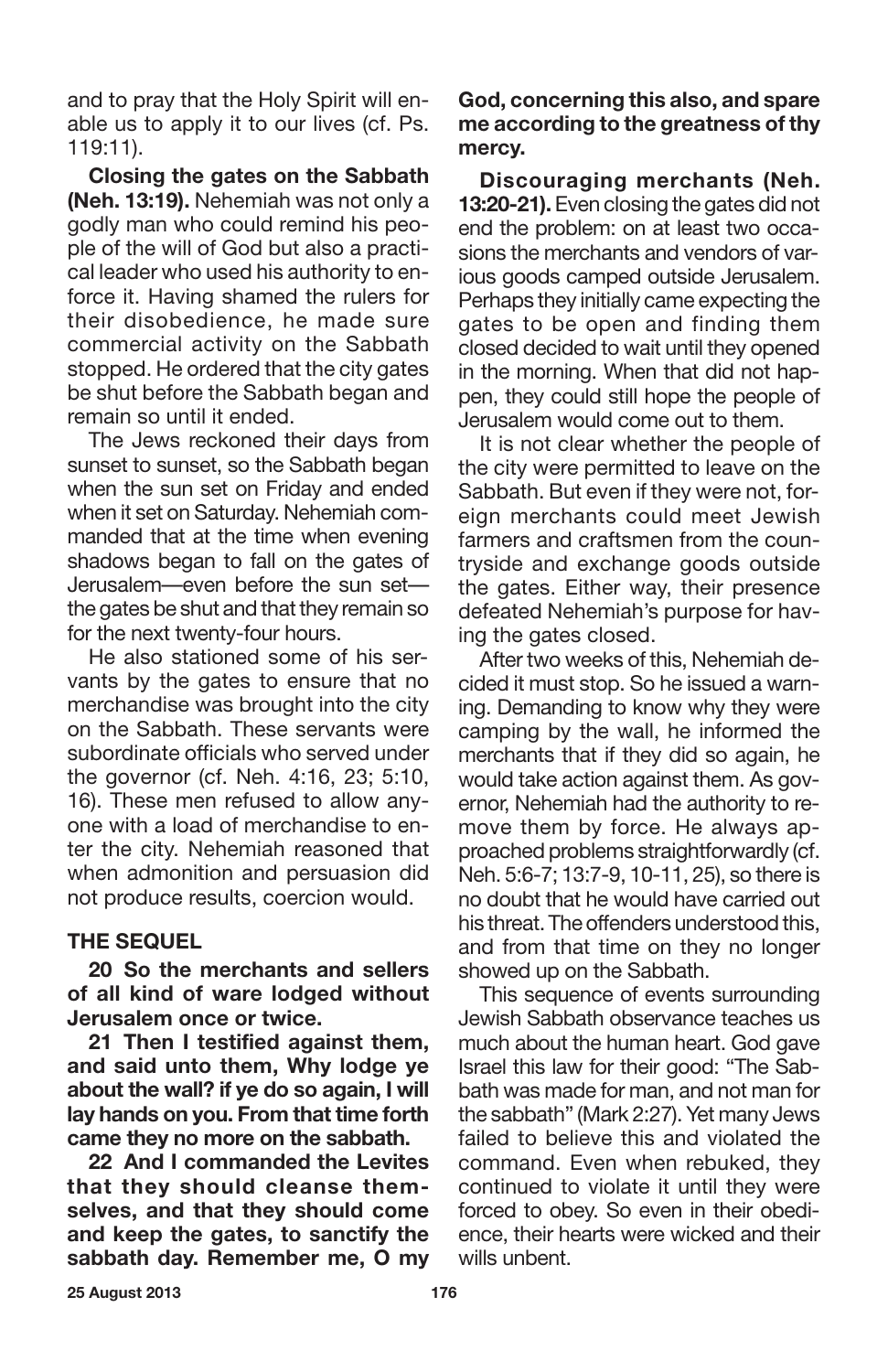and to pray that the Holy Spirit will enable us to apply it to our lives (cf. Ps. 119:11).

**Closing the gates on the Sabbath (Neh. 13:19).** Nehemiah was not only a godly man who could remind his people of the will of God but also a practical leader who used his authority to enforce it. Having shamed the rulers for their disobedience, he made sure commercial activity on the Sabbath stopped. He ordered that the city gates be shut before the Sabbath began and remain so until it ended.

The Jews reckoned their days from sunset to sunset, so the Sabbath began when the sun set on Friday and ended when it set on Saturday. Nehemiah commanded that at the time when evening shadows began to fall on the gates of Jerusalem—even before the sun set—the gates be shut and that they remain so for the next twenty-four hours.

He also stationed some of his servants by the gates to ensure that no merchandise was brought into the city on the Sabbath. These servants were subordinate officials who served under the governor (cf. Neh. 4:16, 23; 5:10, 16). These men refused to allow anyone with a load of merchandise to enter the city. Nehemiah reasoned that when admonition and persuasion did not produce results, coercion would.

### THE SEQUEL

**20 So the merchants and sellers of all kind of ware lodged without Jerusalem once or twice.**

**21 Then I testified against them, and said unto them, Why lodge ye about the wall? if ye do so again, I will lay hands on you. From that time forth came they no more on the sabbath.**

**22 And I commanded the Levites that they should cleanse themselves, and that they should come and keep the gates, to sanctify the sabbath day. Remember me, O my God, concerning this also, and spare me according to the greatness of thy mercy.**

**Discouraging merchants (Neh. 13:20-21).** Even closing the gates did not end the problem: on at least two occasions the merchants and vendors of various goods camped outside Jerusalem. Perhaps they initially came expecting the gates to be open and finding them closed decided to wait until they opened in the morning. When that did not happen, they could still hope the people of Jerusalem would come out to them.

It is not clear whether the people of the city were permitted to leave on the Sabbath. But even if they were not, foreign merchants could meet Jewish farmers and craftsmen from the countryside and exchange goods outside the gates. Either way, their presence defeated Nehemiah's purpose for having the gates closed.

After two weeks of this, Nehemiah decided it must stop. So he issued a warning. Demanding to know why they were camping by the wall, he informed the merchants that if they did so again, he would take action against them. As governor, Nehemiah had the authority to remove them by force. He always approached problems straightforwardly (cf. Neh. 5:6-7; 13:7-9, 10-11, 25), so there is no doubt that he would have carried out his threat. The offenders understood this, and from that time on they no longer showed up on the Sabbath.

This sequence of events surrounding Jewish Sabbath observance teaches us much about the human heart. God gave Israel this law for their good: "The Sabbath was made for man, and not man for the sabbath" (Mark 2:27). Yet many Jews failed to believe this and violated the command. Even when rebuked, they continued to violate it until they were forced to obey. So even in their obedience, their hearts were wicked and their wills unbent.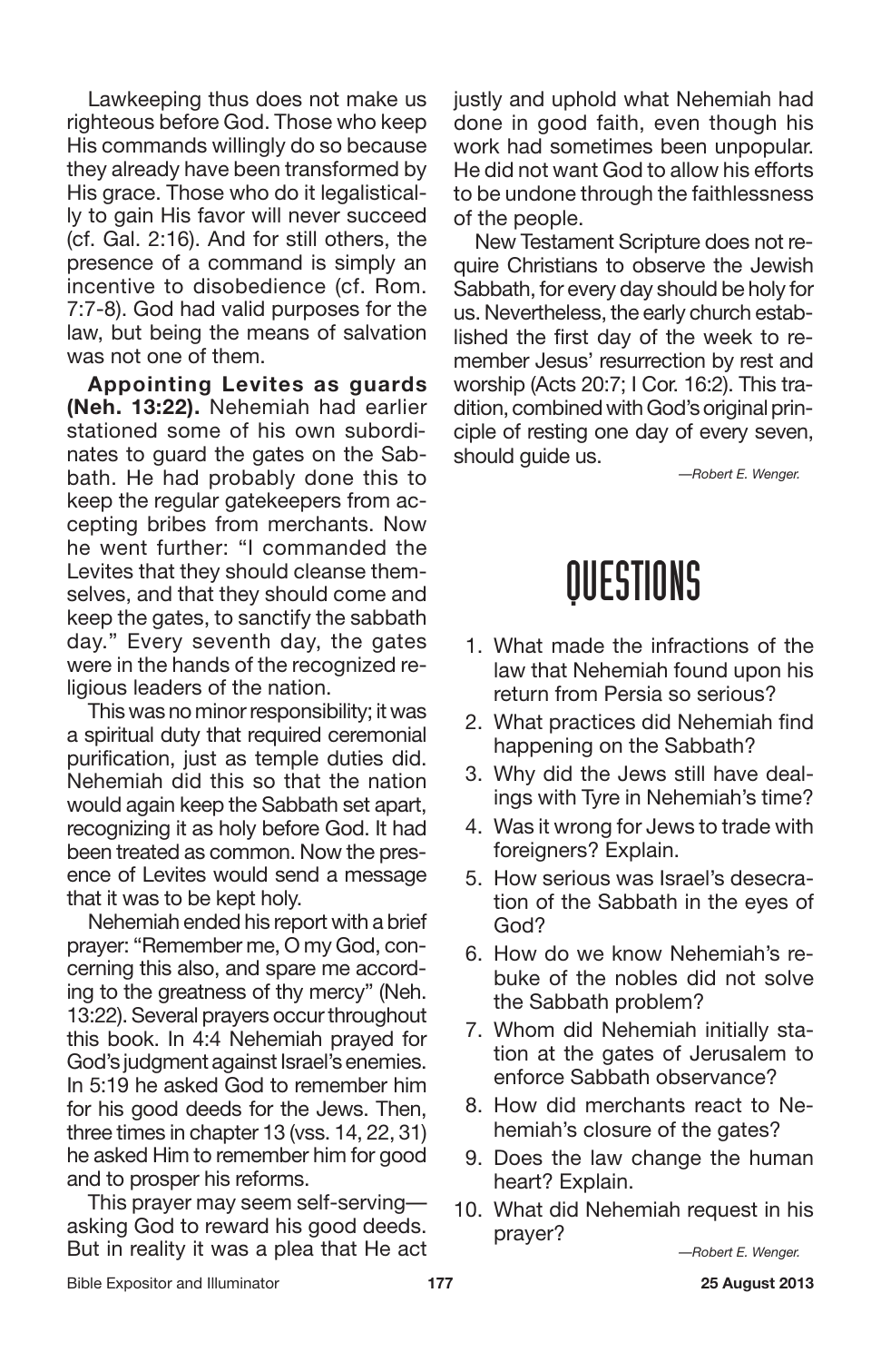Lawkeeping thus does not make us righteous before God. Those who keep His commands willingly do so because they already have been transformed by His grace. Those who do it legalistically to gain His favor will never succeed (cf. Gal. 2:16). And for still others, the presence of a command is simply an incentive to disobedience (cf. Rom. 7:7-8). God had valid purposes for the law, but being the means of salvation was not one of them.

**Appointing Levites as guards (Neh. 13:22).** Nehemiah had earlier stationed some of his own subordinates to guard the gates on the Sabbath. He had probably done this to keep the regular gatekeepers from accepting bribes from merchants. Now he went further: "I commanded the Levites that they should cleanse themselves, and that they should come and keep the gates, to sanctify the sabbath day." Every seventh day, the gates were in the hands of the recognized religious leaders of the nation.

This was no minor responsibility; it was a spiritual duty that required ceremonial purification, just as temple duties did. Nehemiah did this so that the nation would again keep the Sabbath set apart, recognizing it as holy before God. It had been treated as common. Now the presence of Levites would send a message that it was to be kept holy.

Nehemiah ended his report with a brief prayer: "Remember me, O my God, concerning this also, and spare me according to the greatness of thy mercy" (Neh. 13:22). Several prayers occur throughout this book. In 4:4 Nehemiah prayed for God's judgment against Israel's enemies. In 5:19 he asked God to remember him for his good deeds for the Jews. Then, three times in chapter 13 (vss. 14, 22, 31) he asked Him to remember him for good and to prosper his reforms.

This prayer may seem self-serving—asking God to reward his good deeds. But in reality it was a plea that He act justly and uphold what Nehemiah had done in good faith, even though his work had sometimes been unpopular. He did not want God to allow his efforts to be undone through the faithlessness of the people.

New Testament Scripture does not require Christians to observe the Jewish Sabbath, for every day should be holy for us. Nevertheless, the early church established the first day of the week to remember Jesus' resurrection by rest and worship (Acts 20:7; I Cor. 16:2). This tradition, combined with God's original principle of resting one day of every seven, should guide us.

*—Robert E. Wenger.*

# QUESTIONS

1. What made the infractions of the law that Nehemiah found upon his return from Persia so serious?
2. What practices did Nehemiah find happening on the Sabbath?
3. Why did the Jews still have dealings with Tyre in Nehemiah's time?
4. Was it wrong for Jews to trade with foreigners? Explain.
5. How serious was Israel's desecration of the Sabbath in the eyes of God?
6. How do we know Nehemiah's rebuke of the nobles did not solve the Sabbath problem?
7. Whom did Nehemiah initially station at the gates of Jerusalem to enforce Sabbath observance?
8. How did merchants react to Nehemiah's closure of the gates?
9. Does the law change the human heart? Explain.
10. What did Nehemiah request in his prayer?

*—Robert E. Wenger.*